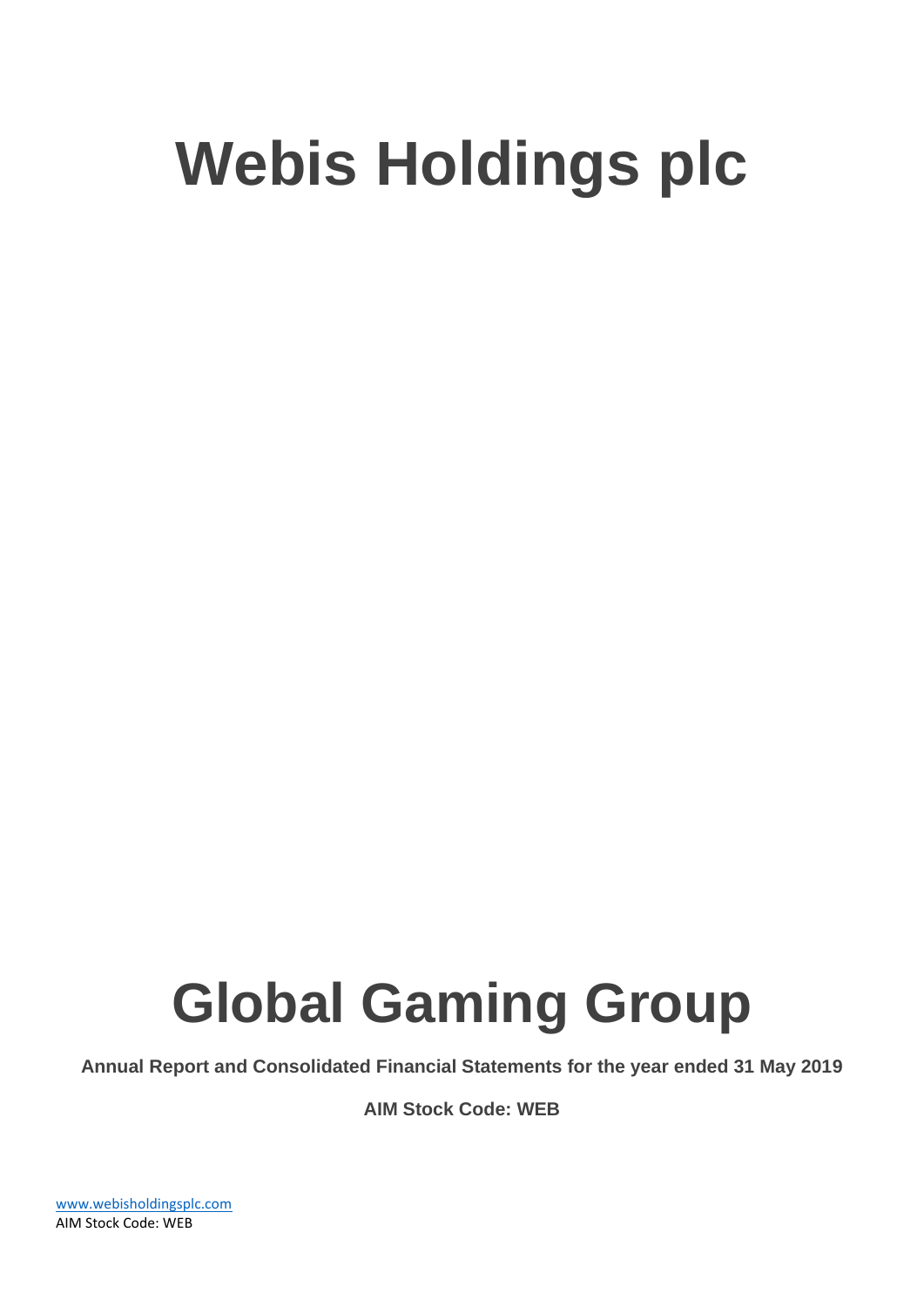# Webis Holdings plc

# Global Gaming Group

**Annual Report and Consolidated Financial Statements for the year ended 31 May 2019**

**AIM Stock Code: WEB**

www.webisholdingsplc.com
AIM Stock Code: WEB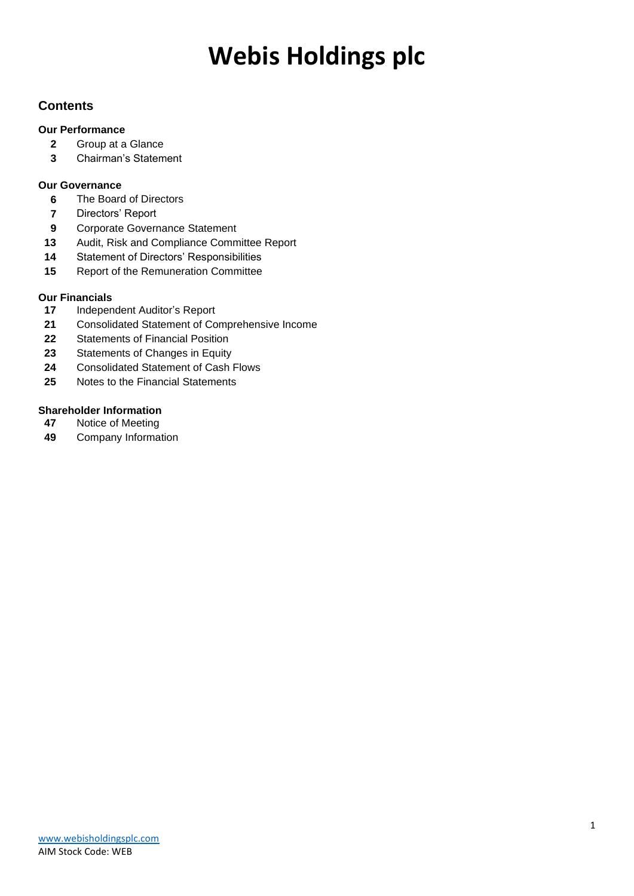# Webis Holdings plc

## Contents

**Our Performance**

- **2** Group at a Glance
- **3** Chairman's Statement

**Our Governance**

- **6** The Board of Directors
- **7** Directors' Report
- **9** Corporate Governance Statement
- **13** Audit, Risk and Compliance Committee Report
- **14** Statement of Directors' Responsibilities
- **15** Report of the Remuneration Committee

**Our Financials**

- **17** Independent Auditor's Report
- **21** Consolidated Statement of Comprehensive Income
- **22** Statements of Financial Position
- **23** Statements of Changes in Equity
- **24** Consolidated Statement of Cash Flows
- **25** Notes to the Financial Statements

**Shareholder Information**

- **47** Notice of Meeting
- **49** Company Information

www.webisholdingsplc.com
AIM Stock Code: WEB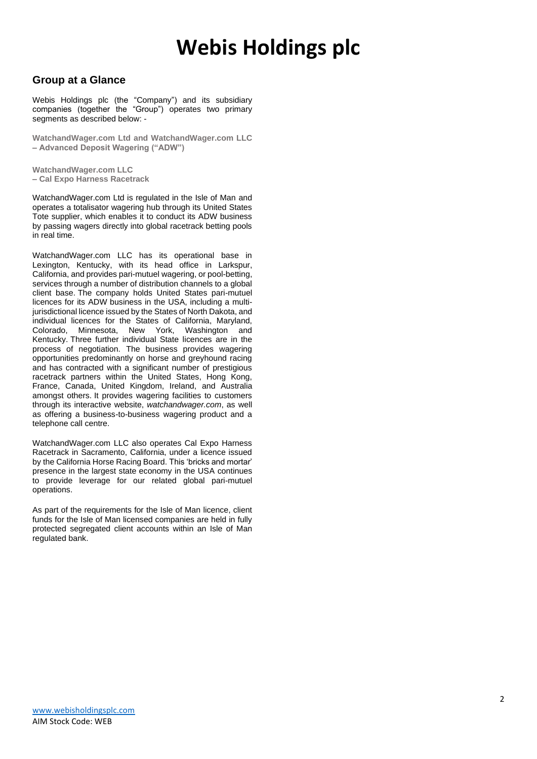# Webis Holdings plc

## Group at a Glance

Webis Holdings plc (the "Company") and its subsidiary companies (together the "Group") operates two primary segments as described below: -

**WatchandWager.com Ltd and WatchandWager.com LLC – Advanced Deposit Wagering ("ADW")**

**WatchandWager.com LLC – Cal Expo Harness Racetrack**

WatchandWager.com Ltd is regulated in the Isle of Man and operates a totalisator wagering hub through its United States Tote supplier, which enables it to conduct its ADW business by passing wagers directly into global racetrack betting pools in real time.

WatchandWager.com LLC has its operational base in Lexington, Kentucky, with its head office in Larkspur, California, and provides pari-mutuel wagering, or pool-betting, services through a number of distribution channels to a global client base. The company holds United States pari-mutuel licences for its ADW business in the USA, including a multi-jurisdictional licence issued by the States of North Dakota, and individual licences for the States of California, Maryland, Colorado, Minnesota, New York, Washington and Kentucky. Three further individual State licences are in the process of negotiation. The business provides wagering opportunities predominantly on horse and greyhound racing and has contracted with a significant number of prestigious racetrack partners within the United States, Hong Kong, France, Canada, United Kingdom, Ireland, and Australia amongst others. It provides wagering facilities to customers through its interactive website, *watchandwager.com*, as well as offering a business-to-business wagering product and a telephone call centre.

WatchandWager.com LLC also operates Cal Expo Harness Racetrack in Sacramento, California, under a licence issued by the California Horse Racing Board. This 'bricks and mortar' presence in the largest state economy in the USA continues to provide leverage for our related global pari-mutuel operations.

As part of the requirements for the Isle of Man licence, client funds for the Isle of Man licensed companies are held in fully protected segregated client accounts within an Isle of Man regulated bank.

www.webisholdingsplc.com
AIM Stock Code: WEB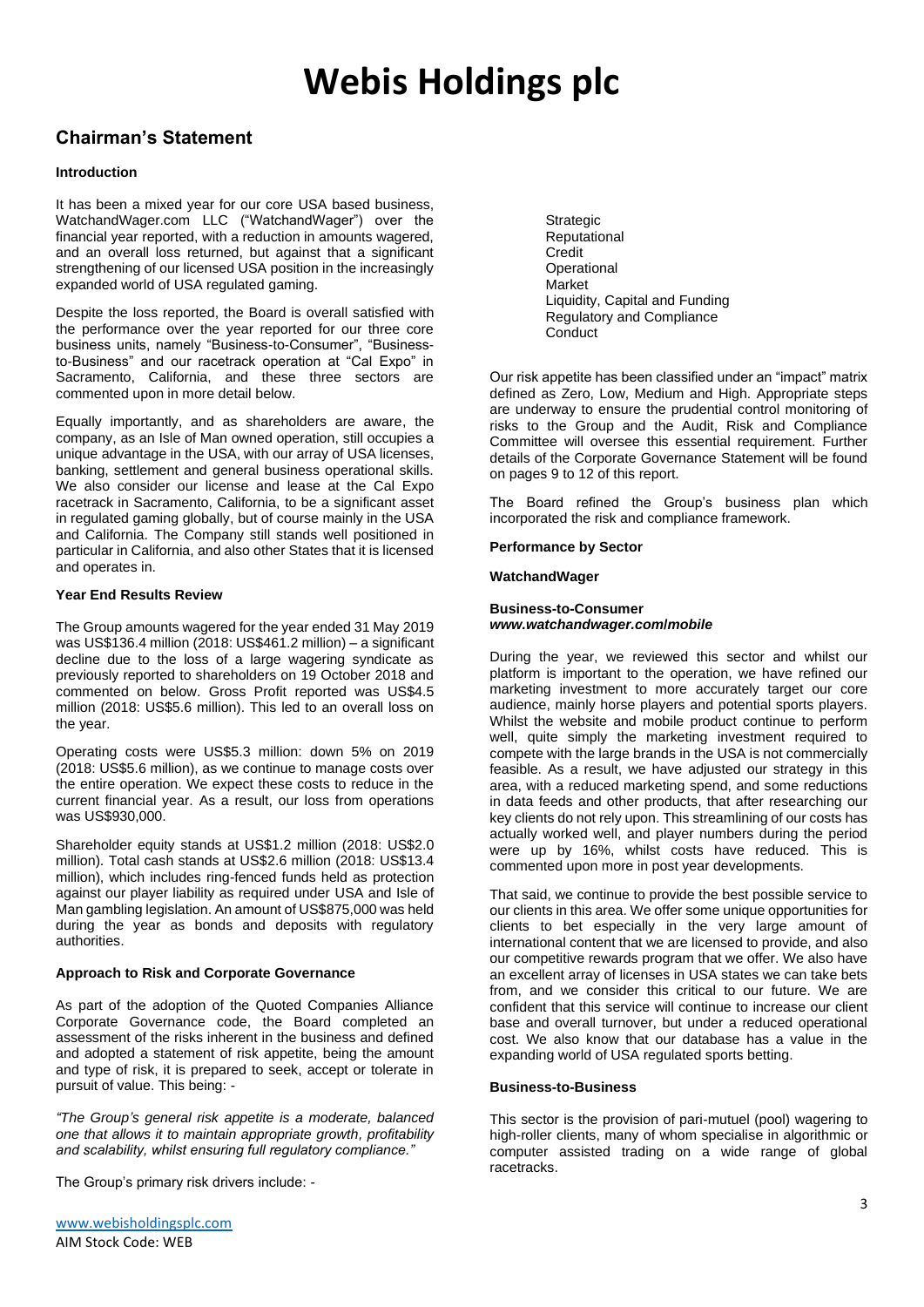# Webis Holdings plc

## Chairman's Statement

### Introduction

It has been a mixed year for our core USA based business, WatchandWager.com LLC ("WatchandWager") over the financial year reported, with a reduction in amounts wagered, and an overall loss returned, but against that a significant strengthening of our licensed USA position in the increasingly expanded world of USA regulated gaming.

Despite the loss reported, the Board is overall satisfied with the performance over the year reported for our three core business units, namely "Business-to-Consumer", "Business-to-Business" and our racetrack operation at "Cal Expo" in Sacramento, California, and these three sectors are commented upon in more detail below.

Equally importantly, and as shareholders are aware, the company, as an Isle of Man owned operation, still occupies a unique advantage in the USA, with our array of USA licenses, banking, settlement and general business operational skills. We also consider our license and lease at the Cal Expo racetrack in Sacramento, California, to be a significant asset in regulated gaming globally, but of course mainly in the USA and California. The Company still stands well positioned in particular in California, and also other States that it is licensed and operates in.

### Year End Results Review

The Group amounts wagered for the year ended 31 May 2019 was US$136.4 million (2018: US$461.2 million) – a significant decline due to the loss of a large wagering syndicate as previously reported to shareholders on 19 October 2018 and commented on below. Gross Profit reported was US$4.5 million (2018: US$5.6 million). This led to an overall loss on the year.

Operating costs were US$5.3 million: down 5% on 2019 (2018: US$5.6 million), as we continue to manage costs over the entire operation. We expect these costs to reduce in the current financial year. As a result, our loss from operations was US$930,000.

Shareholder equity stands at US$1.2 million (2018: US$2.0 million). Total cash stands at US$2.6 million (2018: US$13.4 million), which includes ring-fenced funds held as protection against our player liability as required under USA and Isle of Man gambling legislation. An amount of US$875,000 was held during the year as bonds and deposits with regulatory authorities.

### Approach to Risk and Corporate Governance

As part of the adoption of the Quoted Companies Alliance Corporate Governance code, the Board completed an assessment of the risks inherent in the business and defined and adopted a statement of risk appetite, being the amount and type of risk, it is prepared to seek, accept or tolerate in pursuit of value. This being: -

*"The Group's general risk appetite is a moderate, balanced one that allows it to maintain appropriate growth, profitability and scalability, whilst ensuring full regulatory compliance."*

The Group's primary risk drivers include: -

- Strategic
- Reputational
- Credit
- Operational
- Market
- Liquidity, Capital and Funding
- Regulatory and Compliance
- Conduct

Our risk appetite has been classified under an "impact" matrix defined as Zero, Low, Medium and High. Appropriate steps are underway to ensure the prudential control monitoring of risks to the Group and the Audit, Risk and Compliance Committee will oversee this essential requirement. Further details of the Corporate Governance Statement will be found on pages 9 to 12 of this report.

The Board refined the Group's business plan which incorporated the risk and compliance framework.

### Performance by Sector

#### WatchandWager

**Business-to-Consumer**
***www.watchandwager.com/mobile***

During the year, we reviewed this sector and whilst our platform is important to the operation, we have refined our marketing investment to more accurately target our core audience, mainly horse players and potential sports players. Whilst the website and mobile product continue to perform well, quite simply the marketing investment required to compete with the large brands in the USA is not commercially feasible. As a result, we have adjusted our strategy in this area, with a reduced marketing spend, and some reductions in data feeds and other products, that after researching our key clients do not rely upon. This streamlining of our costs has actually worked well, and player numbers during the period were up by 16%, whilst costs have reduced. This is commented upon more in post year developments.

That said, we continue to provide the best possible service to our clients in this area. We offer some unique opportunities for clients to bet especially in the very large amount of international content that we are licensed to provide, and also our competitive rewards program that we offer. We also have an excellent array of licenses in USA states we can take bets from, and we consider this critical to our future. We are confident that this service will continue to increase our client base and overall turnover, but under a reduced operational cost. We also know that our database has a value in the expanding world of USA regulated sports betting.

**Business-to-Business**

This sector is the provision of pari-mutuel (pool) wagering to high-roller clients, many of whom specialise in algorithmic or computer assisted trading on a wide range of global racetracks.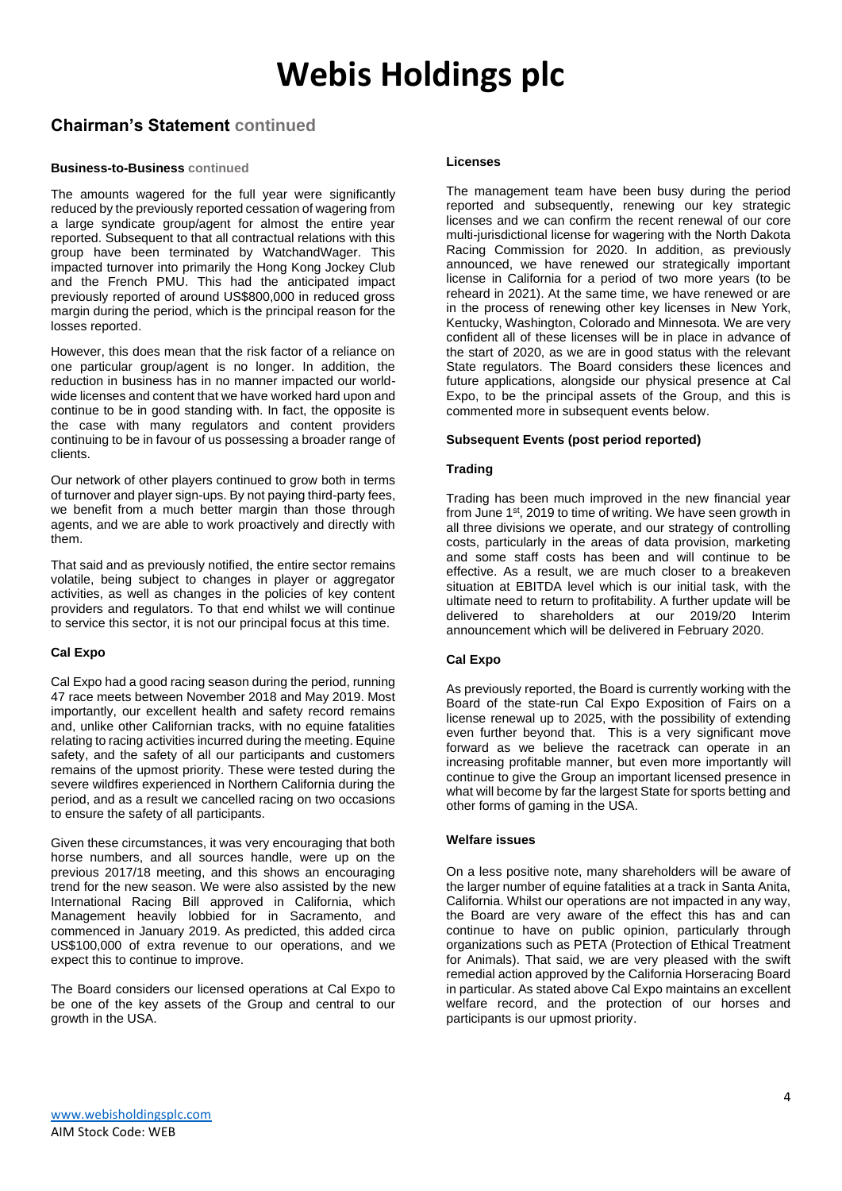## Chairman's Statement continued

### Business-to-Business continued

The amounts wagered for the full year were significantly reduced by the previously reported cessation of wagering from a large syndicate group/agent for almost the entire year reported. Subsequent to that all contractual relations with this group have been terminated by WatchandWager. This impacted turnover into primarily the Hong Kong Jockey Club and the French PMU. This had the anticipated impact previously reported of around US$800,000 in reduced gross margin during the period, which is the principal reason for the losses reported.

However, this does mean that the risk factor of a reliance on one particular group/agent is no longer. In addition, the reduction in business has in no manner impacted our world-wide licenses and content that we have worked hard upon and continue to be in good standing with. In fact, the opposite is the case with many regulators and content providers continuing to be in favour of us possessing a broader range of clients.

Our network of other players continued to grow both in terms of turnover and player sign-ups. By not paying third-party fees, we benefit from a much better margin than those through agents, and we are able to work proactively and directly with them.

That said and as previously notified, the entire sector remains volatile, being subject to changes in player or aggregator activities, as well as changes in the policies of key content providers and regulators. To that end whilst we will continue to service this sector, it is not our principal focus at this time.

### Cal Expo

Cal Expo had a good racing season during the period, running 47 race meets between November 2018 and May 2019. Most importantly, our excellent health and safety record remains and, unlike other Californian tracks, with no equine fatalities relating to racing activities incurred during the meeting. Equine safety, and the safety of all our participants and customers remains of the upmost priority. These were tested during the severe wildfires experienced in Northern California during the period, and as a result we cancelled racing on two occasions to ensure the safety of all participants.

Given these circumstances, it was very encouraging that both horse numbers, and all sources handle, were up on the previous 2017/18 meeting, and this shows an encouraging trend for the new season. We were also assisted by the new International Racing Bill approved in California, which Management heavily lobbied for in Sacramento, and commenced in January 2019. As predicted, this added circa US$100,000 of extra revenue to our operations, and we expect this to continue to improve.

The Board considers our licensed operations at Cal Expo to be one of the key assets of the Group and central to our growth in the USA.

### Licenses

The management team have been busy during the period reported and subsequently, renewing our key strategic licenses and we can confirm the recent renewal of our core multi-jurisdictional license for wagering with the North Dakota Racing Commission for 2020. In addition, as previously announced, we have renewed our strategically important license in California for a period of two more years (to be reheard in 2021). At the same time, we have renewed or are in the process of renewing other key licenses in New York, Kentucky, Washington, Colorado and Minnesota. We are very confident all of these licenses will be in place in advance of the start of 2020, as we are in good status with the relevant State regulators. The Board considers these licences and future applications, alongside our physical presence at Cal Expo, to be the principal assets of the Group, and this is commented more in subsequent events below.

### Subsequent Events (post period reported)

### Trading

Trading has been much improved in the new financial year from June 1st, 2019 to time of writing. We have seen growth in all three divisions we operate, and our strategy of controlling costs, particularly in the areas of data provision, marketing and some staff costs has been and will continue to be effective. As a result, we are much closer to a breakeven situation at EBITDA level which is our initial task, with the ultimate need to return to profitability. A further update will be delivered to shareholders at our 2019/20 Interim announcement which will be delivered in February 2020.

### Cal Expo

As previously reported, the Board is currently working with the Board of the state-run Cal Expo Exposition of Fairs on a license renewal up to 2025, with the possibility of extending even further beyond that. This is a very significant move forward as we believe the racetrack can operate in an increasing profitable manner, but even more importantly will continue to give the Group an important licensed presence in what will become by far the largest State for sports betting and other forms of gaming in the USA.

### Welfare issues

On a less positive note, many shareholders will be aware of the larger number of equine fatalities at a track in Santa Anita, California. Whilst our operations are not impacted in any way, the Board are very aware of the effect this has and can continue to have on public opinion, particularly through organizations such as PETA (Protection of Ethical Treatment for Animals). That said, we are very pleased with the swift remedial action approved by the California Horseracing Board in particular. As stated above Cal Expo maintains an excellent welfare record, and the protection of our horses and participants is our upmost priority.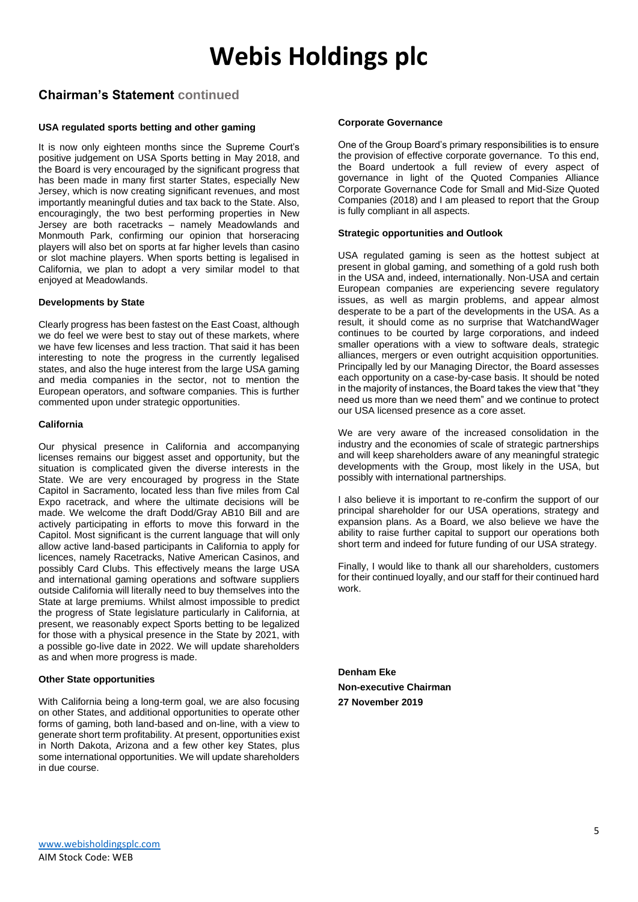# Webis Holdings plc

## Chairman's Statement continued

### USA regulated sports betting and other gaming

It is now only eighteen months since the Supreme Court's positive judgement on USA Sports betting in May 2018, and the Board is very encouraged by the significant progress that has been made in many first starter States, especially New Jersey, which is now creating significant revenues, and most importantly meaningful duties and tax back to the State. Also, encouragingly, the two best performing properties in New Jersey are both racetracks – namely Meadowlands and Monmouth Park, confirming our opinion that horseracing players will also bet on sports at far higher levels than casino or slot machine players. When sports betting is legalised in California, we plan to adopt a very similar model to that enjoyed at Meadowlands.

### Developments by State

Clearly progress has been fastest on the East Coast, although we do feel we were best to stay out of these markets, where we have few licenses and less traction. That said it has been interesting to note the progress in the currently legalised states, and also the huge interest from the large USA gaming and media companies in the sector, not to mention the European operators, and software companies. This is further commented upon under strategic opportunities.

### California

Our physical presence in California and accompanying licenses remains our biggest asset and opportunity, but the situation is complicated given the diverse interests in the State. We are very encouraged by progress in the State Capitol in Sacramento, located less than five miles from Cal Expo racetrack, and where the ultimate decisions will be made. We welcome the draft Dodd/Gray AB10 Bill and are actively participating in efforts to move this forward in the Capitol. Most significant is the current language that will only allow active land-based participants in California to apply for licences, namely Racetracks, Native American Casinos, and possibly Card Clubs. This effectively means the large USA and international gaming operations and software suppliers outside California will literally need to buy themselves into the State at large premiums. Whilst almost impossible to predict the progress of State legislature particularly in California, at present, we reasonably expect Sports betting to be legalized for those with a physical presence in the State by 2021, with a possible go-live date in 2022. We will update shareholders as and when more progress is made.

### Other State opportunities

With California being a long-term goal, we are also focusing on other States, and additional opportunities to operate other forms of gaming, both land-based and on-line, with a view to generate short term profitability. At present, opportunities exist in North Dakota, Arizona and a few other key States, plus some international opportunities. We will update shareholders in due course.

### Corporate Governance

One of the Group Board's primary responsibilities is to ensure the provision of effective corporate governance. To this end, the Board undertook a full review of every aspect of governance in light of the Quoted Companies Alliance Corporate Governance Code for Small and Mid-Size Quoted Companies (2018) and I am pleased to report that the Group is fully compliant in all aspects.

### Strategic opportunities and Outlook

USA regulated gaming is seen as the hottest subject at present in global gaming, and something of a gold rush both in the USA and, indeed, internationally. Non-USA and certain European companies are experiencing severe regulatory issues, as well as margin problems, and appear almost desperate to be a part of the developments in the USA. As a result, it should come as no surprise that WatchandWager continues to be courted by large corporations, and indeed smaller operations with a view to software deals, strategic alliances, mergers or even outright acquisition opportunities. Principally led by our Managing Director, the Board assesses each opportunity on a case-by-case basis. It should be noted in the majority of instances, the Board takes the view that "they need us more than we need them" and we continue to protect our USA licensed presence as a core asset.

We are very aware of the increased consolidation in the industry and the economies of scale of strategic partnerships and will keep shareholders aware of any meaningful strategic developments with the Group, most likely in the USA, but possibly with international partnerships.

I also believe it is important to re-confirm the support of our principal shareholder for our USA operations, strategy and expansion plans. As a Board, we also believe we have the ability to raise further capital to support our operations both short term and indeed for future funding of our USA strategy.

Finally, I would like to thank all our shareholders, customers for their continued loyally, and our staff for their continued hard work.

**Denham Eke**
**Non-executive Chairman**
**27 November 2019**

www.webisholdingsplc.com
AIM Stock Code: WEB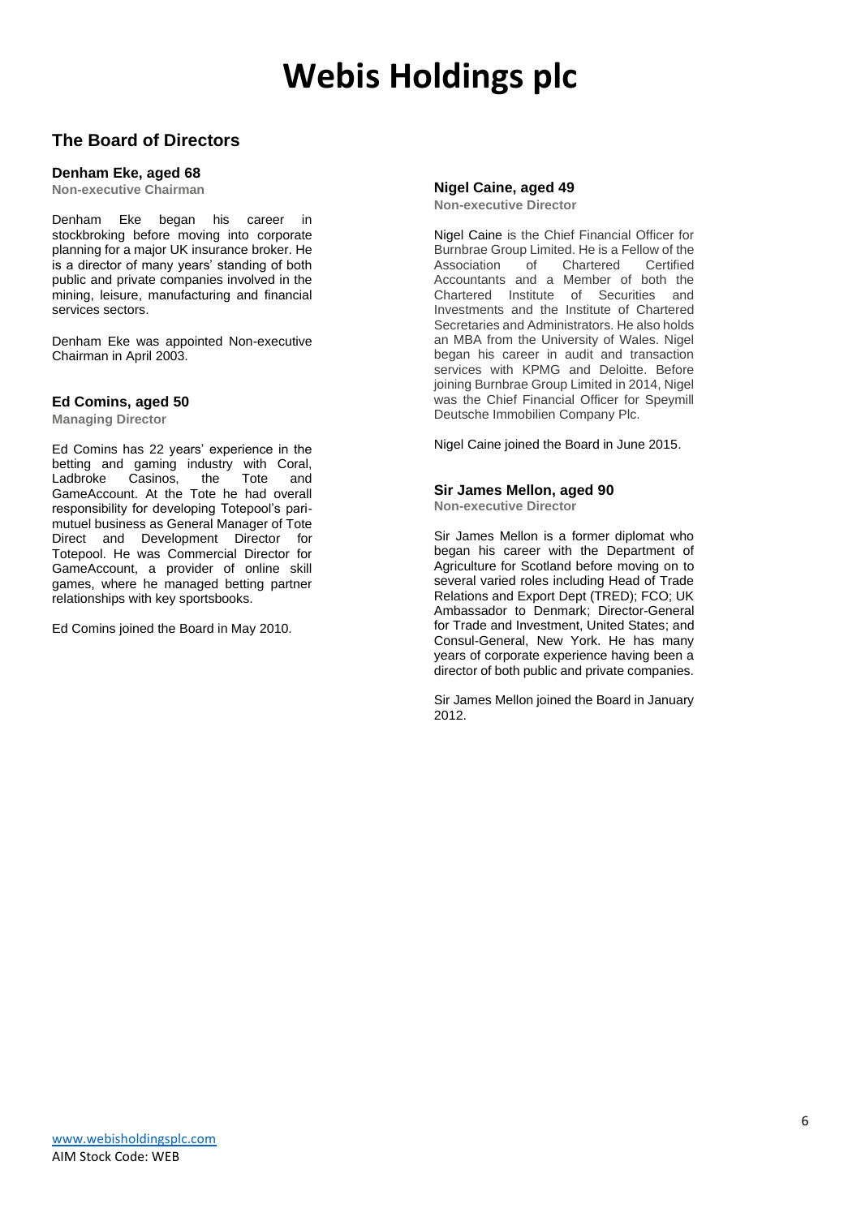# Webis Holdings plc

## The Board of Directors

### Denham Eke, aged 68

**Non-executive Chairman**

Denham Eke began his career in stockbroking before moving into corporate planning for a major UK insurance broker. He is a director of many years' standing of both public and private companies involved in the mining, leisure, manufacturing and financial services sectors.

Denham Eke was appointed Non-executive Chairman in April 2003.

### Ed Comins, aged 50

**Managing Director**

Ed Comins has 22 years' experience in the betting and gaming industry with Coral, Ladbroke Casinos, the Tote and GameAccount. At the Tote he had overall responsibility for developing Totepool's pari-mutuel business as General Manager of Tote Direct and Development Director for Totepool. He was Commercial Director for GameAccount, a provider of online skill games, where he managed betting partner relationships with key sportsbooks.

Ed Comins joined the Board in May 2010.

### Nigel Caine, aged 49

**Non-executive Director**

Nigel Caine is the Chief Financial Officer for Burnbrae Group Limited. He is a Fellow of the Association of Chartered Certified Accountants and a Member of both the Chartered Institute of Securities and Investments and the Institute of Chartered Secretaries and Administrators. He also holds an MBA from the University of Wales. Nigel began his career in audit and transaction services with KPMG and Deloitte. Before joining Burnbrae Group Limited in 2014, Nigel was the Chief Financial Officer for Speymill Deutsche Immobilien Company Plc.

Nigel Caine joined the Board in June 2015.

### Sir James Mellon, aged 90

**Non-executive Director**

Sir James Mellon is a former diplomat who began his career with the Department of Agriculture for Scotland before moving on to several varied roles including Head of Trade Relations and Export Dept (TRED); FCO; UK Ambassador to Denmark; Director-General for Trade and Investment, United States; and Consul-General, New York. He has many years of corporate experience having been a director of both public and private companies.

Sir James Mellon joined the Board in January 2012.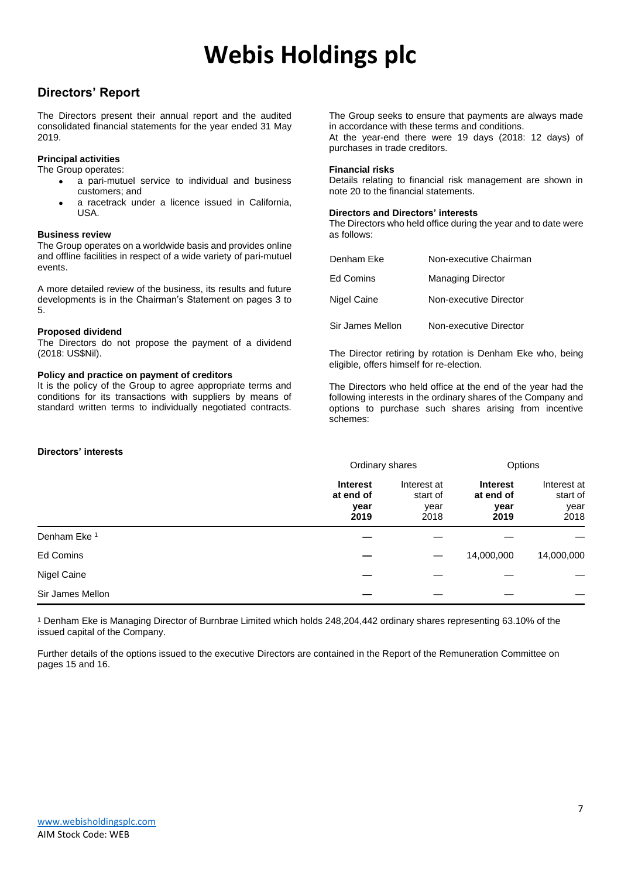# Webis Holdings plc

## Directors' Report

The Directors present their annual report and the audited consolidated financial statements for the year ended 31 May 2019.

**Principal activities**

The Group operates:

- a pari-mutuel service to individual and business customers; and
- a racetrack under a licence issued in California, USA.

**Business review**

The Group operates on a worldwide basis and provides online and offline facilities in respect of a wide variety of pari-mutuel events.

A more detailed review of the business, its results and future developments is in the Chairman's Statement on pages 3 to 5.

**Proposed dividend**

The Directors do not propose the payment of a dividend (2018: US$Nil).

**Policy and practice on payment of creditors**

It is the policy of the Group to agree appropriate terms and conditions for its transactions with suppliers by means of standard written terms to individually negotiated contracts.

The Group seeks to ensure that payments are always made in accordance with these terms and conditions.

At the year-end there were 19 days (2018: 12 days) of purchases in trade creditors.

**Financial risks**

Details relating to financial risk management are shown in note 20 to the financial statements.

**Directors and Directors' interests**

The Directors who held office during the year and to date were as follows:

| | |
|---|---|
| Denham Eke | Non-executive Chairman |
| Ed Comins | Managing Director |
| Nigel Caine | Non-executive Director |
| Sir James Mellon | Non-executive Director |

The Director retiring by rotation is Denham Eke who, being eligible, offers himself for re-election.

The Directors who held office at the end of the year had the following interests in the ordinary shares of the Company and options to purchase such shares arising from incentive schemes:

**Directors' interests**

| | Ordinary shares | | Options | |
|---|---|---|---|---|
| | **Interest at end of year 2019** | Interest at start of year 2018 | **Interest at end of year 2019** | Interest at start of year 2018 |
| Denham Eke [1] | **—** | — | — | — |
| Ed Comins | **—** | — | 14,000,000 | 14,000,000 |
| Nigel Caine | **—** | — | — | — |
| Sir James Mellon | **—** | — | — | — |

[1] Denham Eke is Managing Director of Burnbrae Limited which holds 248,204,442 ordinary shares representing 63.10% of the issued capital of the Company.

Further details of the options issued to the executive Directors are contained in the Report of the Remuneration Committee on pages 15 and 16.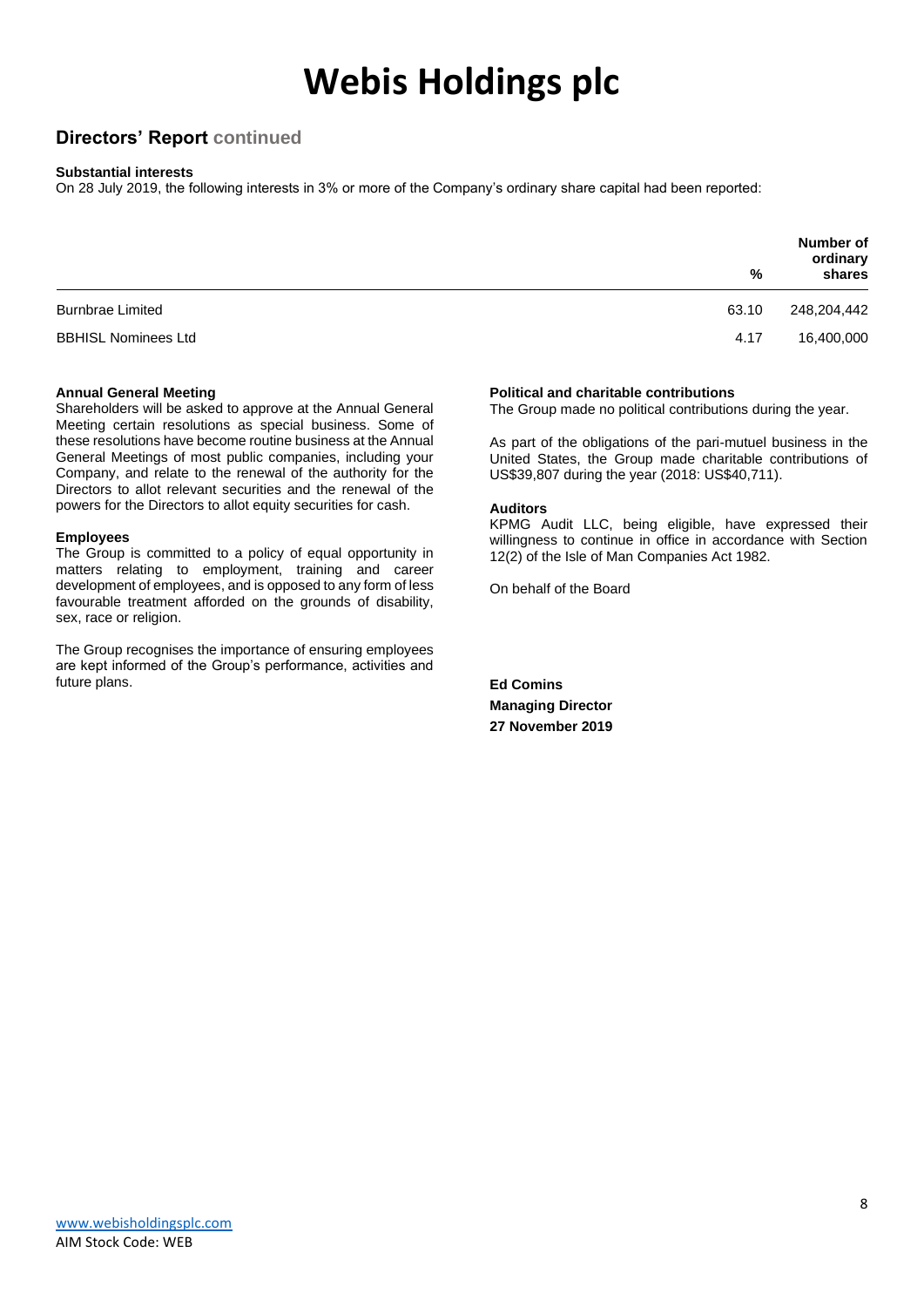# Webis Holdings plc

## Directors' Report continued

**Substantial interests**

On 28 July 2019, the following interests in 3% or more of the Company's ordinary share capital had been reported:

| | % | Number of ordinary shares |
|---|---|---|
| Burnbrae Limited | 63.10 | 248,204,442 |
| BBHISL Nominees Ltd | 4.17 | 16,400,000 |

**Annual General Meeting**

Shareholders will be asked to approve at the Annual General Meeting certain resolutions as special business. Some of these resolutions have become routine business at the Annual General Meetings of most public companies, including your Company, and relate to the renewal of the authority for the Directors to allot relevant securities and the renewal of the powers for the Directors to allot equity securities for cash.

**Employees**

The Group is committed to a policy of equal opportunity in matters relating to employment, training and career development of employees, and is opposed to any form of less favourable treatment afforded on the grounds of disability, sex, race or religion.

The Group recognises the importance of ensuring employees are kept informed of the Group's performance, activities and future plans.

**Political and charitable contributions**

The Group made no political contributions during the year.

As part of the obligations of the pari-mutuel business in the United States, the Group made charitable contributions of US$39,807 during the year (2018: US$40,711).

**Auditors**

KPMG Audit LLC, being eligible, have expressed their willingness to continue in office in accordance with Section 12(2) of the Isle of Man Companies Act 1982.

On behalf of the Board

**Ed Comins**
**Managing Director**
**27 November 2019**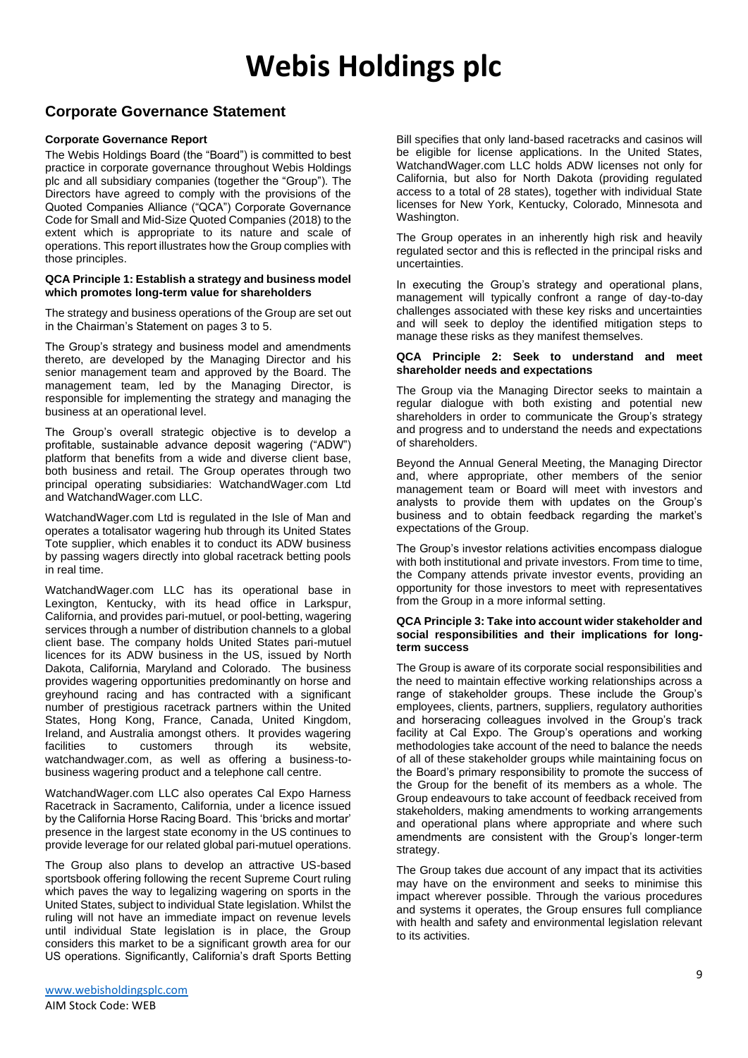# Webis Holdings plc

## Corporate Governance Statement

### Corporate Governance Report

The Webis Holdings Board (the "Board") is committed to best practice in corporate governance throughout Webis Holdings plc and all subsidiary companies (together the "Group"). The Directors have agreed to comply with the provisions of the Quoted Companies Alliance ("QCA") Corporate Governance Code for Small and Mid-Size Quoted Companies (2018) to the extent which is appropriate to its nature and scale of operations. This report illustrates how the Group complies with those principles.

### QCA Principle 1: Establish a strategy and business model which promotes long-term value for shareholders

The strategy and business operations of the Group are set out in the Chairman's Statement on pages 3 to 5.

The Group's strategy and business model and amendments thereto, are developed by the Managing Director and his senior management team and approved by the Board. The management team, led by the Managing Director, is responsible for implementing the strategy and managing the business at an operational level.

The Group's overall strategic objective is to develop a profitable, sustainable advance deposit wagering ("ADW") platform that benefits from a wide and diverse client base, both business and retail. The Group operates through two principal operating subsidiaries: WatchandWager.com Ltd and WatchandWager.com LLC.

WatchandWager.com Ltd is regulated in the Isle of Man and operates a totalisator wagering hub through its United States Tote supplier, which enables it to conduct its ADW business by passing wagers directly into global racetrack betting pools in real time.

WatchandWager.com LLC has its operational base in Lexington, Kentucky, with its head office in Larkspur, California, and provides pari-mutuel, or pool-betting, wagering services through a number of distribution channels to a global client base. The company holds United States pari-mutuel licences for its ADW business in the US, issued by North Dakota, California, Maryland and Colorado. The business provides wagering opportunities predominantly on horse and greyhound racing and has contracted with a significant number of prestigious racetrack partners within the United States, Hong Kong, France, Canada, United Kingdom, Ireland, and Australia amongst others. It provides wagering facilities to customers through its website, watchandwager.com, as well as offering a business-to-business wagering product and a telephone call centre.

WatchandWager.com LLC also operates Cal Expo Harness Racetrack in Sacramento, California, under a licence issued by the California Horse Racing Board. This 'bricks and mortar' presence in the largest state economy in the US continues to provide leverage for our related global pari-mutuel operations.

The Group also plans to develop an attractive US-based sportsbook offering following the recent Supreme Court ruling which paves the way to legalizing wagering on sports in the United States, subject to individual State legislation. Whilst the ruling will not have an immediate impact on revenue levels until individual State legislation is in place, the Group considers this market to be a significant growth area for our US operations. Significantly, California's draft Sports Betting Bill specifies that only land-based racetracks and casinos will be eligible for license applications. In the United States, WatchandWager.com LLC holds ADW licenses not only for California, but also for North Dakota (providing regulated access to a total of 28 states), together with individual State licenses for New York, Kentucky, Colorado, Minnesota and Washington.

The Group operates in an inherently high risk and heavily regulated sector and this is reflected in the principal risks and uncertainties.

In executing the Group's strategy and operational plans, management will typically confront a range of day-to-day challenges associated with these key risks and uncertainties and will seek to deploy the identified mitigation steps to manage these risks as they manifest themselves.

### QCA Principle 2: Seek to understand and meet shareholder needs and expectations

The Group via the Managing Director seeks to maintain a regular dialogue with both existing and potential new shareholders in order to communicate the Group's strategy and progress and to understand the needs and expectations of shareholders.

Beyond the Annual General Meeting, the Managing Director and, where appropriate, other members of the senior management team or Board will meet with investors and analysts to provide them with updates on the Group's business and to obtain feedback regarding the market's expectations of the Group.

The Group's investor relations activities encompass dialogue with both institutional and private investors. From time to time, the Company attends private investor events, providing an opportunity for those investors to meet with representatives from the Group in a more informal setting.

### QCA Principle 3: Take into account wider stakeholder and social responsibilities and their implications for long-term success

The Group is aware of its corporate social responsibilities and the need to maintain effective working relationships across a range of stakeholder groups. These include the Group's employees, clients, partners, suppliers, regulatory authorities and horseracing colleagues involved in the Group's track facility at Cal Expo. The Group's operations and working methodologies take account of the need to balance the needs of all of these stakeholder groups while maintaining focus on the Board's primary responsibility to promote the success of the Group for the benefit of its members as a whole. The Group endeavours to take account of feedback received from stakeholders, making amendments to working arrangements and operational plans where appropriate and where such amendments are consistent with the Group's longer-term strategy.

The Group takes due account of any impact that its activities may have on the environment and seeks to minimise this impact wherever possible. Through the various procedures and systems it operates, the Group ensures full compliance with health and safety and environmental legislation relevant to its activities.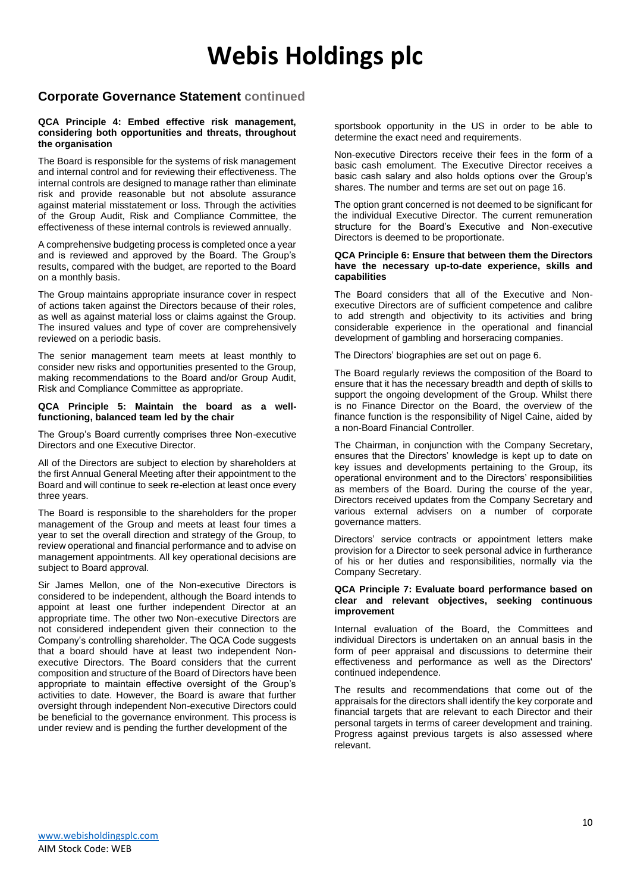# Webis Holdings plc

## Corporate Governance Statement continued

### QCA Principle 4: Embed effective risk management, considering both opportunities and threats, throughout the organisation

The Board is responsible for the systems of risk management and internal control and for reviewing their effectiveness. The internal controls are designed to manage rather than eliminate risk and provide reasonable but not absolute assurance against material misstatement or loss. Through the activities of the Group Audit, Risk and Compliance Committee, the effectiveness of these internal controls is reviewed annually.

A comprehensive budgeting process is completed once a year and is reviewed and approved by the Board. The Group's results, compared with the budget, are reported to the Board on a monthly basis.

The Group maintains appropriate insurance cover in respect of actions taken against the Directors because of their roles, as well as against material loss or claims against the Group. The insured values and type of cover are comprehensively reviewed on a periodic basis.

The senior management team meets at least monthly to consider new risks and opportunities presented to the Group, making recommendations to the Board and/or Group Audit, Risk and Compliance Committee as appropriate.

### QCA Principle 5: Maintain the board as a well-functioning, balanced team led by the chair

The Group's Board currently comprises three Non-executive Directors and one Executive Director.

All of the Directors are subject to election by shareholders at the first Annual General Meeting after their appointment to the Board and will continue to seek re-election at least once every three years.

The Board is responsible to the shareholders for the proper management of the Group and meets at least four times a year to set the overall direction and strategy of the Group, to review operational and financial performance and to advise on management appointments. All key operational decisions are subject to Board approval.

Sir James Mellon, one of the Non-executive Directors is considered to be independent, although the Board intends to appoint at least one further independent Director at an appropriate time. The other two Non-executive Directors are not considered independent given their connection to the Company's controlling shareholder. The QCA Code suggests that a board should have at least two independent Non-executive Directors. The Board considers that the current composition and structure of the Board of Directors have been appropriate to maintain effective oversight of the Group's activities to date. However, the Board is aware that further oversight through independent Non-executive Directors could be beneficial to the governance environment. This process is under review and is pending the further development of the sportsbook opportunity in the US in order to be able to determine the exact need and requirements.

Non-executive Directors receive their fees in the form of a basic cash emolument. The Executive Director receives a basic cash salary and also holds options over the Group's shares. The number and terms are set out on page 16.

The option grant concerned is not deemed to be significant for the individual Executive Director. The current remuneration structure for the Board's Executive and Non-executive Directors is deemed to be proportionate.

### QCA Principle 6: Ensure that between them the Directors have the necessary up-to-date experience, skills and capabilities

The Board considers that all of the Executive and Non-executive Directors are of sufficient competence and calibre to add strength and objectivity to its activities and bring considerable experience in the operational and financial development of gambling and horseracing companies.

The Directors' biographies are set out on page 6.

The Board regularly reviews the composition of the Board to ensure that it has the necessary breadth and depth of skills to support the ongoing development of the Group. Whilst there is no Finance Director on the Board, the overview of the finance function is the responsibility of Nigel Caine, aided by a non-Board Financial Controller.

The Chairman, in conjunction with the Company Secretary, ensures that the Directors' knowledge is kept up to date on key issues and developments pertaining to the Group, its operational environment and to the Directors' responsibilities as members of the Board. During the course of the year, Directors received updates from the Company Secretary and various external advisers on a number of corporate governance matters.

Directors' service contracts or appointment letters make provision for a Director to seek personal advice in furtherance of his or her duties and responsibilities, normally via the Company Secretary.

### QCA Principle 7: Evaluate board performance based on clear and relevant objectives, seeking continuous improvement

Internal evaluation of the Board, the Committees and individual Directors is undertaken on an annual basis in the form of peer appraisal and discussions to determine their effectiveness and performance as well as the Directors' continued independence.

The results and recommendations that come out of the appraisals for the directors shall identify the key corporate and financial targets that are relevant to each Director and their personal targets in terms of career development and training. Progress against previous targets is also assessed where relevant.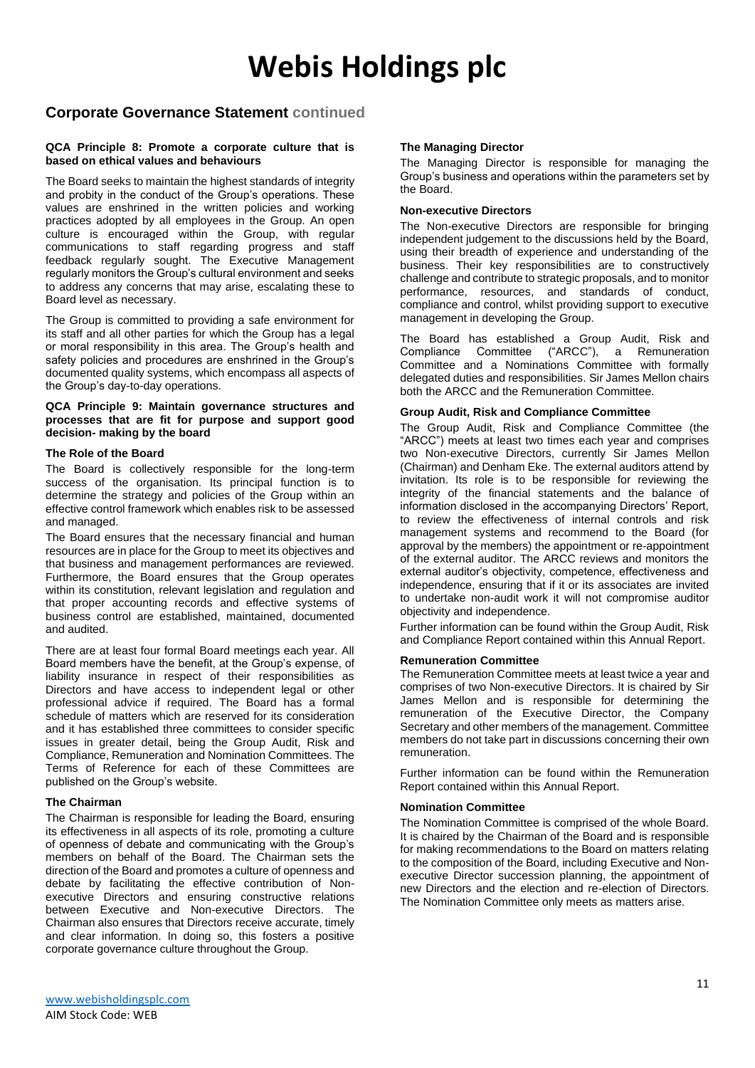# Webis Holdings plc

## Corporate Governance Statement continued

### QCA Principle 8: Promote a corporate culture that is based on ethical values and behaviours

The Board seeks to maintain the highest standards of integrity and probity in the conduct of the Group's operations. These values are enshrined in the written policies and working practices adopted by all employees in the Group. An open culture is encouraged within the Group, with regular communications to staff regarding progress and staff feedback regularly sought. The Executive Management regularly monitors the Group's cultural environment and seeks to address any concerns that may arise, escalating these to Board level as necessary.

The Group is committed to providing a safe environment for its staff and all other parties for which the Group has a legal or moral responsibility in this area. The Group's health and safety policies and procedures are enshrined in the Group's documented quality systems, which encompass all aspects of the Group's day-to-day operations.

### QCA Principle 9: Maintain governance structures and processes that are fit for purpose and support good decision- making by the board

#### The Role of the Board

The Board is collectively responsible for the long-term success of the organisation. Its principal function is to determine the strategy and policies of the Group within an effective control framework which enables risk to be assessed and managed.

The Board ensures that the necessary financial and human resources are in place for the Group to meet its objectives and that business and management performances are reviewed. Furthermore, the Board ensures that the Group operates within its constitution, relevant legislation and regulation and that proper accounting records and effective systems of business control are established, maintained, documented and audited.

There are at least four formal Board meetings each year. All Board members have the benefit, at the Group's expense, of liability insurance in respect of their responsibilities as Directors and have access to independent legal or other professional advice if required. The Board has a formal schedule of matters which are reserved for its consideration and it has established three committees to consider specific issues in greater detail, being the Group Audit, Risk and Compliance, Remuneration and Nomination Committees. The Terms of Reference for each of these Committees are published on the Group's website.

#### The Chairman

The Chairman is responsible for leading the Board, ensuring its effectiveness in all aspects of its role, promoting a culture of openness of debate and communicating with the Group's members on behalf of the Board. The Chairman sets the direction of the Board and promotes a culture of openness and debate by facilitating the effective contribution of Non-executive Directors and ensuring constructive relations between Executive and Non-executive Directors. The Chairman also ensures that Directors receive accurate, timely and clear information. In doing so, this fosters a positive corporate governance culture throughout the Group.

#### The Managing Director

The Managing Director is responsible for managing the Group's business and operations within the parameters set by the Board.

#### Non-executive Directors

The Non-executive Directors are responsible for bringing independent judgement to the discussions held by the Board, using their breadth of experience and understanding of the business. Their key responsibilities are to constructively challenge and contribute to strategic proposals, and to monitor performance, resources, and standards of conduct, compliance and control, whilst providing support to executive management in developing the Group.

The Board has established a Group Audit, Risk and Compliance Committee ("ARCC"), a Remuneration Committee and a Nominations Committee with formally delegated duties and responsibilities. Sir James Mellon chairs both the ARCC and the Remuneration Committee.

#### Group Audit, Risk and Compliance Committee

The Group Audit, Risk and Compliance Committee (the "ARCC") meets at least two times each year and comprises two Non-executive Directors, currently Sir James Mellon (Chairman) and Denham Eke. The external auditors attend by invitation. Its role is to be responsible for reviewing the integrity of the financial statements and the balance of information disclosed in the accompanying Directors' Report, to review the effectiveness of internal controls and risk management systems and recommend to the Board (for approval by the members) the appointment or re-appointment of the external auditor. The ARCC reviews and monitors the external auditor's objectivity, competence, effectiveness and independence, ensuring that if it or its associates are invited to undertake non-audit work it will not compromise auditor objectivity and independence.

Further information can be found within the Group Audit, Risk and Compliance Report contained within this Annual Report.

#### Remuneration Committee

The Remuneration Committee meets at least twice a year and comprises of two Non-executive Directors. It is chaired by Sir James Mellon and is responsible for determining the remuneration of the Executive Director, the Company Secretary and other members of the management. Committee members do not take part in discussions concerning their own remuneration.

Further information can be found within the Remuneration Report contained within this Annual Report.

#### Nomination Committee

The Nomination Committee is comprised of the whole Board. It is chaired by the Chairman of the Board and is responsible for making recommendations to the Board on matters relating to the composition of the Board, including Executive and Non-executive Director succession planning, the appointment of new Directors and the election and re-election of Directors. The Nomination Committee only meets as matters arise.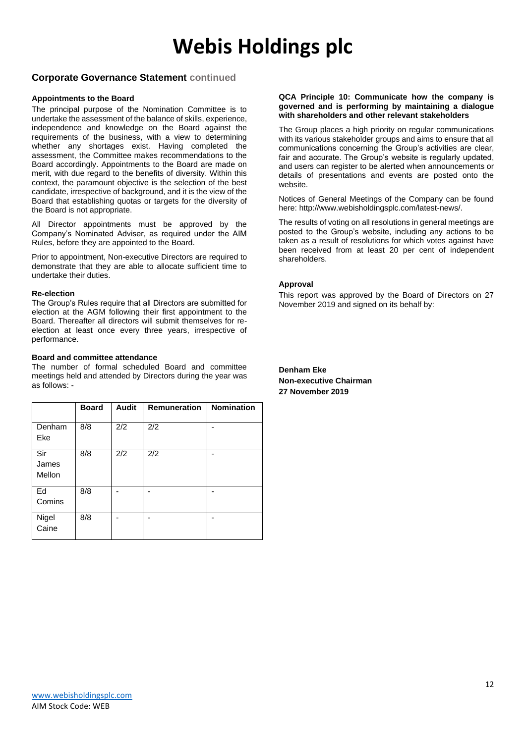# Webis Holdings plc

## Corporate Governance Statement continued

### Appointments to the Board

The principal purpose of the Nomination Committee is to undertake the assessment of the balance of skills, experience, independence and knowledge on the Board against the requirements of the business, with a view to determining whether any shortages exist. Having completed the assessment, the Committee makes recommendations to the Board accordingly. Appointments to the Board are made on merit, with due regard to the benefits of diversity. Within this context, the paramount objective is the selection of the best candidate, irrespective of background, and it is the view of the Board that establishing quotas or targets for the diversity of the Board is not appropriate.

All Director appointments must be approved by the Company's Nominated Adviser, as required under the AIM Rules, before they are appointed to the Board.

Prior to appointment, Non-executive Directors are required to demonstrate that they are able to allocate sufficient time to undertake their duties.

### Re-election

The Group's Rules require that all Directors are submitted for election at the AGM following their first appointment to the Board. Thereafter all directors will submit themselves for re-election at least once every three years, irrespective of performance.

### Board and committee attendance

The number of formal scheduled Board and committee meetings held and attended by Directors during the year was as follows: -

| | Board | Audit | Remuneration | Nomination |
|---|---|---|---|---|
| Denham Eke | 8/8 | 2/2 | 2/2 | - |
| Sir James Mellon | 8/8 | 2/2 | 2/2 | - |
| Ed Comins | 8/8 | - | - | - |
| Nigel Caine | 8/8 | - | - | - |

### QCA Principle 10: Communicate how the company is governed and is performing by maintaining a dialogue with shareholders and other relevant stakeholders

The Group places a high priority on regular communications with its various stakeholder groups and aims to ensure that all communications concerning the Group's activities are clear, fair and accurate. The Group's website is regularly updated, and users can register to be alerted when announcements or details of presentations and events are posted onto the website.

Notices of General Meetings of the Company can be found here: http://www.webisholdingsplc.com/latest-news/.

The results of voting on all resolutions in general meetings are posted to the Group's website, including any actions to be taken as a result of resolutions for which votes against have been received from at least 20 per cent of independent shareholders.

### Approval

This report was approved by the Board of Directors on 27 November 2019 and signed on its behalf by:

**Denham Eke**
**Non-executive Chairman**
**27 November 2019**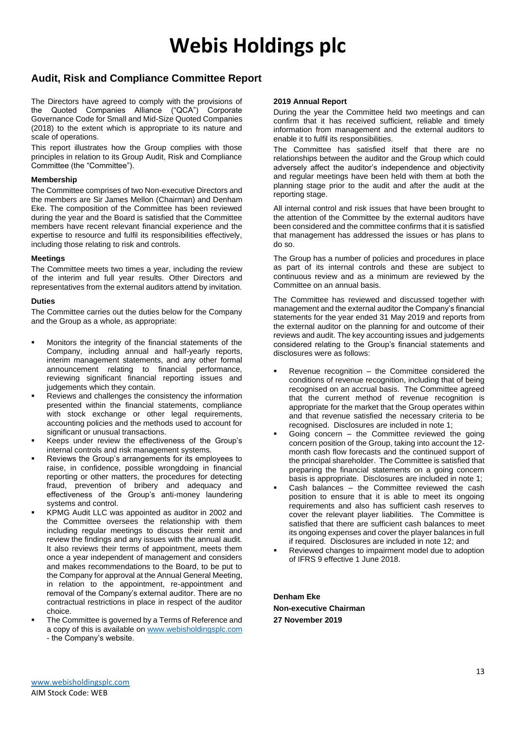# Webis Holdings plc

## Audit, Risk and Compliance Committee Report

The Directors have agreed to comply with the provisions of the Quoted Companies Alliance ("QCA") Corporate Governance Code for Small and Mid-Size Quoted Companies (2018) to the extent which is appropriate to its nature and scale of operations.

This report illustrates how the Group complies with those principles in relation to its Group Audit, Risk and Compliance Committee (the "Committee").

### Membership

The Committee comprises of two Non-executive Directors and the members are Sir James Mellon (Chairman) and Denham Eke. The composition of the Committee has been reviewed during the year and the Board is satisfied that the Committee members have recent relevant financial experience and the expertise to resource and fulfil its responsibilities effectively, including those relating to risk and controls.

### Meetings

The Committee meets two times a year, including the review of the interim and full year results. Other Directors and representatives from the external auditors attend by invitation.

### Duties

The Committee carries out the duties below for the Company and the Group as a whole, as appropriate:

- Monitors the integrity of the financial statements of the Company, including annual and half-yearly reports, interim management statements, and any other formal announcement relating to financial performance, reviewing significant financial reporting issues and judgements which they contain.
- Reviews and challenges the consistency the information presented within the financial statements, compliance with stock exchange or other legal requirements, accounting policies and the methods used to account for significant or unusual transactions.
- Keeps under review the effectiveness of the Group's internal controls and risk management systems.
- Reviews the Group's arrangements for its employees to raise, in confidence, possible wrongdoing in financial reporting or other matters, the procedures for detecting fraud, prevention of bribery and adequacy and effectiveness of the Group's anti-money laundering systems and control.
- KPMG Audit LLC was appointed as auditor in 2002 and the Committee oversees the relationship with them including regular meetings to discuss their remit and review the findings and any issues with the annual audit. It also reviews their terms of appointment, meets them once a year independent of management and considers and makes recommendations to the Board, to be put to the Company for approval at the Annual General Meeting, in relation to the appointment, re-appointment and removal of the Company's external auditor. There are no contractual restrictions in place in respect of the auditor choice.
- The Committee is governed by a Terms of Reference and a copy of this is available on www.webisholdingsplc.com - the Company's website.

### 2019 Annual Report

During the year the Committee held two meetings and can confirm that it has received sufficient, reliable and timely information from management and the external auditors to enable it to fulfil its responsibilities.

The Committee has satisfied itself that there are no relationships between the auditor and the Group which could adversely affect the auditor's independence and objectivity and regular meetings have been held with them at both the planning stage prior to the audit and after the audit at the reporting stage.

All internal control and risk issues that have been brought to the attention of the Committee by the external auditors have been considered and the committee confirms that it is satisfied that management has addressed the issues or has plans to do so.

The Group has a number of policies and procedures in place as part of its internal controls and these are subject to continuous review and as a minimum are reviewed by the Committee on an annual basis.

The Committee has reviewed and discussed together with management and the external auditor the Company's financial statements for the year ended 31 May 2019 and reports from the external auditor on the planning for and outcome of their reviews and audit. The key accounting issues and judgements considered relating to the Group's financial statements and disclosures were as follows:

- Revenue recognition – the Committee considered the conditions of revenue recognition, including that of being recognised on an accrual basis. The Committee agreed that the current method of revenue recognition is appropriate for the market that the Group operates within and that revenue satisfied the necessary criteria to be recognised. Disclosures are included in note 1;
- Going concern – the Committee reviewed the going concern position of the Group, taking into account the 12-month cash flow forecasts and the continued support of the principal shareholder. The Committee is satisfied that preparing the financial statements on a going concern basis is appropriate. Disclosures are included in note 1;
- Cash balances – the Committee reviewed the cash position to ensure that it is able to meet its ongoing requirements and also has sufficient cash reserves to cover the relevant player liabilities. The Committee is satisfied that there are sufficient cash balances to meet its ongoing expenses and cover the player balances in full if required. Disclosures are included in note 12; and
- Reviewed changes to impairment model due to adoption of IFRS 9 effective 1 June 2018.

**Denham Eke**
**Non-executive Chairman**
**27 November 2019**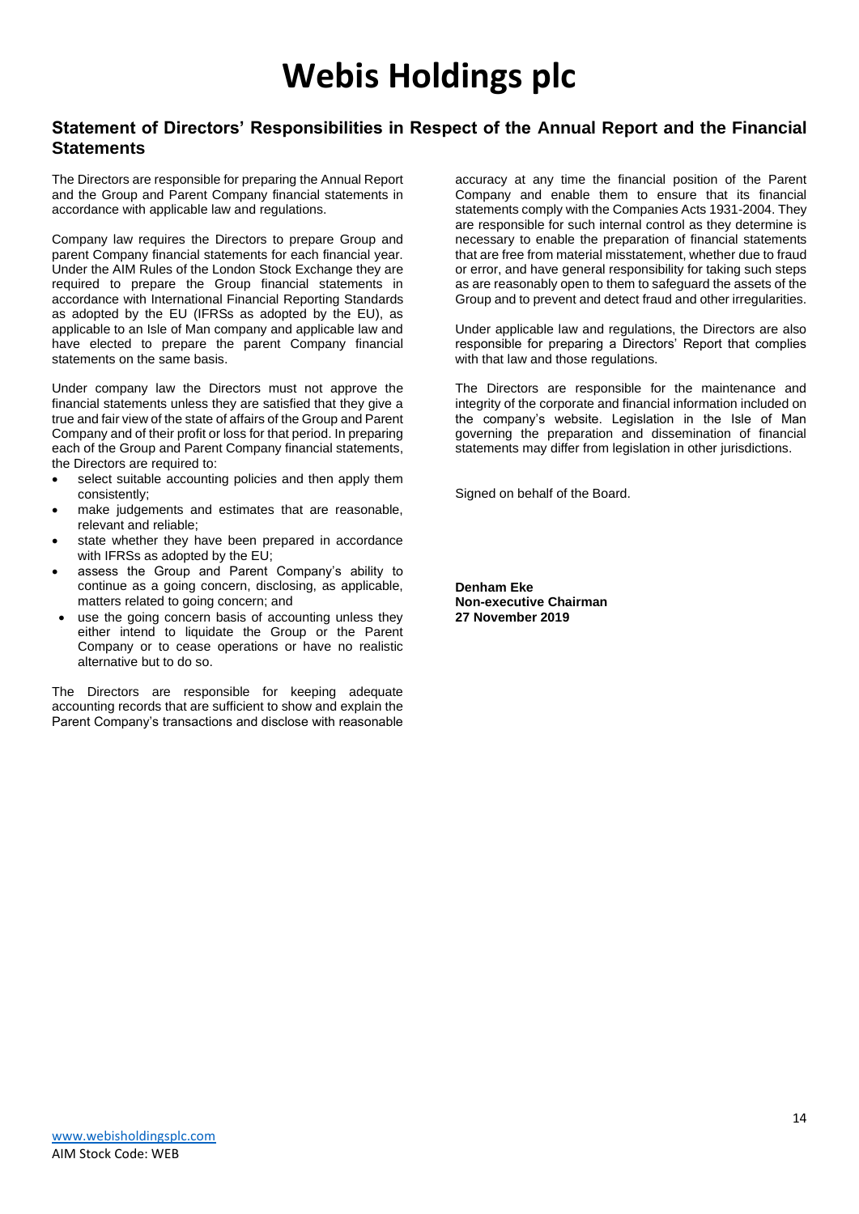# Webis Holdings plc

## Statement of Directors' Responsibilities in Respect of the Annual Report and the Financial Statements

The Directors are responsible for preparing the Annual Report and the Group and Parent Company financial statements in accordance with applicable law and regulations.

Company law requires the Directors to prepare Group and parent Company financial statements for each financial year. Under the AIM Rules of the London Stock Exchange they are required to prepare the Group financial statements in accordance with International Financial Reporting Standards as adopted by the EU (IFRSs as adopted by the EU), as applicable to an Isle of Man company and applicable law and have elected to prepare the parent Company financial statements on the same basis.

Under company law the Directors must not approve the financial statements unless they are satisfied that they give a true and fair view of the state of affairs of the Group and Parent Company and of their profit or loss for that period. In preparing each of the Group and Parent Company financial statements, the Directors are required to:

- select suitable accounting policies and then apply them consistently;
- make judgements and estimates that are reasonable, relevant and reliable;
- state whether they have been prepared in accordance with IFRSs as adopted by the EU;
- assess the Group and Parent Company's ability to continue as a going concern, disclosing, as applicable, matters related to going concern; and
- use the going concern basis of accounting unless they either intend to liquidate the Group or the Parent Company or to cease operations or have no realistic alternative but to do so.

The Directors are responsible for keeping adequate accounting records that are sufficient to show and explain the Parent Company's transactions and disclose with reasonable accuracy at any time the financial position of the Parent Company and enable them to ensure that its financial statements comply with the Companies Acts 1931-2004. They are responsible for such internal control as they determine is necessary to enable the preparation of financial statements that are free from material misstatement, whether due to fraud or error, and have general responsibility for taking such steps as are reasonably open to them to safeguard the assets of the Group and to prevent and detect fraud and other irregularities.

Under applicable law and regulations, the Directors are also responsible for preparing a Directors' Report that complies with that law and those regulations.

The Directors are responsible for the maintenance and integrity of the corporate and financial information included on the company's website. Legislation in the Isle of Man governing the preparation and dissemination of financial statements may differ from legislation in other jurisdictions.

Signed on behalf of the Board.

**Denham Eke**
**Non-executive Chairman**
**27 November 2019**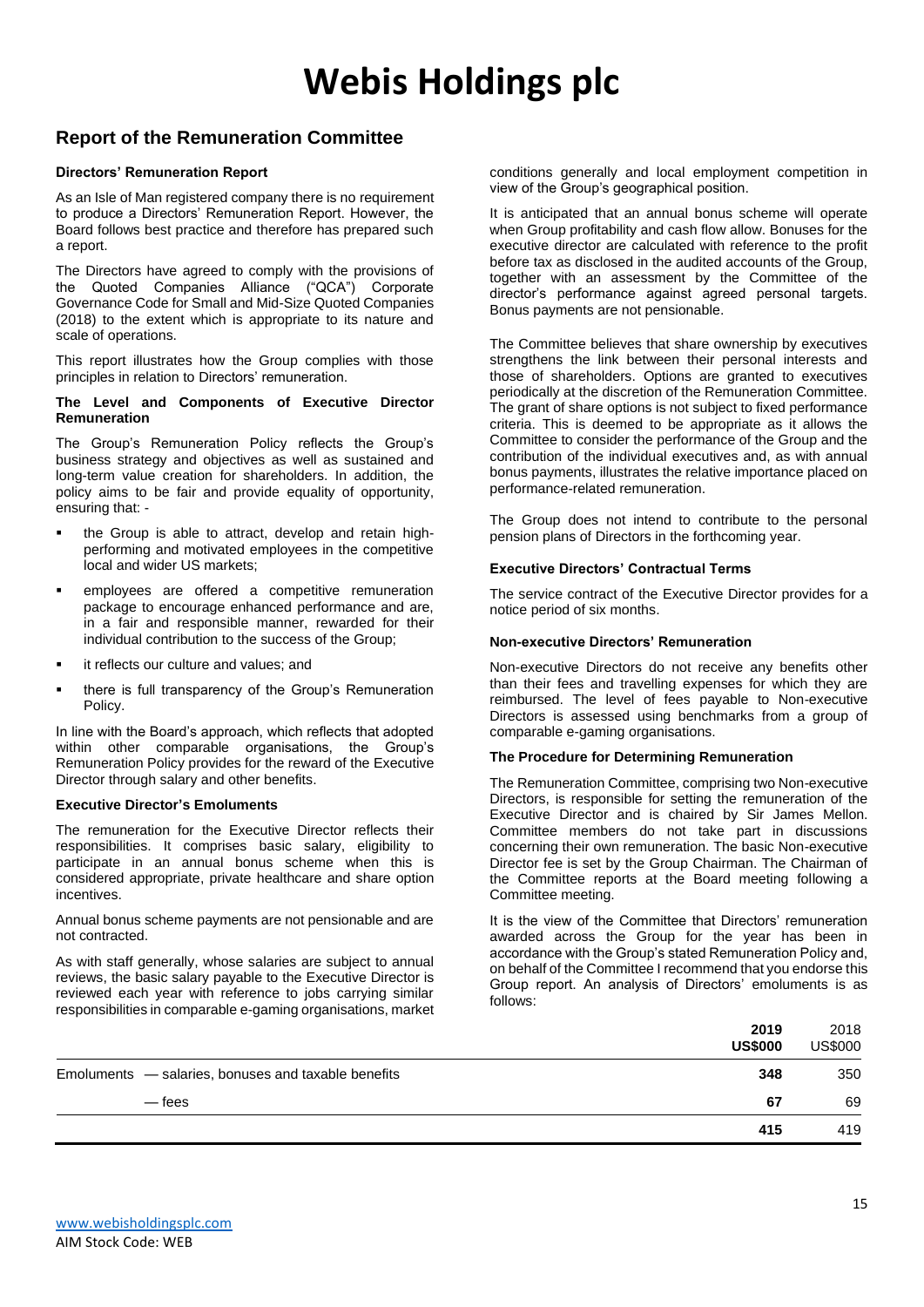# Webis Holdings plc

## Report of the Remuneration Committee

### Directors' Remuneration Report

As an Isle of Man registered company there is no requirement to produce a Directors' Remuneration Report. However, the Board follows best practice and therefore has prepared such a report.

The Directors have agreed to comply with the provisions of the Quoted Companies Alliance ("QCA") Corporate Governance Code for Small and Mid-Size Quoted Companies (2018) to the extent which is appropriate to its nature and scale of operations.

This report illustrates how the Group complies with those principles in relation to Directors' remuneration.

### The Level and Components of Executive Director Remuneration

The Group's Remuneration Policy reflects the Group's business strategy and objectives as well as sustained and long-term value creation for shareholders. In addition, the policy aims to be fair and provide equality of opportunity, ensuring that: -

- the Group is able to attract, develop and retain high-performing and motivated employees in the competitive local and wider US markets;
- employees are offered a competitive remuneration package to encourage enhanced performance and are, in a fair and responsible manner, rewarded for their individual contribution to the success of the Group;
- it reflects our culture and values; and
- there is full transparency of the Group's Remuneration Policy.

In line with the Board's approach, which reflects that adopted within other comparable organisations, the Group's Remuneration Policy provides for the reward of the Executive Director through salary and other benefits.

### Executive Director's Emoluments

The remuneration for the Executive Director reflects their responsibilities. It comprises basic salary, eligibility to participate in an annual bonus scheme when this is considered appropriate, private healthcare and share option incentives.

Annual bonus scheme payments are not pensionable and are not contracted.

As with staff generally, whose salaries are subject to annual reviews, the basic salary payable to the Executive Director is reviewed each year with reference to jobs carrying similar responsibilities in comparable e-gaming organisations, market conditions generally and local employment competition in view of the Group's geographical position.

It is anticipated that an annual bonus scheme will operate when Group profitability and cash flow allow. Bonuses for the executive director are calculated with reference to the profit before tax as disclosed in the audited accounts of the Group, together with an assessment by the Committee of the director's performance against agreed personal targets. Bonus payments are not pensionable.

The Committee believes that share ownership by executives strengthens the link between their personal interests and those of shareholders. Options are granted to executives periodically at the discretion of the Remuneration Committee. The grant of share options is not subject to fixed performance criteria. This is deemed to be appropriate as it allows the Committee to consider the performance of the Group and the contribution of the individual executives and, as with annual bonus payments, illustrates the relative importance placed on performance-related remuneration.

The Group does not intend to contribute to the personal pension plans of Directors in the forthcoming year.

### Executive Directors' Contractual Terms

The service contract of the Executive Director provides for a notice period of six months.

### Non-executive Directors' Remuneration

Non-executive Directors do not receive any benefits other than their fees and travelling expenses for which they are reimbursed. The level of fees payable to Non-executive Directors is assessed using benchmarks from a group of comparable e-gaming organisations.

### The Procedure for Determining Remuneration

The Remuneration Committee, comprising two Non-executive Directors, is responsible for setting the remuneration of the Executive Director and is chaired by Sir James Mellon. Committee members do not take part in discussions concerning their own remuneration. The basic Non-executive Director fee is set by the Group Chairman. The Chairman of the Committee reports at the Board meeting following a Committee meeting.

It is the view of the Committee that Directors' remuneration awarded across the Group for the year has been in accordance with the Group's stated Remuneration Policy and, on behalf of the Committee I recommend that you endorse this Group report. An analysis of Directors' emoluments is as follows:

| | **2019 US$000** | 2018 US$000 |
|---|---|---|
| Emoluments — salaries, bonuses and taxable benefits | **348** | 350 |
| — fees | **67** | 69 |
| | **415** | 419 |

www.webisholdingsplc.com
AIM Stock Code: WEB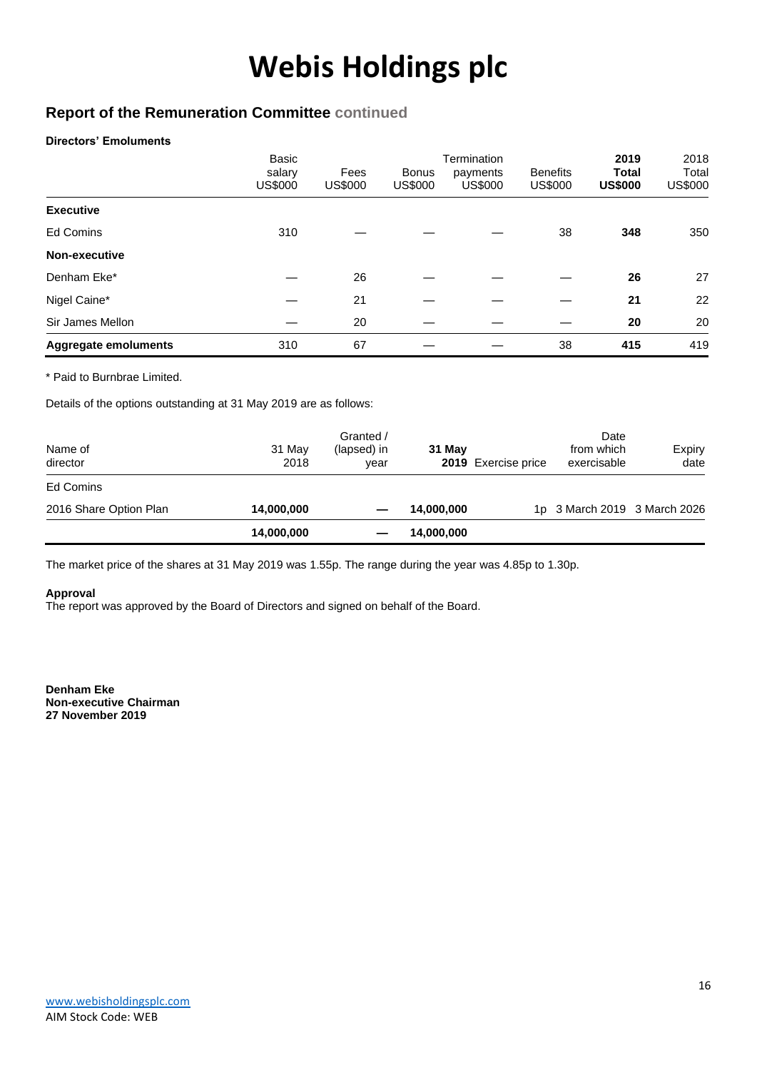# Webis Holdings plc

## Report of the Remuneration Committee continued

**Directors' Emoluments**

| | Basic salary US$000 | Fees US$000 | Bonus US$000 | Termination payments US$000 | Benefits US$000 | **2019 Total US$000** | 2018 Total US$000 |
|---|---|---|---|---|---|---|---|
| **Executive** | | | | | | | |
| Ed Comins | 310 | — | — | — | 38 | **348** | 350 |
| **Non-executive** | | | | | | | |
| Denham Eke* | — | 26 | — | — | — | **26** | 27 |
| Nigel Caine* | — | 21 | — | — | — | **21** | 22 |
| Sir James Mellon | — | 20 | — | — | — | **20** | 20 |
| **Aggregate emoluments** | 310 | 67 | — | — | 38 | **415** | 419 |

* Paid to Burnbrae Limited.

Details of the options outstanding at 31 May 2019 are as follows:

| Name of director | 31 May 2018 | Granted / (lapsed) in year | **31 May 2019** | Exercise price | Date from which exercisable | Expiry date |
|---|---|---|---|---|---|---|
| Ed Comins | | | | | | |
| 2016 Share Option Plan | **14,000,000** | — | **14,000,000** | 1p | 3 March 2019 | 3 March 2026 |
| | **14,000,000** | — | **14,000,000** | | | |

The market price of the shares at 31 May 2019 was 1.55p. The range during the year was 4.85p to 1.30p.

**Approval**
The report was approved by the Board of Directors and signed on behalf of the Board.

**Denham Eke**
**Non-executive Chairman**
**27 November 2019**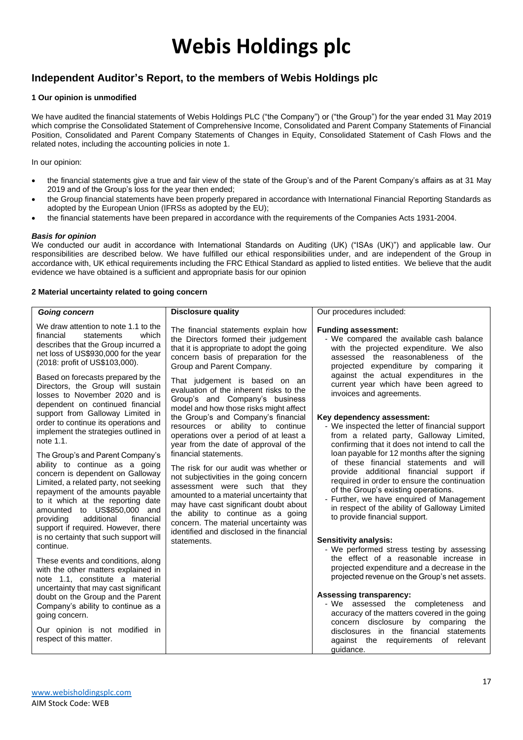# Webis Holdings plc

## Independent Auditor's Report, to the members of Webis Holdings plc

### 1 Our opinion is unmodified

We have audited the financial statements of Webis Holdings PLC ("the Company") or ("the Group") for the year ended 31 May 2019 which comprise the Consolidated Statement of Comprehensive Income, Consolidated and Parent Company Statements of Financial Position, Consolidated and Parent Company Statements of Changes in Equity, Consolidated Statement of Cash Flows and the related notes, including the accounting policies in note 1.

In our opinion:

- the financial statements give a true and fair view of the state of the Group's and of the Parent Company's affairs as at 31 May 2019 and of the Group's loss for the year then ended;
- the Group financial statements have been properly prepared in accordance with International Financial Reporting Standards as adopted by the European Union (IFRSs as adopted by the EU);
- the financial statements have been prepared in accordance with the requirements of the Companies Acts 1931-2004.

***Basis for opinion***

We conducted our audit in accordance with International Standards on Auditing (UK) ("ISAs (UK)") and applicable law. Our responsibilities are described below. We have fulfilled our ethical responsibilities under, and are independent of the Group in accordance with, UK ethical requirements including the FRC Ethical Standard as applied to listed entities. We believe that the audit evidence we have obtained is a sufficient and appropriate basis for our opinion

### 2 Material uncertainty related to going concern

| ***Going concern*** | **Disclosure quality** | Our procedures included: |
|---|---|---|
| We draw attention to note 1.1 to the financial statements which describes that the Group incurred a net loss of US$930,000 for the year (2018: profit of US$103,000).<br><br>Based on forecasts prepared by the Directors, the Group will sustain losses to November 2020 and is dependent on continued financial support from Galloway Limited in order to continue its operations and implement the strategies outlined in note 1.1.<br><br>The Group's and Parent Company's ability to continue as a going concern is dependent on Galloway Limited, a related party, not seeking repayment of the amounts payable to it which at the reporting date amounted to US$850,000 and providing additional financial support if required. However, there is no certainty that such support will continue.<br><br>These events and conditions, along with the other matters explained in note 1.1, constitute a material uncertainty that may cast significant doubt on the Group and the Parent Company's ability to continue as a going concern.<br><br>Our opinion is not modified in respect of this matter. | The financial statements explain how the Directors formed their judgement that it is appropriate to adopt the going concern basis of preparation for the Group and Parent Company.<br><br>That judgement is based on an evaluation of the inherent risks to the Group's and Company's business model and how those risks might affect the Group's and Company's financial resources or ability to continue operations over a period of at least a year from the date of approval of the financial statements.<br><br>The risk for our audit was whether or not subjectivities in the going concern assessment were such that they amounted to a material uncertainty that may have cast significant doubt about the ability to continue as a going concern. The material uncertainty was identified and disclosed in the financial statements. | **Funding assessment:**<br>- We compared the available cash balance with the projected expenditure. We also assessed the reasonableness of the projected expenditure by comparing it against the actual expenditures in the current year which have been agreed to invoices and agreements.<br><br>**Key dependency assessment:**<br>- We inspected the letter of financial support from a related party, Galloway Limited, confirming that it does not intend to call the loan payable for 12 months after the signing of these financial statements and will provide additional financial support if required in order to ensure the continuation of the Group's existing operations.<br>- Further, we have enquired of Management in respect of the ability of Galloway Limited to provide financial support.<br><br>**Sensitivity analysis:**<br>- We performed stress testing by assessing the effect of a reasonable increase in projected expenditure and a decrease in the projected revenue on the Group's net assets.<br><br>**Assessing transparency:**<br>- We assessed the completeness and accuracy of the matters covered in the going concern disclosure by comparing the disclosures in the financial statements against the requirements of relevant guidance. |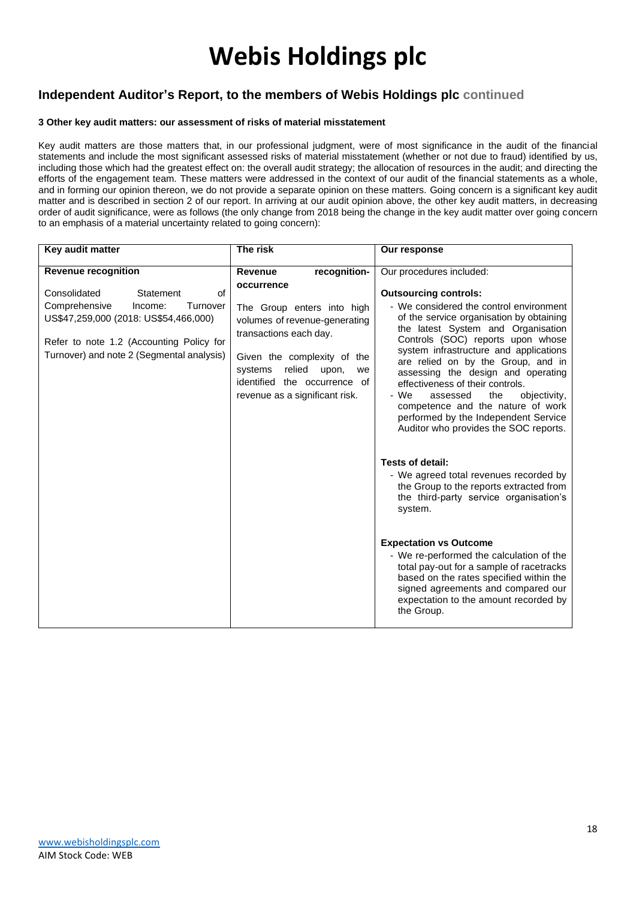# Webis Holdings plc

## Independent Auditor's Report, to the members of Webis Holdings plc continued

**3 Other key audit matters: our assessment of risks of material misstatement**

Key audit matters are those matters that, in our professional judgment, were of most significance in the audit of the financial statements and include the most significant assessed risks of material misstatement (whether or not due to fraud) identified by us, including those which had the greatest effect on: the overall audit strategy; the allocation of resources in the audit; and directing the efforts of the engagement team. These matters were addressed in the context of our audit of the financial statements as a whole, and in forming our opinion thereon, we do not provide a separate opinion on these matters. Going concern is a significant key audit matter and is described in section 2 of our report. In arriving at our audit opinion above, the other key audit matters, in decreasing order of audit significance, were as follows (the only change from 2018 being the change in the key audit matter over going concern to an emphasis of a material uncertainty related to going concern):

| Key audit matter | The risk | Our response |
|---|---|---|
| **Revenue recognition**<br><br>Consolidated Statement of Comprehensive Income: Turnover US$47,259,000 (2018: US$54,466,000)<br><br>Refer to note 1.2 (Accounting Policy for Turnover) and note 2 (Segmental analysis) | **Revenue recognition-occurrence**<br><br>The Group enters into high volumes of revenue-generating transactions each day.<br><br>Given the complexity of the systems relied upon, we identified the occurrence of revenue as a significant risk. | Our procedures included:<br><br>**Outsourcing controls:**<br>- We considered the control environment of the service organisation by obtaining the latest System and Organisation Controls (SOC) reports upon whose system infrastructure and applications are relied on by the Group, and in assessing the design and operating effectiveness of their controls.<br>- We assessed the objectivity, competence and the nature of work performed by the Independent Service Auditor who provides the SOC reports.<br><br>**Tests of detail:**<br>- We agreed total revenues recorded by the Group to the reports extracted from the third-party service organisation's system.<br><br>**Expectation vs Outcome**<br>- We re-performed the calculation of the total pay-out for a sample of racetracks based on the rates specified within the signed agreements and compared our expectation to the amount recorded by the Group. |

www.webisholdingsplc.com
AIM Stock Code: WEB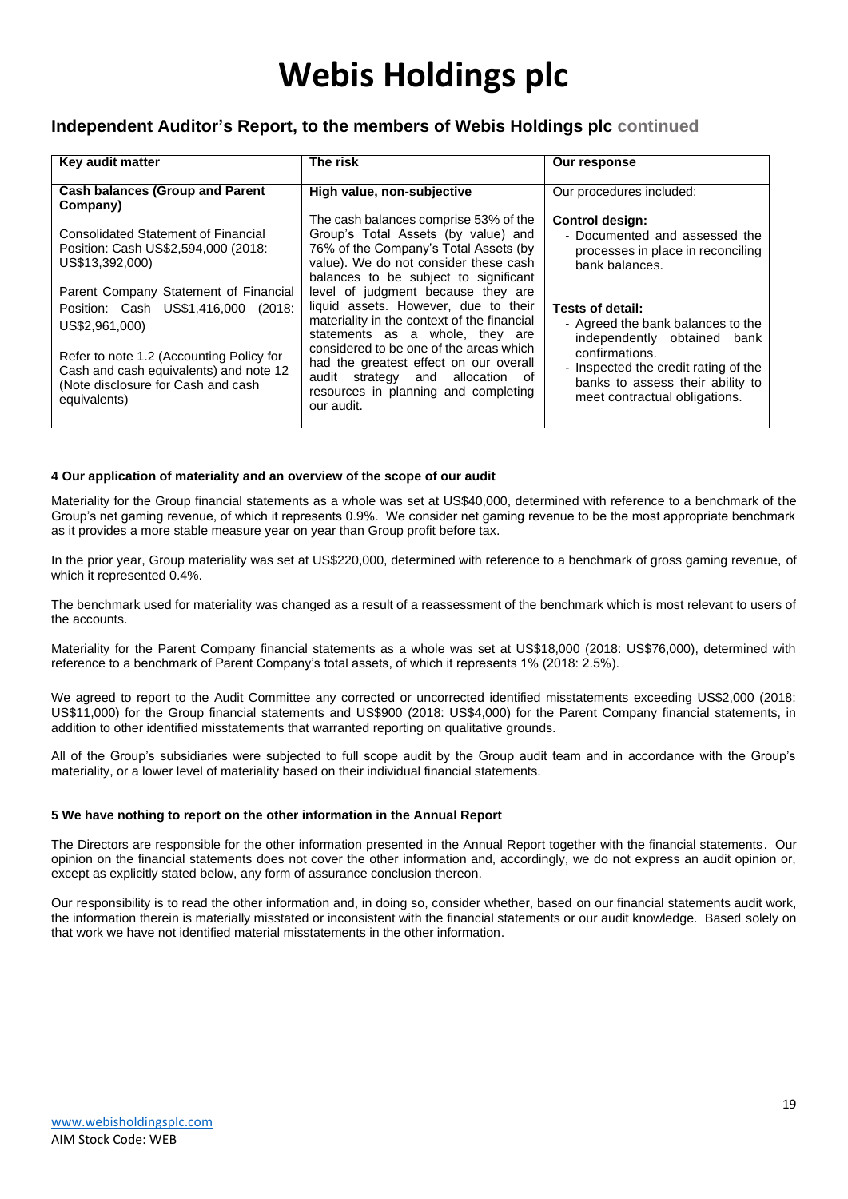## Independent Auditor's Report, to the members of Webis Holdings plc continued

| Key audit matter | The risk | Our response |
|---|---|---|
| **Cash balances (Group and Parent Company)**<br><br>Consolidated Statement of Financial Position: Cash US$2,594,000 (2018: US$13,392,000)<br><br>Parent Company Statement of Financial Position: Cash US$1,416,000 (2018: US$2,961,000)<br><br>Refer to note 1.2 (Accounting Policy for Cash and cash equivalents) and note 12 (Note disclosure for Cash and cash equivalents) | **High value, non-subjective**<br><br>The cash balances comprise 53% of the Group's Total Assets (by value) and 76% of the Company's Total Assets (by value). We do not consider these cash balances to be subject to significant level of judgment because they are liquid assets. However, due to their materiality in the context of the financial statements as a whole, they are considered to be one of the areas which had the greatest effect on our overall audit strategy and allocation of resources in planning and completing our audit. | Our procedures included:<br><br>**Control design:**<br>- Documented and assessed the processes in place in reconciling bank balances.<br><br>**Tests of detail:**<br>- Agreed the bank balances to the independently obtained bank confirmations.<br>- Inspected the credit rating of the banks to assess their ability to meet contractual obligations. |

### 4 Our application of materiality and an overview of the scope of our audit

Materiality for the Group financial statements as a whole was set at US$40,000, determined with reference to a benchmark of the Group's net gaming revenue, of which it represents 0.9%. We consider net gaming revenue to be the most appropriate benchmark as it provides a more stable measure year on year than Group profit before tax.

In the prior year, Group materiality was set at US$220,000, determined with reference to a benchmark of gross gaming revenue, of which it represented 0.4%.

The benchmark used for materiality was changed as a result of a reassessment of the benchmark which is most relevant to users of the accounts.

Materiality for the Parent Company financial statements as a whole was set at US$18,000 (2018: US$76,000), determined with reference to a benchmark of Parent Company's total assets, of which it represents 1% (2018: 2.5%).

We agreed to report to the Audit Committee any corrected or uncorrected identified misstatements exceeding US$2,000 (2018: US$11,000) for the Group financial statements and US$900 (2018: US$4,000) for the Parent Company financial statements, in addition to other identified misstatements that warranted reporting on qualitative grounds.

All of the Group's subsidiaries were subjected to full scope audit by the Group audit team and in accordance with the Group's materiality, or a lower level of materiality based on their individual financial statements.

### 5 We have nothing to report on the other information in the Annual Report

The Directors are responsible for the other information presented in the Annual Report together with the financial statements. Our opinion on the financial statements does not cover the other information and, accordingly, we do not express an audit opinion or, except as explicitly stated below, any form of assurance conclusion thereon.

Our responsibility is to read the other information and, in doing so, consider whether, based on our financial statements audit work, the information therein is materially misstated or inconsistent with the financial statements or our audit knowledge. Based solely on that work we have not identified material misstatements in the other information.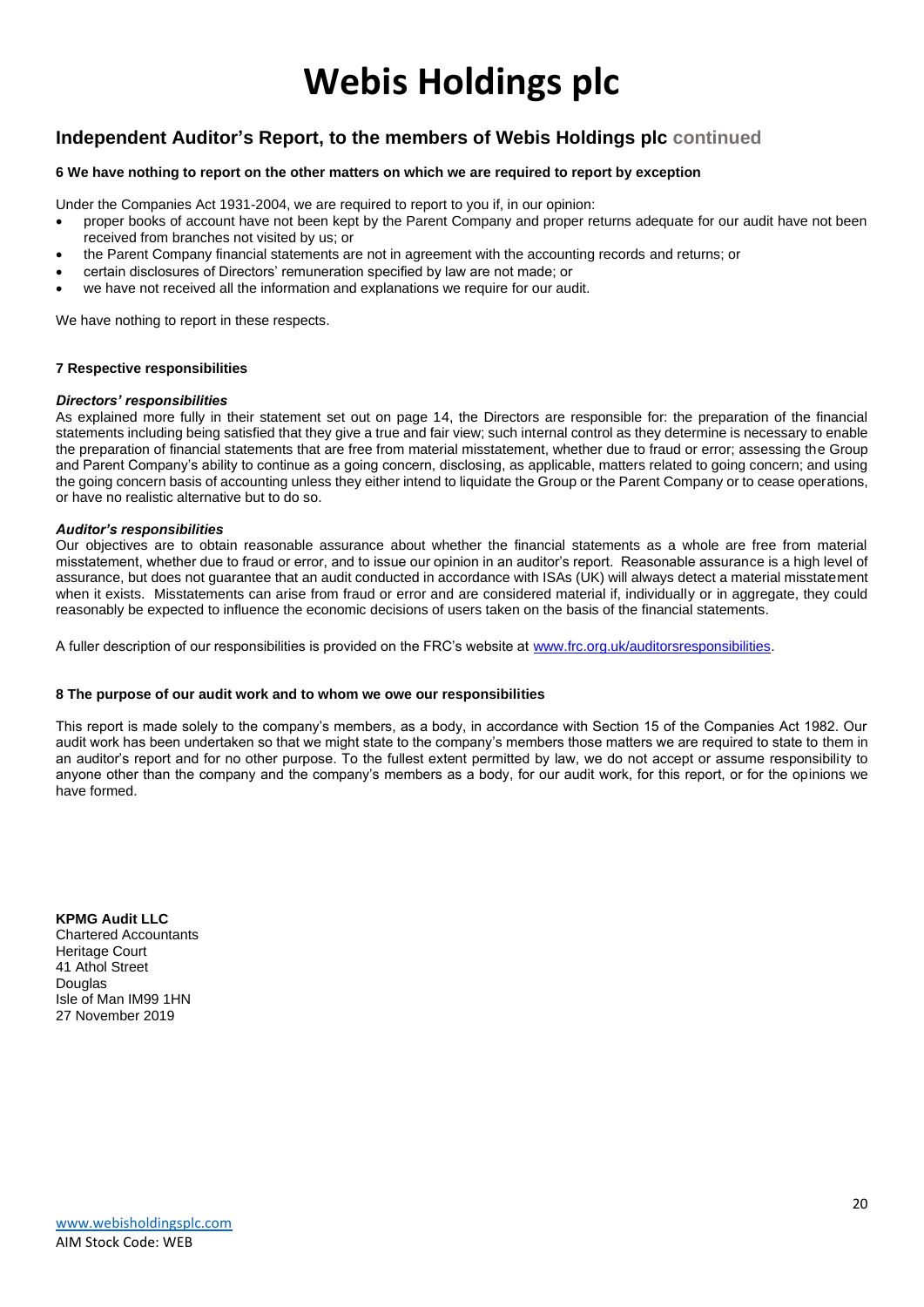## Independent Auditor's Report, to the members of Webis Holdings plc continued

**6 We have nothing to report on the other matters on which we are required to report by exception**

Under the Companies Act 1931-2004, we are required to report to you if, in our opinion:

- proper books of account have not been kept by the Parent Company and proper returns adequate for our audit have not been received from branches not visited by us; or
- the Parent Company financial statements are not in agreement with the accounting records and returns; or
- certain disclosures of Directors' remuneration specified by law are not made; or
- we have not received all the information and explanations we require for our audit.

We have nothing to report in these respects.

**7 Respective responsibilities**

***Directors' responsibilities***

As explained more fully in their statement set out on page 14, the Directors are responsible for: the preparation of the financial statements including being satisfied that they give a true and fair view; such internal control as they determine is necessary to enable the preparation of financial statements that are free from material misstatement, whether due to fraud or error; assessing the Group and Parent Company's ability to continue as a going concern, disclosing, as applicable, matters related to going concern; and using the going concern basis of accounting unless they either intend to liquidate the Group or the Parent Company or to cease operations, or have no realistic alternative but to do so.

***Auditor's responsibilities***

Our objectives are to obtain reasonable assurance about whether the financial statements as a whole are free from material misstatement, whether due to fraud or error, and to issue our opinion in an auditor's report. Reasonable assurance is a high level of assurance, but does not guarantee that an audit conducted in accordance with ISAs (UK) will always detect a material misstatement when it exists. Misstatements can arise from fraud or error and are considered material if, individually or in aggregate, they could reasonably be expected to influence the economic decisions of users taken on the basis of the financial statements.

A fuller description of our responsibilities is provided on the FRC's website at www.frc.org.uk/auditorsresponsibilities.

**8 The purpose of our audit work and to whom we owe our responsibilities**

This report is made solely to the company's members, as a body, in accordance with Section 15 of the Companies Act 1982. Our audit work has been undertaken so that we might state to the company's members those matters we are required to state to them in an auditor's report and for no other purpose. To the fullest extent permitted by law, we do not accept or assume responsibility to anyone other than the company and the company's members as a body, for our audit work, for this report, or for the opinions we have formed.

**KPMG Audit LLC**
Chartered Accountants
Heritage Court
41 Athol Street
Douglas
Isle of Man IM99 1HN
27 November 2019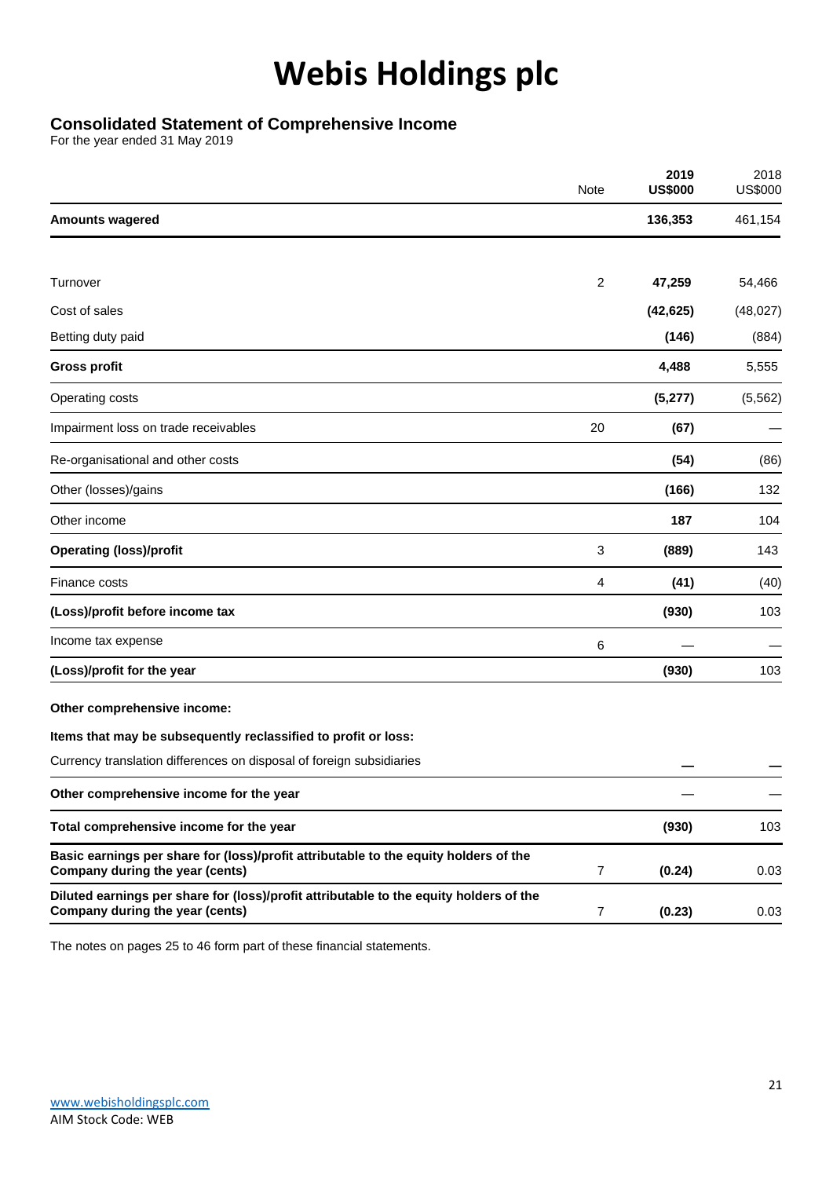# Webis Holdings plc

## Consolidated Statement of Comprehensive Income

For the year ended 31 May 2019

| | Note | **2019 US$000** | 2018 US$000 |
|---|---|---|---|
| **Amounts wagered** | | **136,353** | 461,154 |
| | | | |
| Turnover | 2 | **47,259** | 54,466 |
| Cost of sales | | **(42,625)** | (48,027) |
| Betting duty paid | | **(146)** | (884) |
| **Gross profit** | | **4,488** | 5,555 |
| Operating costs | | **(5,277)** | (5,562) |
| Impairment loss on trade receivables | 20 | **(67)** | — |
| Re-organisational and other costs | | **(54)** | (86) |
| Other (losses)/gains | | **(166)** | 132 |
| Other income | | **187** | 104 |
| **Operating (loss)/profit** | 3 | **(889)** | 143 |
| Finance costs | 4 | **(41)** | (40) |
| **(Loss)/profit before income tax** | | **(930)** | 103 |
| Income tax expense | 6 | — | — |
| **(Loss)/profit for the year** | | **(930)** | 103 |
| **Other comprehensive income:** | | | |
| **Items that may be subsequently reclassified to profit or loss:** | | | |
| Currency translation differences on disposal of foreign subsidiaries | | — | — |
| **Other comprehensive income for the year** | | — | — |
| **Total comprehensive income for the year** | | **(930)** | 103 |
| **Basic earnings per share for (loss)/profit attributable to the equity holders of the Company during the year (cents)** | 7 | **(0.24)** | 0.03 |
| **Diluted earnings per share for (loss)/profit attributable to the equity holders of the Company during the year (cents)** | 7 | **(0.23)** | 0.03 |

The notes on pages 25 to 46 form part of these financial statements.

www.webisholdingsplc.com
AIM Stock Code: WEB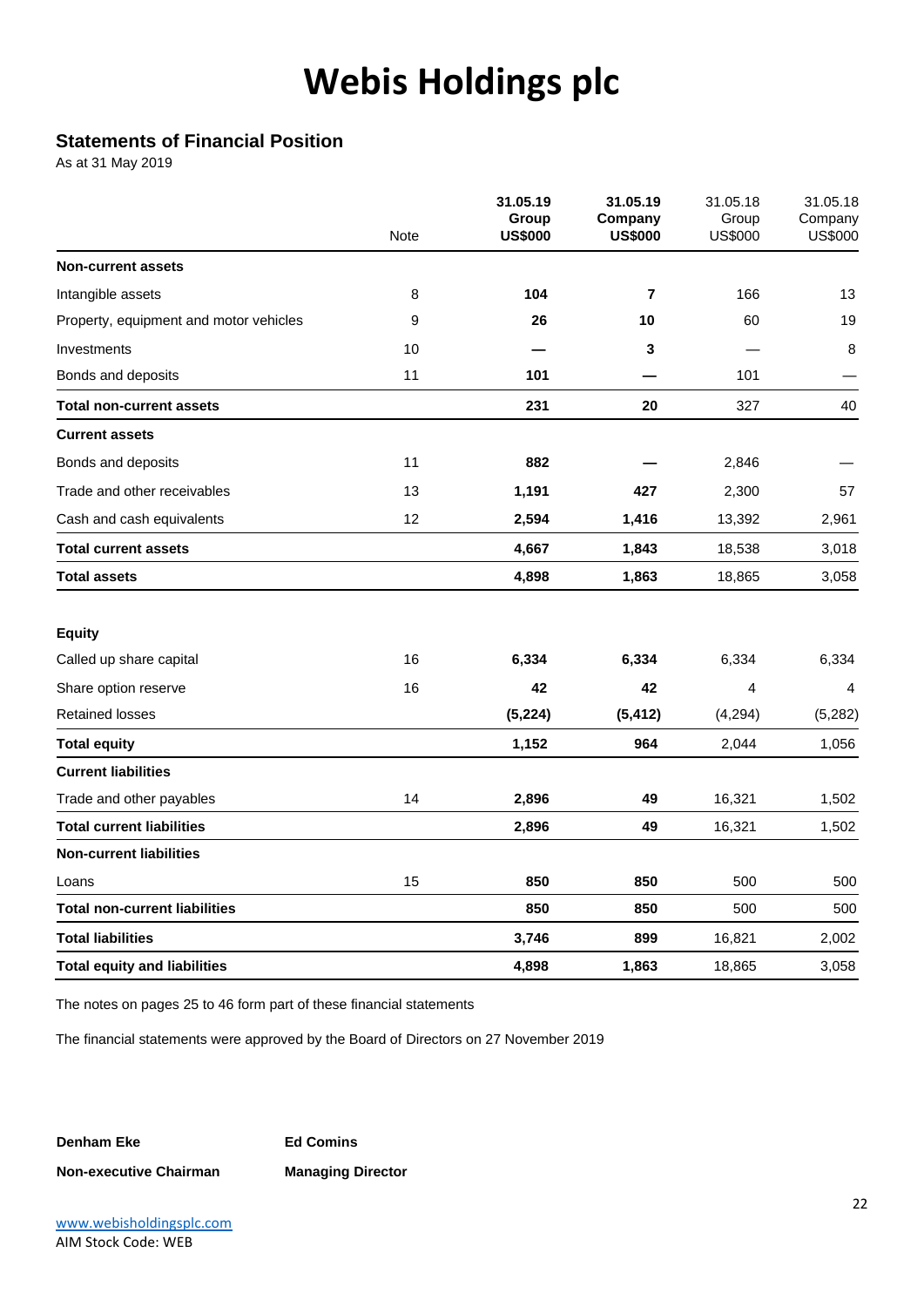# Webis Holdings plc

## Statements of Financial Position

As at 31 May 2019

| | Note | **31.05.19 Group US$000** | **31.05.19 Company US$000** | 31.05.18 Group US$000 | 31.05.18 Company US$000 |
|---|---|---|---|---|---|
| **Non-current assets** | | | | | |
| Intangible assets | 8 | **104** | **7** | 166 | 13 |
| Property, equipment and motor vehicles | 9 | **26** | **10** | 60 | 19 |
| Investments | 10 | **—** | **3** | — | 8 |
| Bonds and deposits | 11 | **101** | **—** | 101 | — |
| **Total non-current assets** | | **231** | **20** | 327 | 40 |
| **Current assets** | | | | | |
| Bonds and deposits | 11 | **882** | **—** | 2,846 | — |
| Trade and other receivables | 13 | **1,191** | **427** | 2,300 | 57 |
| Cash and cash equivalents | 12 | **2,594** | **1,416** | 13,392 | 2,961 |
| **Total current assets** | | **4,667** | **1,843** | 18,538 | 3,018 |
| **Total assets** | | **4,898** | **1,863** | 18,865 | 3,058 |
| | | | | | |
| **Equity** | | | | | |
| Called up share capital | 16 | **6,334** | **6,334** | 6,334 | 6,334 |
| Share option reserve | 16 | **42** | **42** | 4 | 4 |
| Retained losses | | **(5,224)** | **(5,412)** | (4,294) | (5,282) |
| **Total equity** | | **1,152** | **964** | 2,044 | 1,056 |
| **Current liabilities** | | | | | |
| Trade and other payables | 14 | **2,896** | **49** | 16,321 | 1,502 |
| **Total current liabilities** | | **2,896** | **49** | 16,321 | 1,502 |
| **Non-current liabilities** | | | | | |
| Loans | 15 | **850** | **850** | 500 | 500 |
| **Total non-current liabilities** | | **850** | **850** | 500 | 500 |
| **Total liabilities** | | **3,746** | **899** | 16,821 | 2,002 |
| **Total equity and liabilities** | | **4,898** | **1,863** | 18,865 | 3,058 |

The notes on pages 25 to 46 form part of these financial statements

The financial statements were approved by the Board of Directors on 27 November 2019

**Denham Eke** — **Non-executive Chairman**

**Ed Comins** — **Managing Director**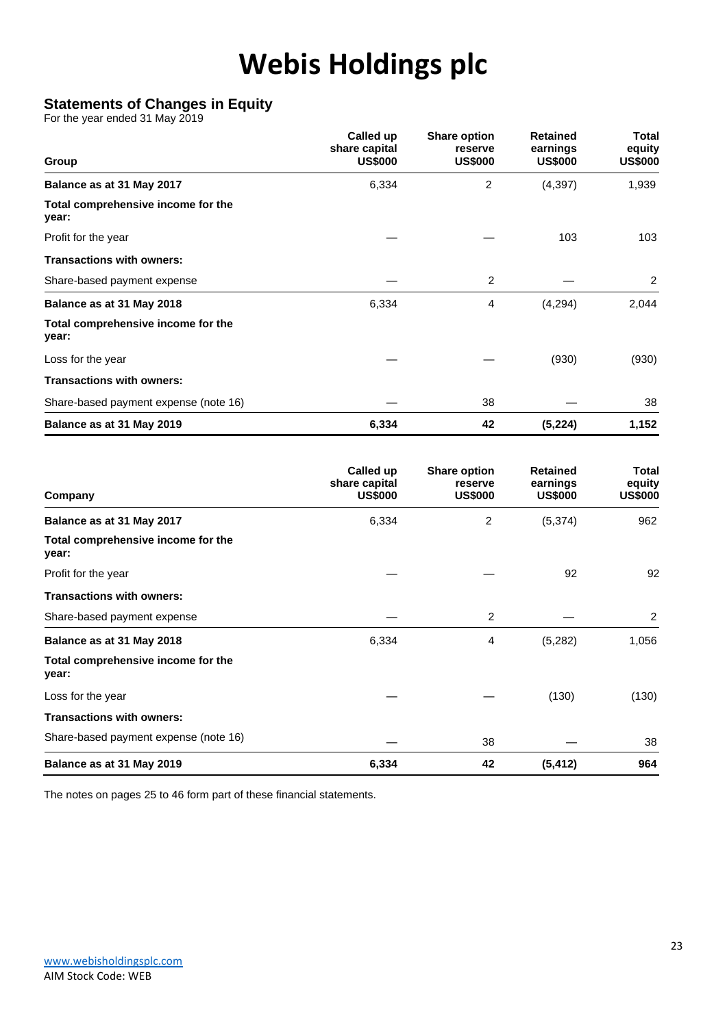# Webis Holdings plc

## Statements of Changes in Equity

For the year ended 31 May 2019

| Group | Called up share capital US$000 | Share option reserve US$000 | Retained earnings US$000 | Total equity US$000 |
|---|---|---|---|---|
| **Balance as at 31 May 2017** | 6,334 | 2 | (4,397) | 1,939 |
| **Total comprehensive income for the year:** | | | | |
| Profit for the year | — | — | 103 | 103 |
| **Transactions with owners:** | | | | |
| Share-based payment expense | — | 2 | — | 2 |
| **Balance as at 31 May 2018** | 6,334 | 4 | (4,294) | 2,044 |
| **Total comprehensive income for the year:** | | | | |
| Loss for the year | — | — | (930) | (930) |
| **Transactions with owners:** | | | | |
| Share-based payment expense (note 16) | — | 38 | — | 38 |
| **Balance as at 31 May 2019** | **6,334** | **42** | **(5,224)** | **1,152** |

| Company | Called up share capital US$000 | Share option reserve US$000 | Retained earnings US$000 | Total equity US$000 |
|---|---|---|---|---|
| **Balance as at 31 May 2017** | 6,334 | 2 | (5,374) | 962 |
| **Total comprehensive income for the year:** | | | | |
| Profit for the year | — | — | 92 | 92 |
| **Transactions with owners:** | | | | |
| Share-based payment expense | — | 2 | — | 2 |
| **Balance as at 31 May 2018** | 6,334 | 4 | (5,282) | 1,056 |
| **Total comprehensive income for the year:** | | | | |
| Loss for the year | — | — | (130) | (130) |
| **Transactions with owners:** | | | | |
| Share-based payment expense (note 16) | — | 38 | — | 38 |
| **Balance as at 31 May 2019** | **6,334** | **42** | **(5,412)** | **964** |

The notes on pages 25 to 46 form part of these financial statements.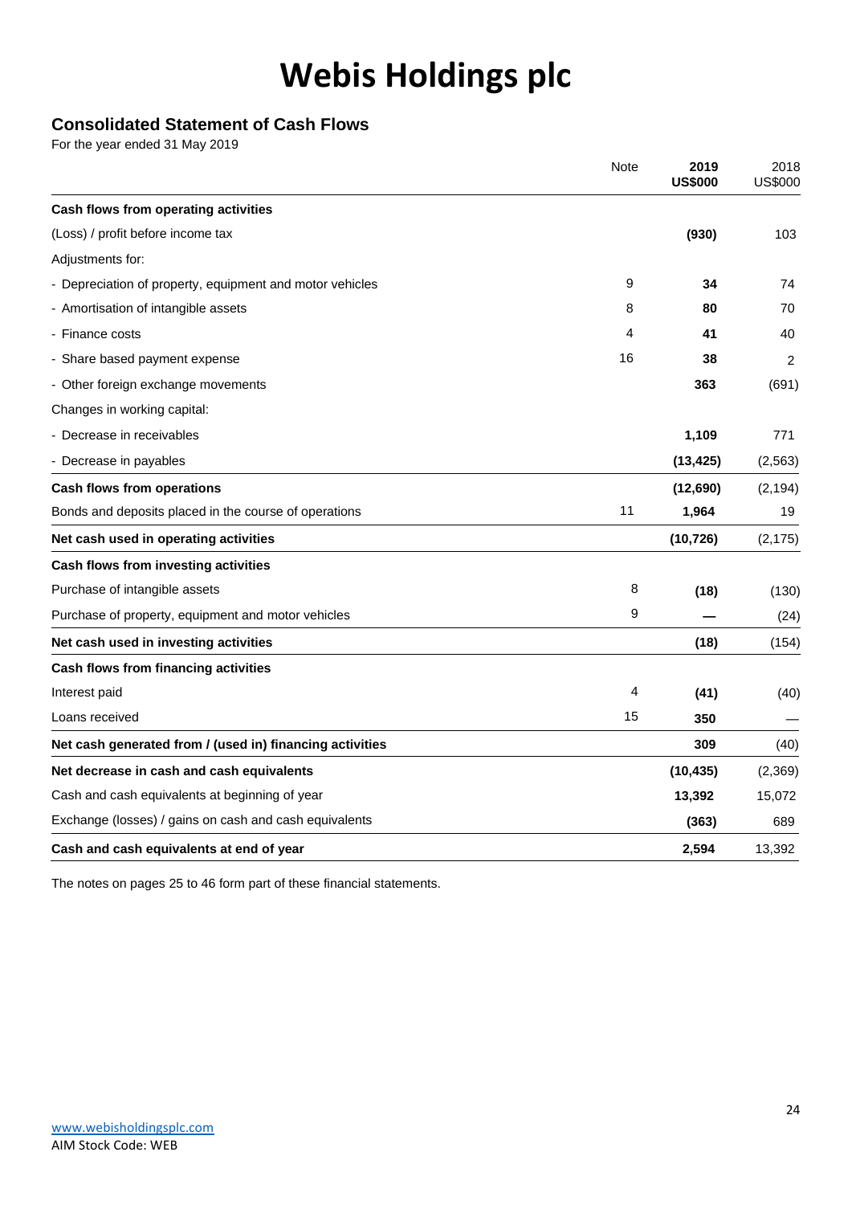# Webis Holdings plc

## Consolidated Statement of Cash Flows

For the year ended 31 May 2019

| | Note | 2019 US$000 | 2018 US$000 |
|---|---|---|---|
| **Cash flows from operating activities** | | | |
| (Loss) / profit before income tax | | **(930)** | 103 |
| Adjustments for: | | | |
| - Depreciation of property, equipment and motor vehicles | 9 | **34** | 74 |
| - Amortisation of intangible assets | 8 | **80** | 70 |
| - Finance costs | 4 | **41** | 40 |
| - Share based payment expense | 16 | **38** | 2 |
| - Other foreign exchange movements | | **363** | (691) |
| Changes in working capital: | | | |
| - Decrease in receivables | | **1,109** | 771 |
| - Decrease in payables | | **(13,425)** | (2,563) |
| **Cash flows from operations** | | **(12,690)** | (2,194) |
| Bonds and deposits placed in the course of operations | 11 | **1,964** | 19 |
| **Net cash used in operating activities** | | **(10,726)** | (2,175) |
| **Cash flows from investing activities** | | | |
| Purchase of intangible assets | 8 | **(18)** | (130) |
| Purchase of property, equipment and motor vehicles | 9 | **—** | (24) |
| **Net cash used in investing activities** | | **(18)** | (154) |
| **Cash flows from financing activities** | | | |
| Interest paid | 4 | **(41)** | (40) |
| Loans received | 15 | **350** | — |
| **Net cash generated from / (used in) financing activities** | | **309** | (40) |
| **Net decrease in cash and cash equivalents** | | **(10,435)** | (2,369) |
| Cash and cash equivalents at beginning of year | | **13,392** | 15,072 |
| Exchange (losses) / gains on cash and cash equivalents | | **(363)** | 689 |
| **Cash and cash equivalents at end of year** | | **2,594** | 13,392 |

The notes on pages 25 to 46 form part of these financial statements.

www.webisholdingsplc.com
AIM Stock Code: WEB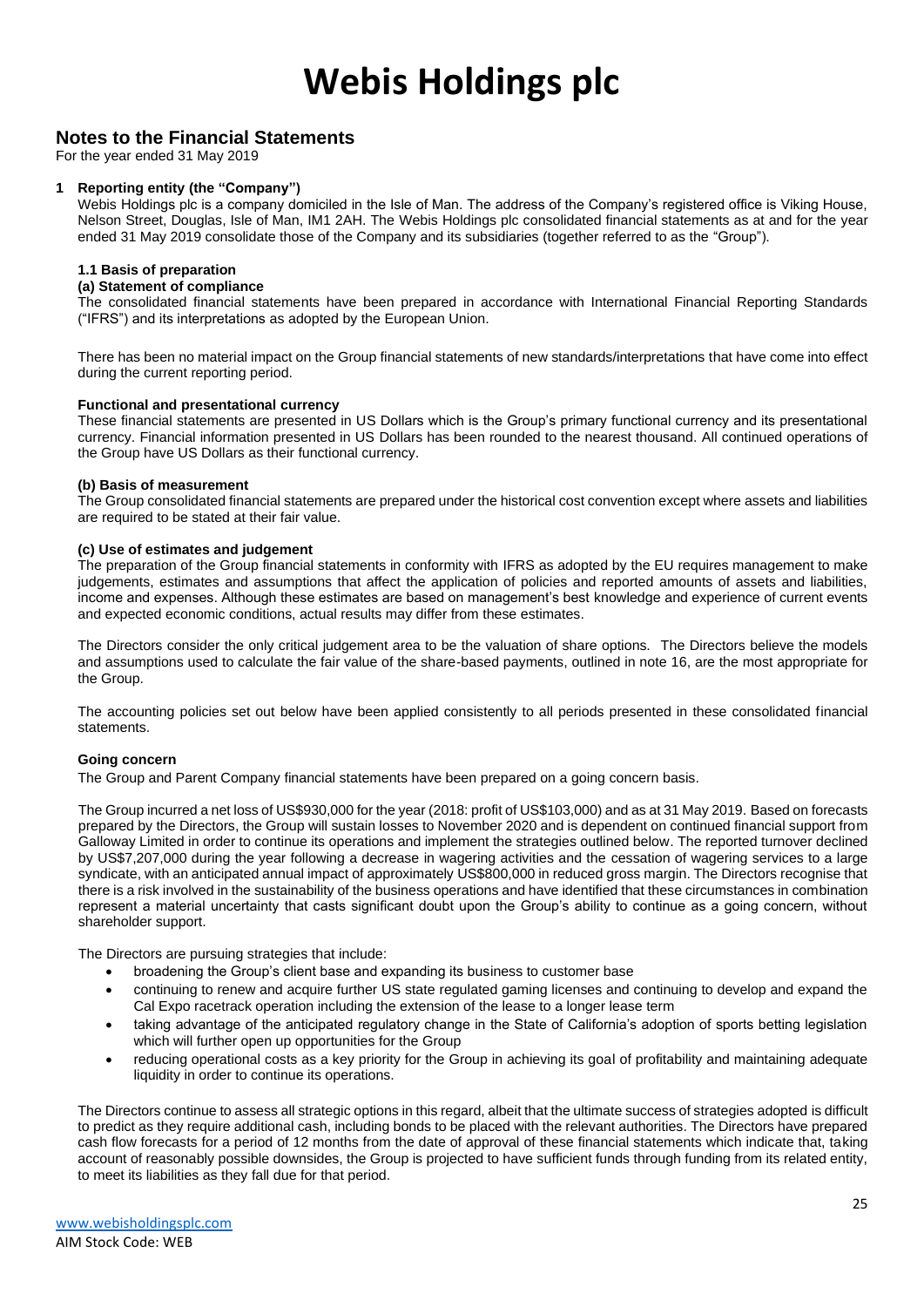# Webis Holdings plc

## Notes to the Financial Statements

For the year ended 31 May 2019

### 1 Reporting entity (the "Company")

Webis Holdings plc is a company domiciled in the Isle of Man. The address of the Company's registered office is Viking House, Nelson Street, Douglas, Isle of Man, IM1 2AH. The Webis Holdings plc consolidated financial statements as at and for the year ended 31 May 2019 consolidate those of the Company and its subsidiaries (together referred to as the "Group").

#### 1.1 Basis of preparation

**(a) Statement of compliance**

The consolidated financial statements have been prepared in accordance with International Financial Reporting Standards ("IFRS") and its interpretations as adopted by the European Union.

There has been no material impact on the Group financial statements of new standards/interpretations that have come into effect during the current reporting period.

**Functional and presentational currency**

These financial statements are presented in US Dollars which is the Group's primary functional currency and its presentational currency. Financial information presented in US Dollars has been rounded to the nearest thousand. All continued operations of the Group have US Dollars as their functional currency.

**(b) Basis of measurement**

The Group consolidated financial statements are prepared under the historical cost convention except where assets and liabilities are required to be stated at their fair value.

**(c) Use of estimates and judgement**

The preparation of the Group financial statements in conformity with IFRS as adopted by the EU requires management to make judgements, estimates and assumptions that affect the application of policies and reported amounts of assets and liabilities, income and expenses. Although these estimates are based on management's best knowledge and experience of current events and expected economic conditions, actual results may differ from these estimates.

The Directors consider the only critical judgement area to be the valuation of share options. The Directors believe the models and assumptions used to calculate the fair value of the share-based payments, outlined in note 16, are the most appropriate for the Group.

The accounting policies set out below have been applied consistently to all periods presented in these consolidated financial statements.

**Going concern**

The Group and Parent Company financial statements have been prepared on a going concern basis.

The Group incurred a net loss of US$930,000 for the year (2018: profit of US$103,000) and as at 31 May 2019. Based on forecasts prepared by the Directors, the Group will sustain losses to November 2020 and is dependent on continued financial support from Galloway Limited in order to continue its operations and implement the strategies outlined below. The reported turnover declined by US$7,207,000 during the year following a decrease in wagering activities and the cessation of wagering services to a large syndicate, with an anticipated annual impact of approximately US$800,000 in reduced gross margin. The Directors recognise that there is a risk involved in the sustainability of the business operations and have identified that these circumstances in combination represent a material uncertainty that casts significant doubt upon the Group's ability to continue as a going concern, without shareholder support.

The Directors are pursuing strategies that include:

- broadening the Group's client base and expanding its business to customer base
- continuing to renew and acquire further US state regulated gaming licenses and continuing to develop and expand the Cal Expo racetrack operation including the extension of the lease to a longer lease term
- taking advantage of the anticipated regulatory change in the State of California's adoption of sports betting legislation which will further open up opportunities for the Group
- reducing operational costs as a key priority for the Group in achieving its goal of profitability and maintaining adequate liquidity in order to continue its operations.

The Directors continue to assess all strategic options in this regard, albeit that the ultimate success of strategies adopted is difficult to predict as they require additional cash, including bonds to be placed with the relevant authorities. The Directors have prepared cash flow forecasts for a period of 12 months from the date of approval of these financial statements which indicate that, taking account of reasonably possible downsides, the Group is projected to have sufficient funds through funding from its related entity, to meet its liabilities as they fall due for that period.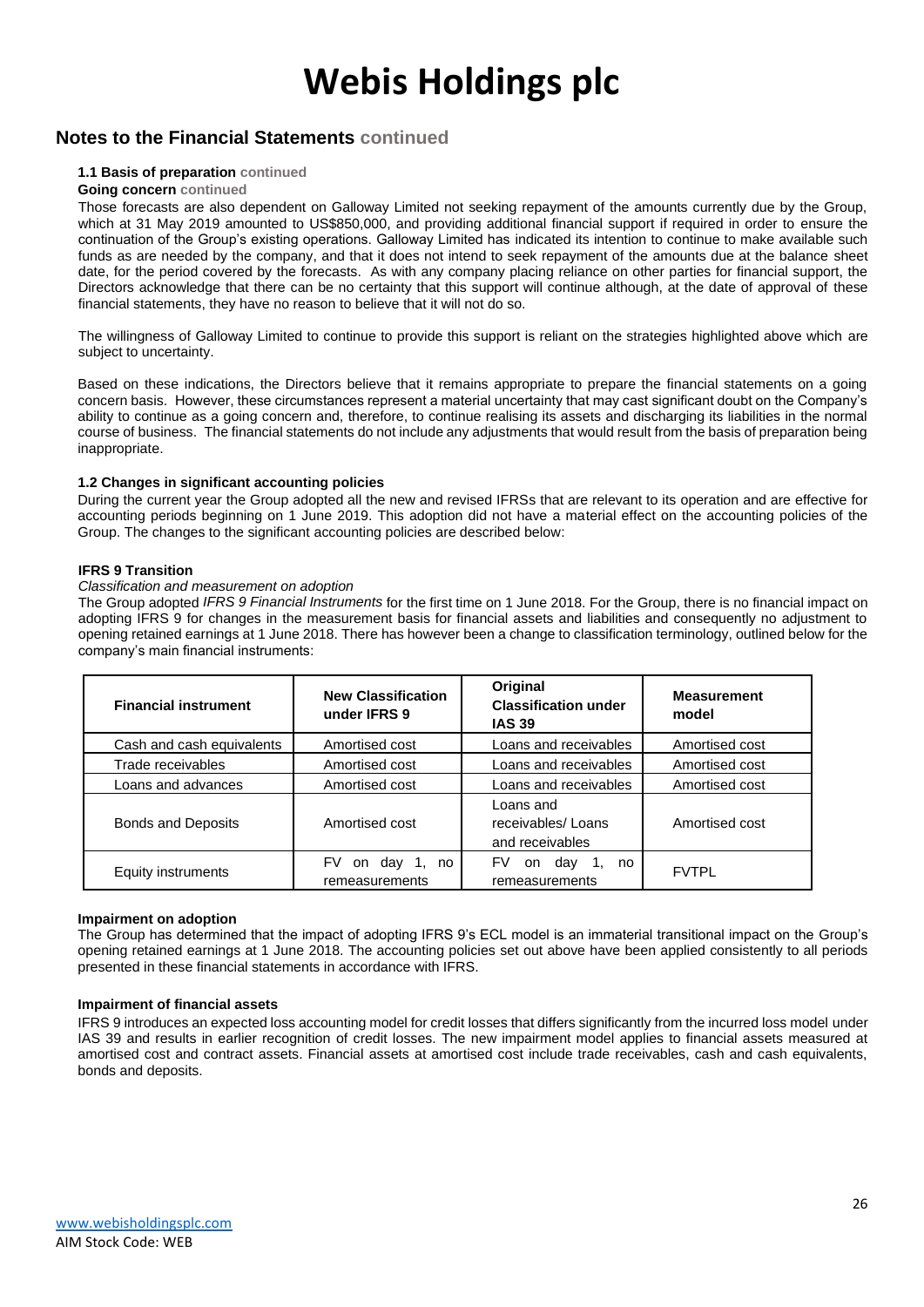# Notes to the Financial Statements continued

### 1.1 Basis of preparation continued

**Going concern continued**

Those forecasts are also dependent on Galloway Limited not seeking repayment of the amounts currently due by the Group, which at 31 May 2019 amounted to US$850,000, and providing additional financial support if required in order to ensure the continuation of the Group's existing operations. Galloway Limited has indicated its intention to continue to make available such funds as are needed by the company, and that it does not intend to seek repayment of the amounts due at the balance sheet date, for the period covered by the forecasts. As with any company placing reliance on other parties for financial support, the Directors acknowledge that there can be no certainty that this support will continue although, at the date of approval of these financial statements, they have no reason to believe that it will not do so.

The willingness of Galloway Limited to continue to provide this support is reliant on the strategies highlighted above which are subject to uncertainty.

Based on these indications, the Directors believe that it remains appropriate to prepare the financial statements on a going concern basis. However, these circumstances represent a material uncertainty that may cast significant doubt on the Company's ability to continue as a going concern and, therefore, to continue realising its assets and discharging its liabilities in the normal course of business. The financial statements do not include any adjustments that would result from the basis of preparation being inappropriate.

### 1.2 Changes in significant accounting policies

During the current year the Group adopted all the new and revised IFRSs that are relevant to its operation and are effective for accounting periods beginning on 1 June 2019. This adoption did not have a material effect on the accounting policies of the Group. The changes to the significant accounting policies are described below:

**IFRS 9 Transition**

*Classification and measurement on adoption*

The Group adopted *IFRS 9 Financial Instruments* for the first time on 1 June 2018. For the Group, there is no financial impact on adopting IFRS 9 for changes in the measurement basis for financial assets and liabilities and consequently no adjustment to opening retained earnings at 1 June 2018. There has however been a change to classification terminology, outlined below for the company's main financial instruments:

| Financial instrument | New Classification under IFRS 9 | Original Classification under IAS 39 | Measurement model |
|---|---|---|---|
| Cash and cash equivalents | Amortised cost | Loans and receivables | Amortised cost |
| Trade receivables | Amortised cost | Loans and receivables | Amortised cost |
| Loans and advances | Amortised cost | Loans and receivables | Amortised cost |
| Bonds and Deposits | Amortised cost | Loans and receivables/ Loans and receivables | Amortised cost |
| Equity instruments | FV on day 1, no remeasurements | FV on day 1, no remeasurements | FVTPL |

**Impairment on adoption**

The Group has determined that the impact of adopting IFRS 9's ECL model is an immaterial transitional impact on the Group's opening retained earnings at 1 June 2018. The accounting policies set out above have been applied consistently to all periods presented in these financial statements in accordance with IFRS.

**Impairment of financial assets**

IFRS 9 introduces an expected loss accounting model for credit losses that differs significantly from the incurred loss model under IAS 39 and results in earlier recognition of credit losses. The new impairment model applies to financial assets measured at amortised cost and contract assets. Financial assets at amortised cost include trade receivables, cash and cash equivalents, bonds and deposits.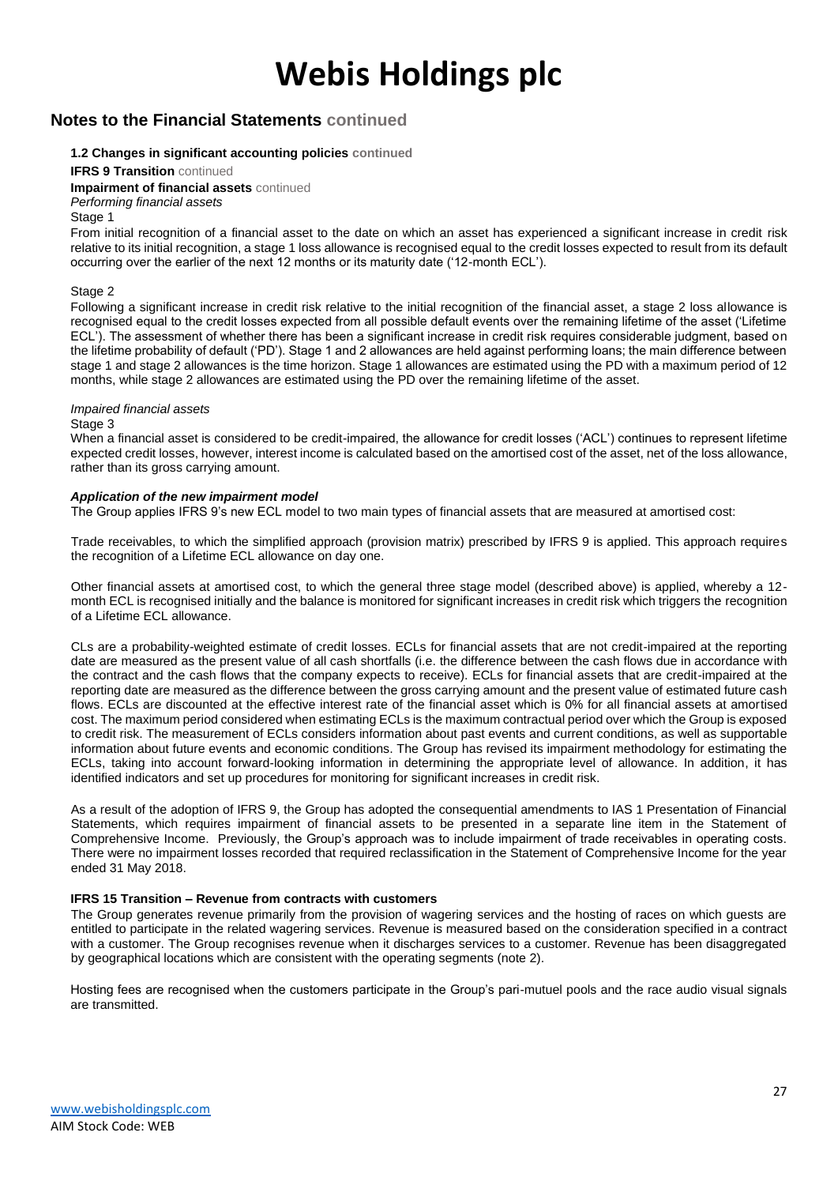# Webis Holdings plc

## Notes to the Financial Statements continued

**1.2 Changes in significant accounting policies continued**

**IFRS 9 Transition** continued

**Impairment of financial assets** continued

*Performing financial assets*

Stage 1

From initial recognition of a financial asset to the date on which an asset has experienced a significant increase in credit risk relative to its initial recognition, a stage 1 loss allowance is recognised equal to the credit losses expected to result from its default occurring over the earlier of the next 12 months or its maturity date ('12-month ECL').

Stage 2

Following a significant increase in credit risk relative to the initial recognition of the financial asset, a stage 2 loss allowance is recognised equal to the credit losses expected from all possible default events over the remaining lifetime of the asset ('Lifetime ECL'). The assessment of whether there has been a significant increase in credit risk requires considerable judgment, based on the lifetime probability of default ('PD'). Stage 1 and 2 allowances are held against performing loans; the main difference between stage 1 and stage 2 allowances is the time horizon. Stage 1 allowances are estimated using the PD with a maximum period of 12 months, while stage 2 allowances are estimated using the PD over the remaining lifetime of the asset.

*Impaired financial assets*

Stage 3

When a financial asset is considered to be credit-impaired, the allowance for credit losses ('ACL') continues to represent lifetime expected credit losses, however, interest income is calculated based on the amortised cost of the asset, net of the loss allowance, rather than its gross carrying amount.

***Application of the new impairment model***

The Group applies IFRS 9's new ECL model to two main types of financial assets that are measured at amortised cost:

Trade receivables, to which the simplified approach (provision matrix) prescribed by IFRS 9 is applied. This approach requires the recognition of a Lifetime ECL allowance on day one.

Other financial assets at amortised cost, to which the general three stage model (described above) is applied, whereby a 12-month ECL is recognised initially and the balance is monitored for significant increases in credit risk which triggers the recognition of a Lifetime ECL allowance.

CLs are a probability-weighted estimate of credit losses. ECLs for financial assets that are not credit-impaired at the reporting date are measured as the present value of all cash shortfalls (i.e. the difference between the cash flows due in accordance with the contract and the cash flows that the company expects to receive). ECLs for financial assets that are credit-impaired at the reporting date are measured as the difference between the gross carrying amount and the present value of estimated future cash flows. ECLs are discounted at the effective interest rate of the financial asset which is 0% for all financial assets at amortised cost. The maximum period considered when estimating ECLs is the maximum contractual period over which the Group is exposed to credit risk. The measurement of ECLs considers information about past events and current conditions, as well as supportable information about future events and economic conditions. The Group has revised its impairment methodology for estimating the ECLs, taking into account forward-looking information in determining the appropriate level of allowance. In addition, it has identified indicators and set up procedures for monitoring for significant increases in credit risk.

As a result of the adoption of IFRS 9, the Group has adopted the consequential amendments to IAS 1 Presentation of Financial Statements, which requires impairment of financial assets to be presented in a separate line item in the Statement of Comprehensive Income. Previously, the Group's approach was to include impairment of trade receivables in operating costs. There were no impairment losses recorded that required reclassification in the Statement of Comprehensive Income for the year ended 31 May 2018.

**IFRS 15 Transition – Revenue from contracts with customers**

The Group generates revenue primarily from the provision of wagering services and the hosting of races on which guests are entitled to participate in the related wagering services. Revenue is measured based on the consideration specified in a contract with a customer. The Group recognises revenue when it discharges services to a customer. Revenue has been disaggregated by geographical locations which are consistent with the operating segments (note 2).

Hosting fees are recognised when the customers participate in the Group's pari-mutuel pools and the race audio visual signals are transmitted.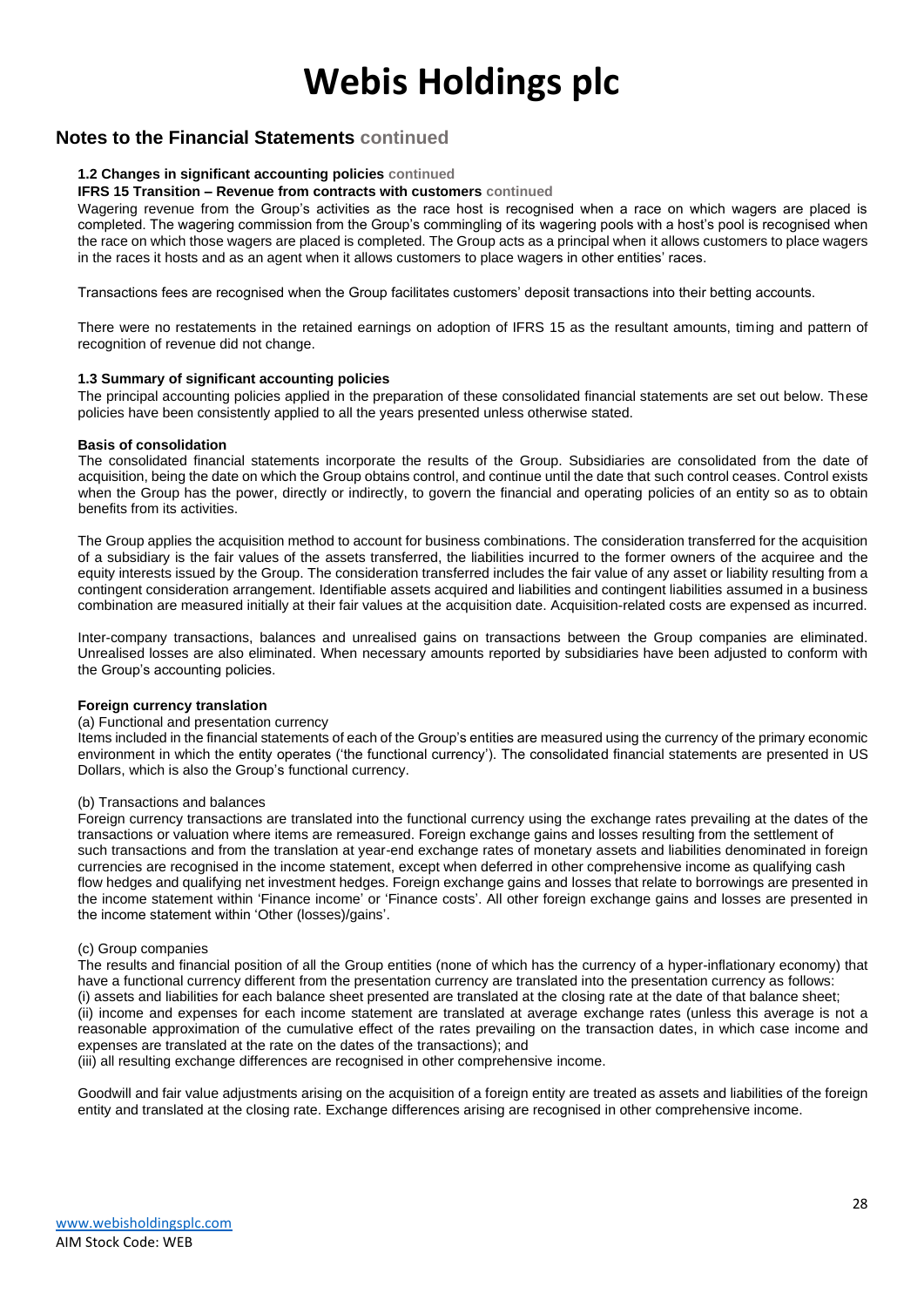## Notes to the Financial Statements continued

**1.2 Changes in significant accounting policies continued**

**IFRS 15 Transition – Revenue from contracts with customers continued**

Wagering revenue from the Group's activities as the race host is recognised when a race on which wagers are placed is completed. The wagering commission from the Group's commingling of its wagering pools with a host's pool is recognised when the race on which those wagers are placed is completed. The Group acts as a principal when it allows customers to place wagers in the races it hosts and as an agent when it allows customers to place wagers in other entities' races.

Transactions fees are recognised when the Group facilitates customers' deposit transactions into their betting accounts.

There were no restatements in the retained earnings on adoption of IFRS 15 as the resultant amounts, timing and pattern of recognition of revenue did not change.

**1.3 Summary of significant accounting policies**

The principal accounting policies applied in the preparation of these consolidated financial statements are set out below. These policies have been consistently applied to all the years presented unless otherwise stated.

**Basis of consolidation**

The consolidated financial statements incorporate the results of the Group. Subsidiaries are consolidated from the date of acquisition, being the date on which the Group obtains control, and continue until the date that such control ceases. Control exists when the Group has the power, directly or indirectly, to govern the financial and operating policies of an entity so as to obtain benefits from its activities.

The Group applies the acquisition method to account for business combinations. The consideration transferred for the acquisition of a subsidiary is the fair values of the assets transferred, the liabilities incurred to the former owners of the acquiree and the equity interests issued by the Group. The consideration transferred includes the fair value of any asset or liability resulting from a contingent consideration arrangement. Identifiable assets acquired and liabilities and contingent liabilities assumed in a business combination are measured initially at their fair values at the acquisition date. Acquisition-related costs are expensed as incurred.

Inter-company transactions, balances and unrealised gains on transactions between the Group companies are eliminated. Unrealised losses are also eliminated. When necessary amounts reported by subsidiaries have been adjusted to conform with the Group's accounting policies.

**Foreign currency translation**

(a) Functional and presentation currency

Items included in the financial statements of each of the Group's entities are measured using the currency of the primary economic environment in which the entity operates ('the functional currency'). The consolidated financial statements are presented in US Dollars, which is also the Group's functional currency.

(b) Transactions and balances

Foreign currency transactions are translated into the functional currency using the exchange rates prevailing at the dates of the transactions or valuation where items are remeasured. Foreign exchange gains and losses resulting from the settlement of such transactions and from the translation at year-end exchange rates of monetary assets and liabilities denominated in foreign currencies are recognised in the income statement, except when deferred in other comprehensive income as qualifying cash flow hedges and qualifying net investment hedges. Foreign exchange gains and losses that relate to borrowings are presented in the income statement within 'Finance income' or 'Finance costs'. All other foreign exchange gains and losses are presented in the income statement within 'Other (losses)/gains'.

(c) Group companies

The results and financial position of all the Group entities (none of which has the currency of a hyper-inflationary economy) that have a functional currency different from the presentation currency are translated into the presentation currency as follows:

(i) assets and liabilities for each balance sheet presented are translated at the closing rate at the date of that balance sheet;

(ii) income and expenses for each income statement are translated at average exchange rates (unless this average is not a reasonable approximation of the cumulative effect of the rates prevailing on the transaction dates, in which case income and expenses are translated at the rate on the dates of the transactions); and

(iii) all resulting exchange differences are recognised in other comprehensive income.

Goodwill and fair value adjustments arising on the acquisition of a foreign entity are treated as assets and liabilities of the foreign entity and translated at the closing rate. Exchange differences arising are recognised in other comprehensive income.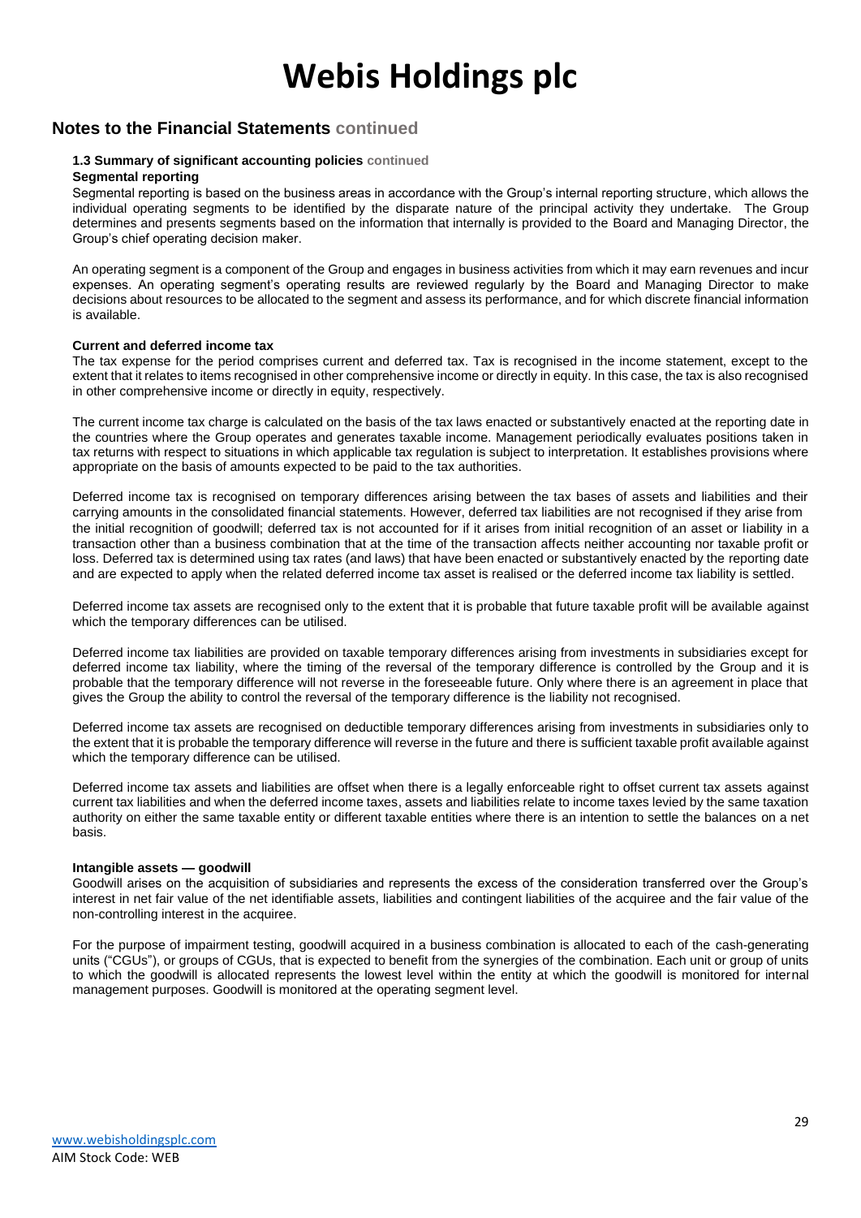# Webis Holdings plc

## Notes to the Financial Statements continued

### 1.3 Summary of significant accounting policies continued

**Segmental reporting**

Segmental reporting is based on the business areas in accordance with the Group's internal reporting structure, which allows the individual operating segments to be identified by the disparate nature of the principal activity they undertake. The Group determines and presents segments based on the information that internally is provided to the Board and Managing Director, the Group's chief operating decision maker.

An operating segment is a component of the Group and engages in business activities from which it may earn revenues and incur expenses. An operating segment's operating results are reviewed regularly by the Board and Managing Director to make decisions about resources to be allocated to the segment and assess its performance, and for which discrete financial information is available.

**Current and deferred income tax**

The tax expense for the period comprises current and deferred tax. Tax is recognised in the income statement, except to the extent that it relates to items recognised in other comprehensive income or directly in equity. In this case, the tax is also recognised in other comprehensive income or directly in equity, respectively.

The current income tax charge is calculated on the basis of the tax laws enacted or substantively enacted at the reporting date in the countries where the Group operates and generates taxable income. Management periodically evaluates positions taken in tax returns with respect to situations in which applicable tax regulation is subject to interpretation. It establishes provisions where appropriate on the basis of amounts expected to be paid to the tax authorities.

Deferred income tax is recognised on temporary differences arising between the tax bases of assets and liabilities and their carrying amounts in the consolidated financial statements. However, deferred tax liabilities are not recognised if they arise from the initial recognition of goodwill; deferred tax is not accounted for if it arises from initial recognition of an asset or liability in a transaction other than a business combination that at the time of the transaction affects neither accounting nor taxable profit or loss. Deferred tax is determined using tax rates (and laws) that have been enacted or substantively enacted by the reporting date and are expected to apply when the related deferred income tax asset is realised or the deferred income tax liability is settled.

Deferred income tax assets are recognised only to the extent that it is probable that future taxable profit will be available against which the temporary differences can be utilised.

Deferred income tax liabilities are provided on taxable temporary differences arising from investments in subsidiaries except for deferred income tax liability, where the timing of the reversal of the temporary difference is controlled by the Group and it is probable that the temporary difference will not reverse in the foreseeable future. Only where there is an agreement in place that gives the Group the ability to control the reversal of the temporary difference is the liability not recognised.

Deferred income tax assets are recognised on deductible temporary differences arising from investments in subsidiaries only to the extent that it is probable the temporary difference will reverse in the future and there is sufficient taxable profit available against which the temporary difference can be utilised.

Deferred income tax assets and liabilities are offset when there is a legally enforceable right to offset current tax assets against current tax liabilities and when the deferred income taxes, assets and liabilities relate to income taxes levied by the same taxation authority on either the same taxable entity or different taxable entities where there is an intention to settle the balances on a net basis.

**Intangible assets — goodwill**

Goodwill arises on the acquisition of subsidiaries and represents the excess of the consideration transferred over the Group's interest in net fair value of the net identifiable assets, liabilities and contingent liabilities of the acquiree and the fair value of the non-controlling interest in the acquiree.

For the purpose of impairment testing, goodwill acquired in a business combination is allocated to each of the cash-generating units ("CGUs"), or groups of CGUs, that is expected to benefit from the synergies of the combination. Each unit or group of units to which the goodwill is allocated represents the lowest level within the entity at which the goodwill is monitored for internal management purposes. Goodwill is monitored at the operating segment level.

www.webisholdingsplc.com
AIM Stock Code: WEB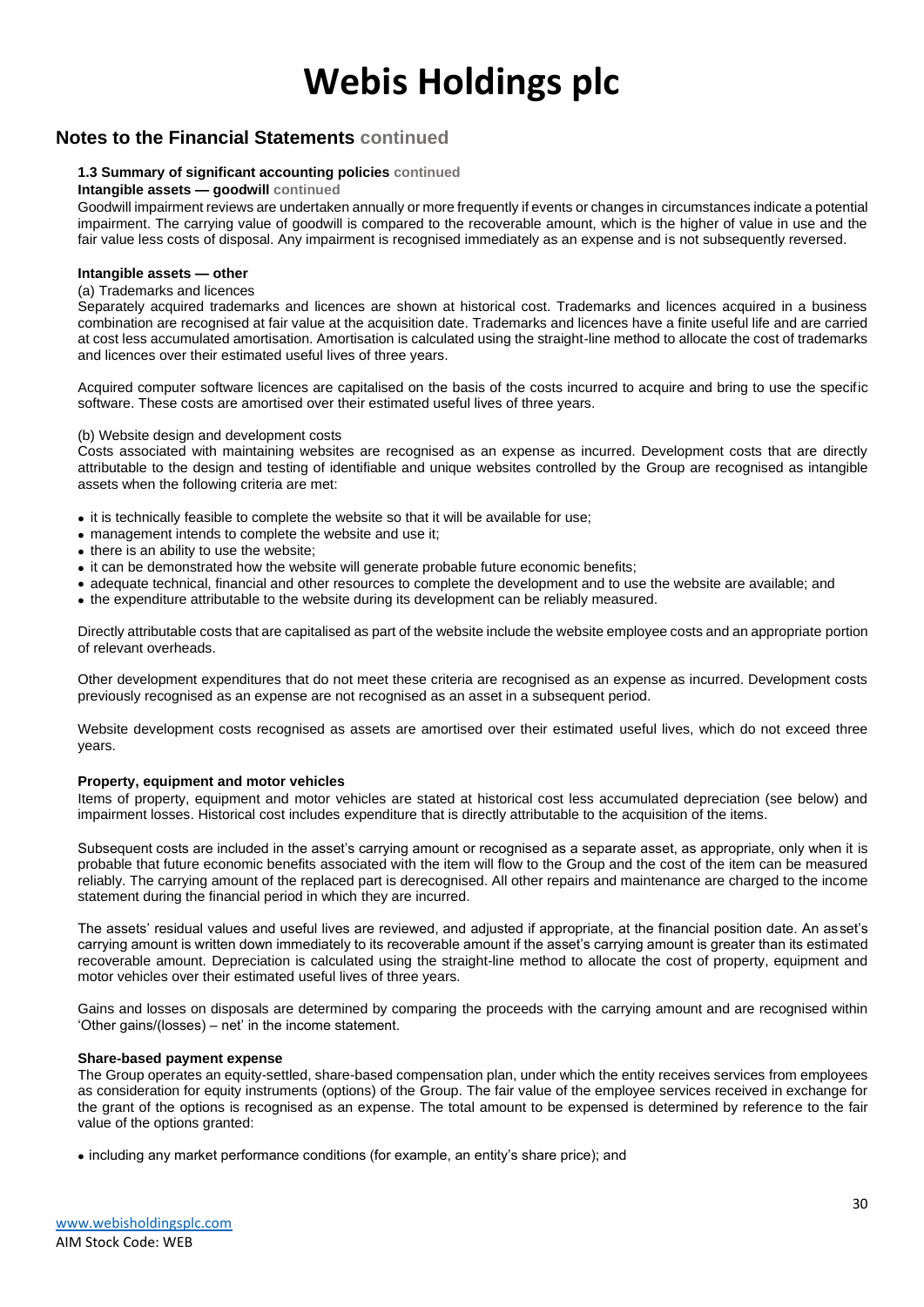## Notes to the Financial Statements continued

### 1.3 Summary of significant accounting policies continued

**Intangible assets — goodwill continued**

Goodwill impairment reviews are undertaken annually or more frequently if events or changes in circumstances indicate a potential impairment. The carrying value of goodwill is compared to the recoverable amount, which is the higher of value in use and the fair value less costs of disposal. Any impairment is recognised immediately as an expense and is not subsequently reversed.

**Intangible assets — other**

(a) Trademarks and licences

Separately acquired trademarks and licences are shown at historical cost. Trademarks and licences acquired in a business combination are recognised at fair value at the acquisition date. Trademarks and licences have a finite useful life and are carried at cost less accumulated amortisation. Amortisation is calculated using the straight-line method to allocate the cost of trademarks and licences over their estimated useful lives of three years.

Acquired computer software licences are capitalised on the basis of the costs incurred to acquire and bring to use the specific software. These costs are amortised over their estimated useful lives of three years.

(b) Website design and development costs

Costs associated with maintaining websites are recognised as an expense as incurred. Development costs that are directly attributable to the design and testing of identifiable and unique websites controlled by the Group are recognised as intangible assets when the following criteria are met:

- it is technically feasible to complete the website so that it will be available for use;
- management intends to complete the website and use it;
- there is an ability to use the website;
- it can be demonstrated how the website will generate probable future economic benefits;
- adequate technical, financial and other resources to complete the development and to use the website are available; and
- the expenditure attributable to the website during its development can be reliably measured.

Directly attributable costs that are capitalised as part of the website include the website employee costs and an appropriate portion of relevant overheads.

Other development expenditures that do not meet these criteria are recognised as an expense as incurred. Development costs previously recognised as an expense are not recognised as an asset in a subsequent period.

Website development costs recognised as assets are amortised over their estimated useful lives, which do not exceed three years.

**Property, equipment and motor vehicles**

Items of property, equipment and motor vehicles are stated at historical cost less accumulated depreciation (see below) and impairment losses. Historical cost includes expenditure that is directly attributable to the acquisition of the items.

Subsequent costs are included in the asset's carrying amount or recognised as a separate asset, as appropriate, only when it is probable that future economic benefits associated with the item will flow to the Group and the cost of the item can be measured reliably. The carrying amount of the replaced part is derecognised. All other repairs and maintenance are charged to the income statement during the financial period in which they are incurred.

The assets' residual values and useful lives are reviewed, and adjusted if appropriate, at the financial position date. An asset's carrying amount is written down immediately to its recoverable amount if the asset's carrying amount is greater than its estimated recoverable amount. Depreciation is calculated using the straight-line method to allocate the cost of property, equipment and motor vehicles over their estimated useful lives of three years.

Gains and losses on disposals are determined by comparing the proceeds with the carrying amount and are recognised within 'Other gains/(losses) – net' in the income statement.

**Share-based payment expense**

The Group operates an equity-settled, share-based compensation plan, under which the entity receives services from employees as consideration for equity instruments (options) of the Group. The fair value of the employee services received in exchange for the grant of the options is recognised as an expense. The total amount to be expensed is determined by reference to the fair value of the options granted:

- including any market performance conditions (for example, an entity's share price); and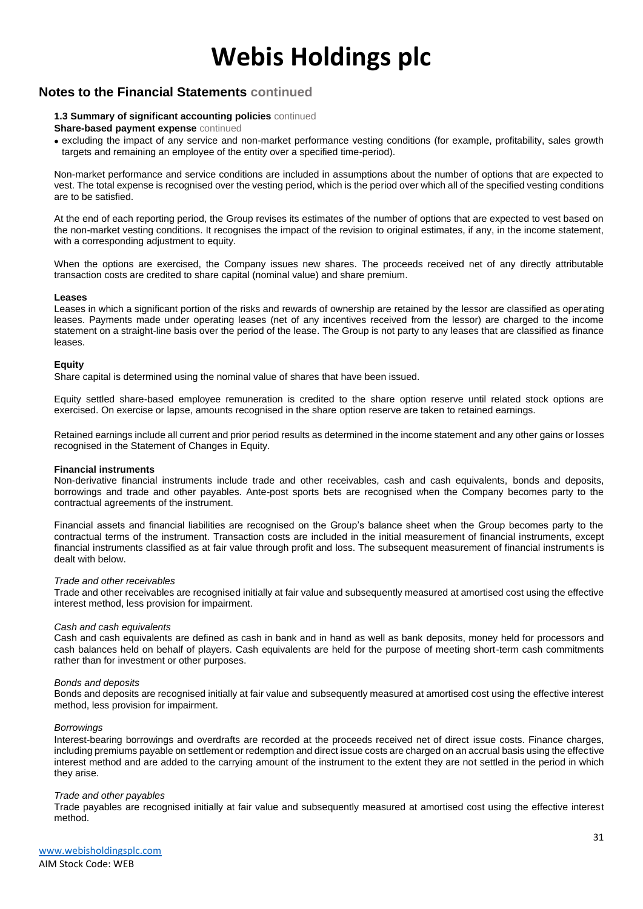## Notes to the Financial Statements continued

**1.3 Summary of significant accounting policies** continued

**Share-based payment expense** continued

- excluding the impact of any service and non-market performance vesting conditions (for example, profitability, sales growth targets and remaining an employee of the entity over a specified time-period).

Non-market performance and service conditions are included in assumptions about the number of options that are expected to vest. The total expense is recognised over the vesting period, which is the period over which all of the specified vesting conditions are to be satisfied.

At the end of each reporting period, the Group revises its estimates of the number of options that are expected to vest based on the non-market vesting conditions. It recognises the impact of the revision to original estimates, if any, in the income statement, with a corresponding adjustment to equity.

When the options are exercised, the Company issues new shares. The proceeds received net of any directly attributable transaction costs are credited to share capital (nominal value) and share premium.

**Leases**

Leases in which a significant portion of the risks and rewards of ownership are retained by the lessor are classified as operating leases. Payments made under operating leases (net of any incentives received from the lessor) are charged to the income statement on a straight-line basis over the period of the lease. The Group is not party to any leases that are classified as finance leases.

**Equity**

Share capital is determined using the nominal value of shares that have been issued.

Equity settled share-based employee remuneration is credited to the share option reserve until related stock options are exercised. On exercise or lapse, amounts recognised in the share option reserve are taken to retained earnings.

Retained earnings include all current and prior period results as determined in the income statement and any other gains or losses recognised in the Statement of Changes in Equity.

**Financial instruments**

Non-derivative financial instruments include trade and other receivables, cash and cash equivalents, bonds and deposits, borrowings and trade and other payables. Ante-post sports bets are recognised when the Company becomes party to the contractual agreements of the instrument.

Financial assets and financial liabilities are recognised on the Group's balance sheet when the Group becomes party to the contractual terms of the instrument. Transaction costs are included in the initial measurement of financial instruments, except financial instruments classified as at fair value through profit and loss. The subsequent measurement of financial instruments is dealt with below.

*Trade and other receivables*

Trade and other receivables are recognised initially at fair value and subsequently measured at amortised cost using the effective interest method, less provision for impairment.

*Cash and cash equivalents*

Cash and cash equivalents are defined as cash in bank and in hand as well as bank deposits, money held for processors and cash balances held on behalf of players. Cash equivalents are held for the purpose of meeting short-term cash commitments rather than for investment or other purposes.

*Bonds and deposits*

Bonds and deposits are recognised initially at fair value and subsequently measured at amortised cost using the effective interest method, less provision for impairment.

*Borrowings*

Interest-bearing borrowings and overdrafts are recorded at the proceeds received net of direct issue costs. Finance charges, including premiums payable on settlement or redemption and direct issue costs are charged on an accrual basis using the effective interest method and are added to the carrying amount of the instrument to the extent they are not settled in the period in which they arise.

*Trade and other payables*

Trade payables are recognised initially at fair value and subsequently measured at amortised cost using the effective interest method.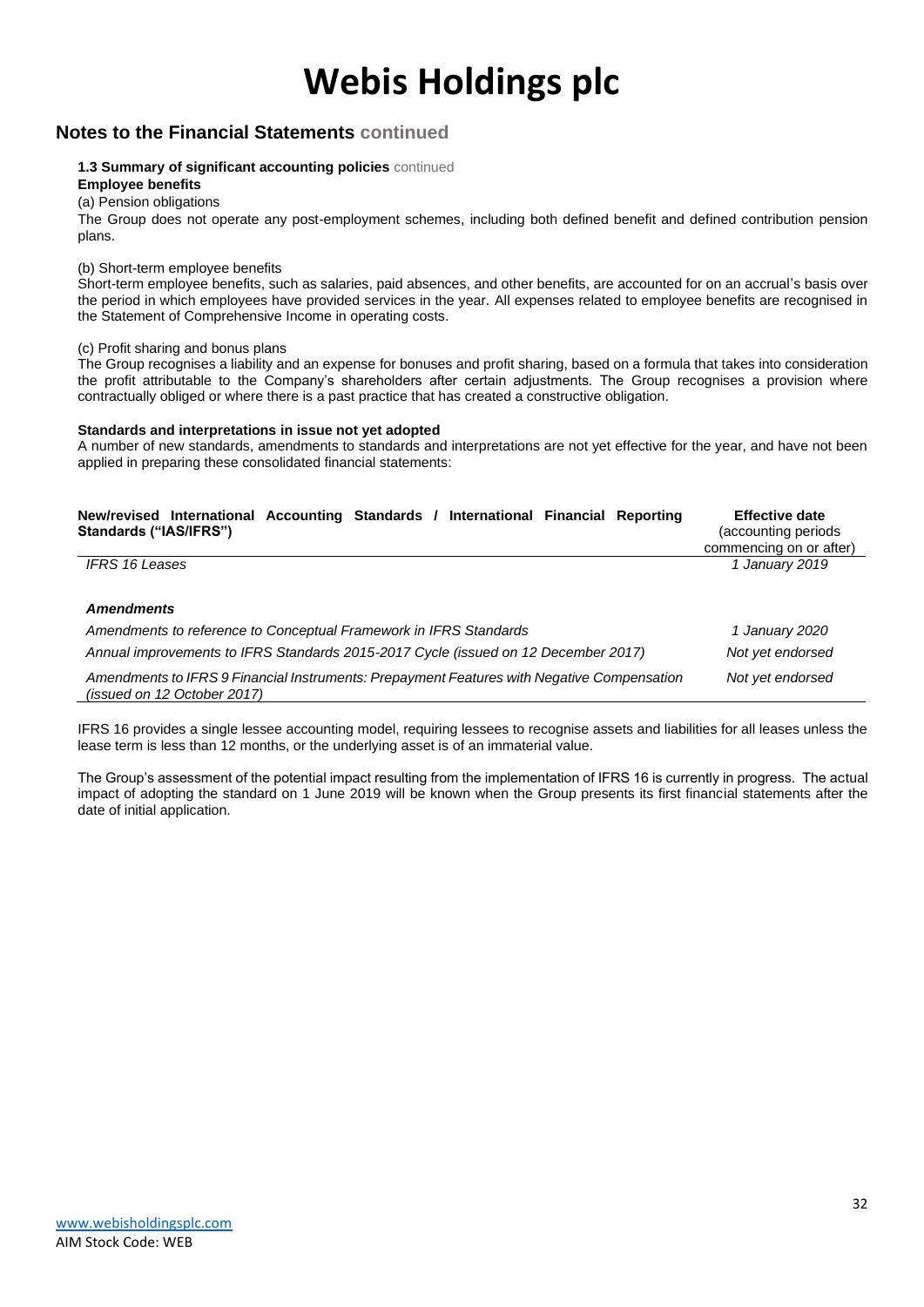## Notes to the Financial Statements continued

**1.3 Summary of significant accounting policies** continued

**Employee benefits**

(a) Pension obligations

The Group does not operate any post-employment schemes, including both defined benefit and defined contribution pension plans.

(b) Short-term employee benefits

Short-term employee benefits, such as salaries, paid absences, and other benefits, are accounted for on an accrual's basis over the period in which employees have provided services in the year. All expenses related to employee benefits are recognised in the Statement of Comprehensive Income in operating costs.

(c) Profit sharing and bonus plans

The Group recognises a liability and an expense for bonuses and profit sharing, based on a formula that takes into consideration the profit attributable to the Company's shareholders after certain adjustments. The Group recognises a provision where contractually obliged or where there is a past practice that has created a constructive obligation.

**Standards and interpretations in issue not yet adopted**

A number of new standards, amendments to standards and interpretations are not yet effective for the year, and have not been applied in preparing these consolidated financial statements:

| **New/revised International Accounting Standards / International Financial Reporting Standards ("IAS/IFRS")** | **Effective date** (accounting periods commencing on or after) |
|---|---|
| *IFRS 16 Leases* | *1 January 2019* |
| ***Amendments*** | |
| *Amendments to reference to Conceptual Framework in IFRS Standards* | *1 January 2020* |
| *Annual improvements to IFRS Standards 2015-2017 Cycle (issued on 12 December 2017)* | *Not yet endorsed* |
| *Amendments to IFRS 9 Financial Instruments: Prepayment Features with Negative Compensation (issued on 12 October 2017)* | *Not yet endorsed* |

IFRS 16 provides a single lessee accounting model, requiring lessees to recognise assets and liabilities for all leases unless the lease term is less than 12 months, or the underlying asset is of an immaterial value.

The Group's assessment of the potential impact resulting from the implementation of IFRS 16 is currently in progress. The actual impact of adopting the standard on 1 June 2019 will be known when the Group presents its first financial statements after the date of initial application.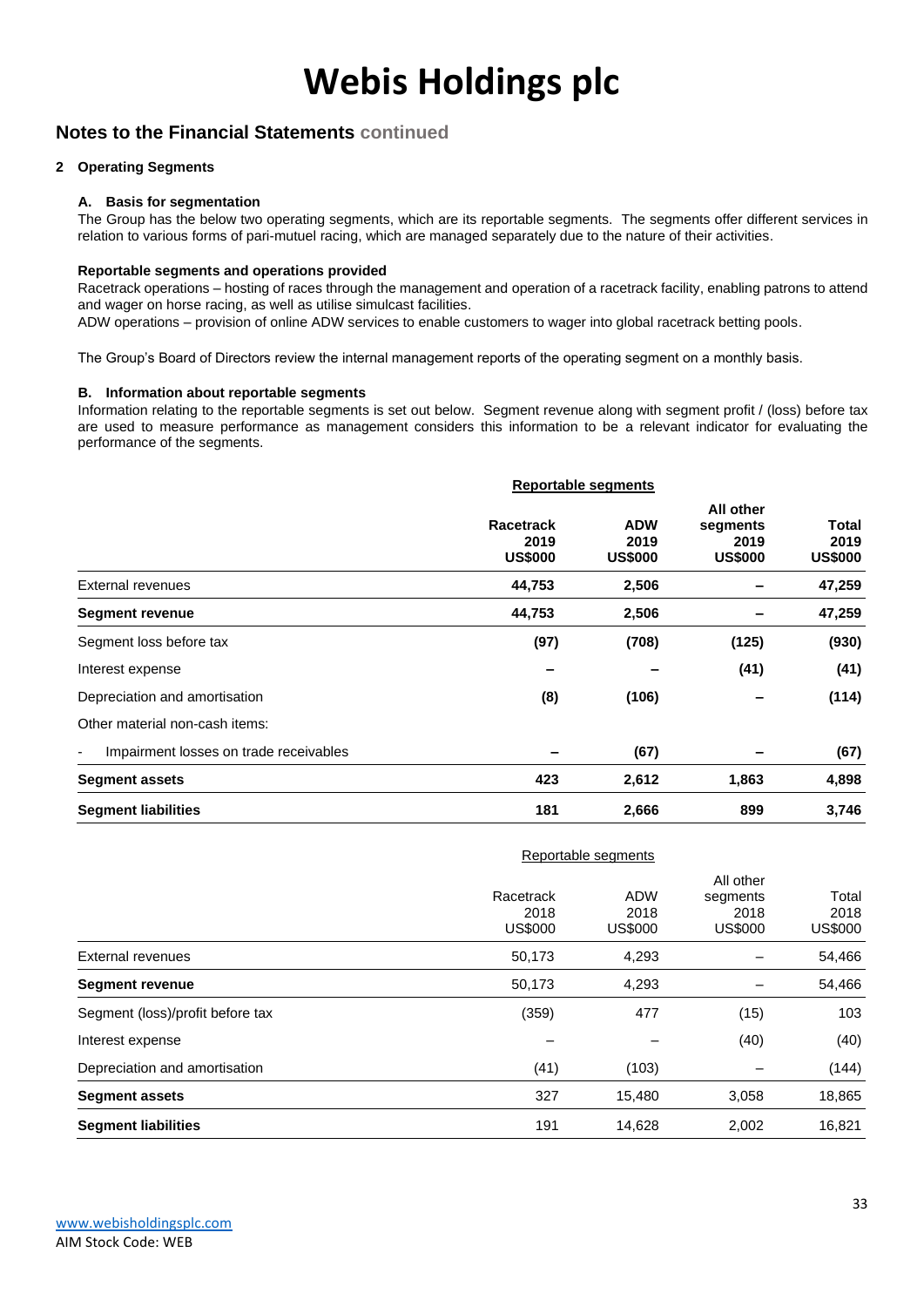# Webis Holdings plc

## Notes to the Financial Statements continued

### 2 Operating Segments

#### A. Basis for segmentation

The Group has the below two operating segments, which are its reportable segments. The segments offer different services in relation to various forms of pari-mutuel racing, which are managed separately due to the nature of their activities.

**Reportable segments and operations provided**

Racetrack operations – hosting of races through the management and operation of a racetrack facility, enabling patrons to attend and wager on horse racing, as well as utilise simulcast facilities.

ADW operations – provision of online ADW services to enable customers to wager into global racetrack betting pools.

The Group's Board of Directors review the internal management reports of the operating segment on a monthly basis.

#### B. Information about reportable segments

Information relating to the reportable segments is set out below. Segment revenue along with segment profit / (loss) before tax are used to measure performance as management considers this information to be a relevant indicator for evaluating the performance of the segments.

| | Reportable segments | | | |
|---|---|---|---|---|
| | **Racetrack 2019 US$000** | **ADW 2019 US$000** | **All other segments 2019 US$000** | **Total 2019 US$000** |
| External revenues | **44,753** | **2,506** | **–** | **47,259** |
| **Segment revenue** | **44,753** | **2,506** | **–** | **47,259** |
| Segment loss before tax | **(97)** | **(708)** | **(125)** | **(930)** |
| Interest expense | **–** | **–** | **(41)** | **(41)** |
| Depreciation and amortisation | **(8)** | **(106)** | **–** | **(114)** |
| Other material non-cash items: | | | | |
| - Impairment losses on trade receivables | **–** | **(67)** | **–** | **(67)** |
| **Segment assets** | **423** | **2,612** | **1,863** | **4,898** |
| **Segment liabilities** | **181** | **2,666** | **899** | **3,746** |

| | Reportable segments | | | |
|---|---|---|---|---|
| | Racetrack 2018 US$000 | ADW 2018 US$000 | All other segments 2018 US$000 | Total 2018 US$000 |
| External revenues | 50,173 | 4,293 | – | 54,466 |
| **Segment revenue** | 50,173 | 4,293 | – | 54,466 |
| Segment (loss)/profit before tax | (359) | 477 | (15) | 103 |
| Interest expense | – | – | (40) | (40) |
| Depreciation and amortisation | (41) | (103) | – | (144) |
| **Segment assets** | 327 | 15,480 | 3,058 | 18,865 |
| **Segment liabilities** | 191 | 14,628 | 2,002 | 16,821 |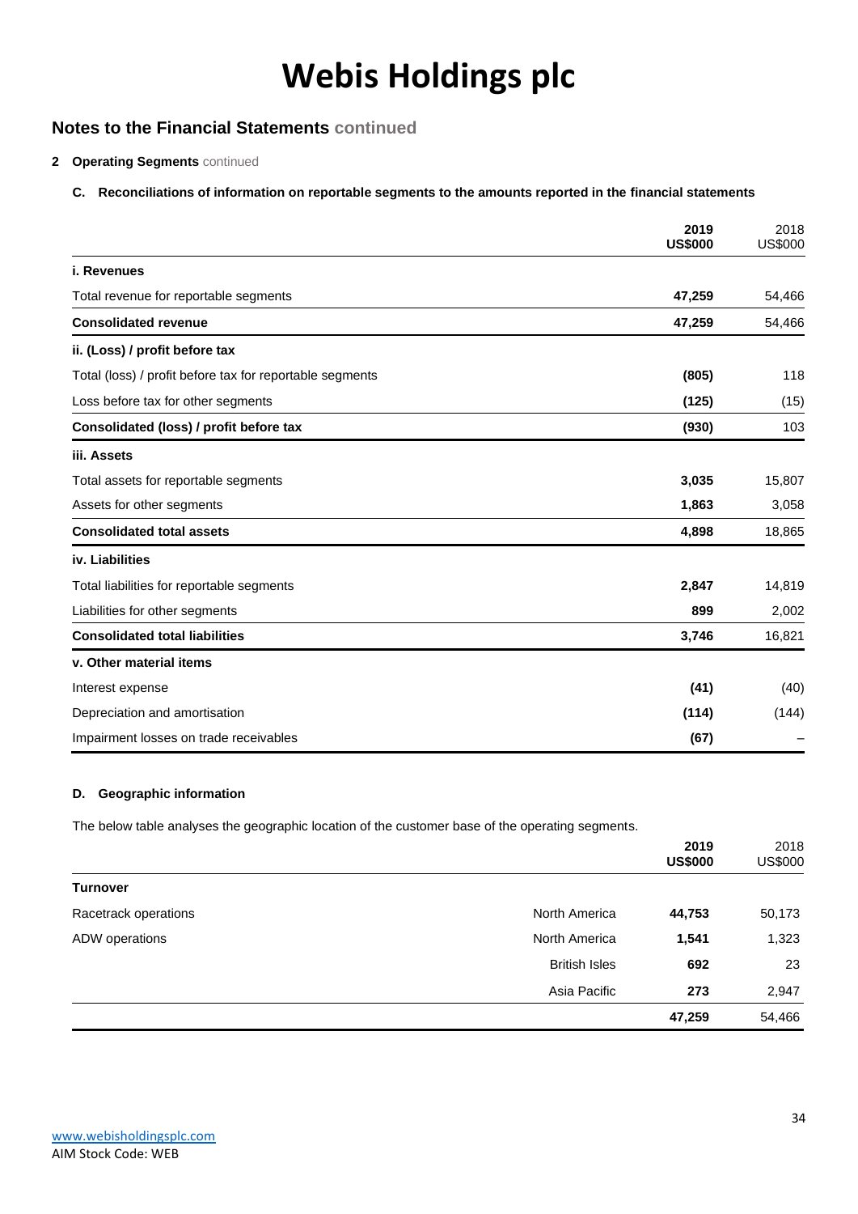# Webis Holdings plc

## Notes to the Financial Statements continued

**2 Operating Segments** continued

**C. Reconciliations of information on reportable segments to the amounts reported in the financial statements**

| | 2019 US$000 | 2018 US$000 |
|---|---|---|
| **i. Revenues** | | |
| Total revenue for reportable segments | **47,259** | 54,466 |
| **Consolidated revenue** | **47,259** | 54,466 |
| **ii. (Loss) / profit before tax** | | |
| Total (loss) / profit before tax for reportable segments | **(805)** | 118 |
| Loss before tax for other segments | **(125)** | (15) |
| **Consolidated (loss) / profit before tax** | **(930)** | 103 |
| **iii. Assets** | | |
| Total assets for reportable segments | **3,035** | 15,807 |
| Assets for other segments | **1,863** | 3,058 |
| **Consolidated total assets** | **4,898** | 18,865 |
| **iv. Liabilities** | | |
| Total liabilities for reportable segments | **2,847** | 14,819 |
| Liabilities for other segments | **899** | 2,002 |
| **Consolidated total liabilities** | **3,746** | 16,821 |
| **v. Other material items** | | |
| Interest expense | **(41)** | (40) |
| Depreciation and amortisation | **(114)** | (144) |
| Impairment losses on trade receivables | **(67)** | – |

**D. Geographic information**

The below table analyses the geographic location of the customer base of the operating segments.

| | | 2019 US$000 | 2018 US$000 |
|---|---|---|---|
| **Turnover** | | | |
| Racetrack operations | North America | **44,753** | 50,173 |
| ADW operations | North America | **1,541** | 1,323 |
| | British Isles | **692** | 23 |
| | Asia Pacific | **273** | 2,947 |
| | | **47,259** | 54,466 |

www.webisholdingsplc.com
AIM Stock Code: WEB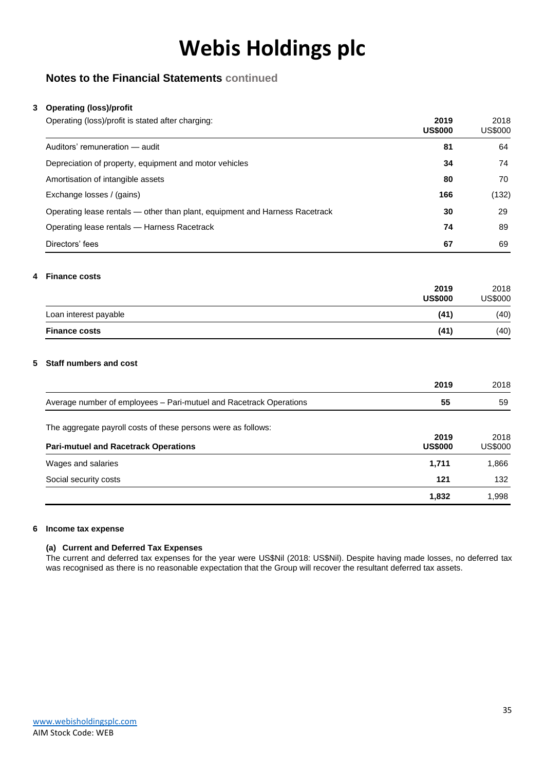# Webis Holdings plc

## Notes to the Financial Statements continued

### 3 Operating (loss)/profit

| Operating (loss)/profit is stated after charging: | 2019 US$000 | 2018 US$000 |
|---|---|---|
| Auditors' remuneration — audit | **81** | 64 |
| Depreciation of property, equipment and motor vehicles | **34** | 74 |
| Amortisation of intangible assets | **80** | 70 |
| Exchange losses / (gains) | **166** | (132) |
| Operating lease rentals — other than plant, equipment and Harness Racetrack | **30** | 29 |
| Operating lease rentals — Harness Racetrack | **74** | 89 |
| Directors' fees | **67** | 69 |

### 4 Finance costs

| | 2019 US$000 | 2018 US$000 |
|---|---|---|
| Loan interest payable | **(41)** | (40) |
| **Finance costs** | **(41)** | (40) |

### 5 Staff numbers and cost

| | 2019 | 2018 |
|---|---|---|
| Average number of employees – Pari-mutuel and Racetrack Operations | **55** | 59 |

The aggregate payroll costs of these persons were as follows:

| **Pari-mutuel and Racetrack Operations** | 2019 US$000 | 2018 US$000 |
|---|---|---|
| Wages and salaries | **1,711** | 1,866 |
| Social security costs | **121** | 132 |
| | **1,832** | 1,998 |

### 6 Income tax expense

#### (a) Current and Deferred Tax Expenses

The current and deferred tax expenses for the year were US$Nil (2018: US$Nil). Despite having made losses, no deferred tax was recognised as there is no reasonable expectation that the Group will recover the resultant deferred tax assets.

www.webisholdingsplc.com
AIM Stock Code: WEB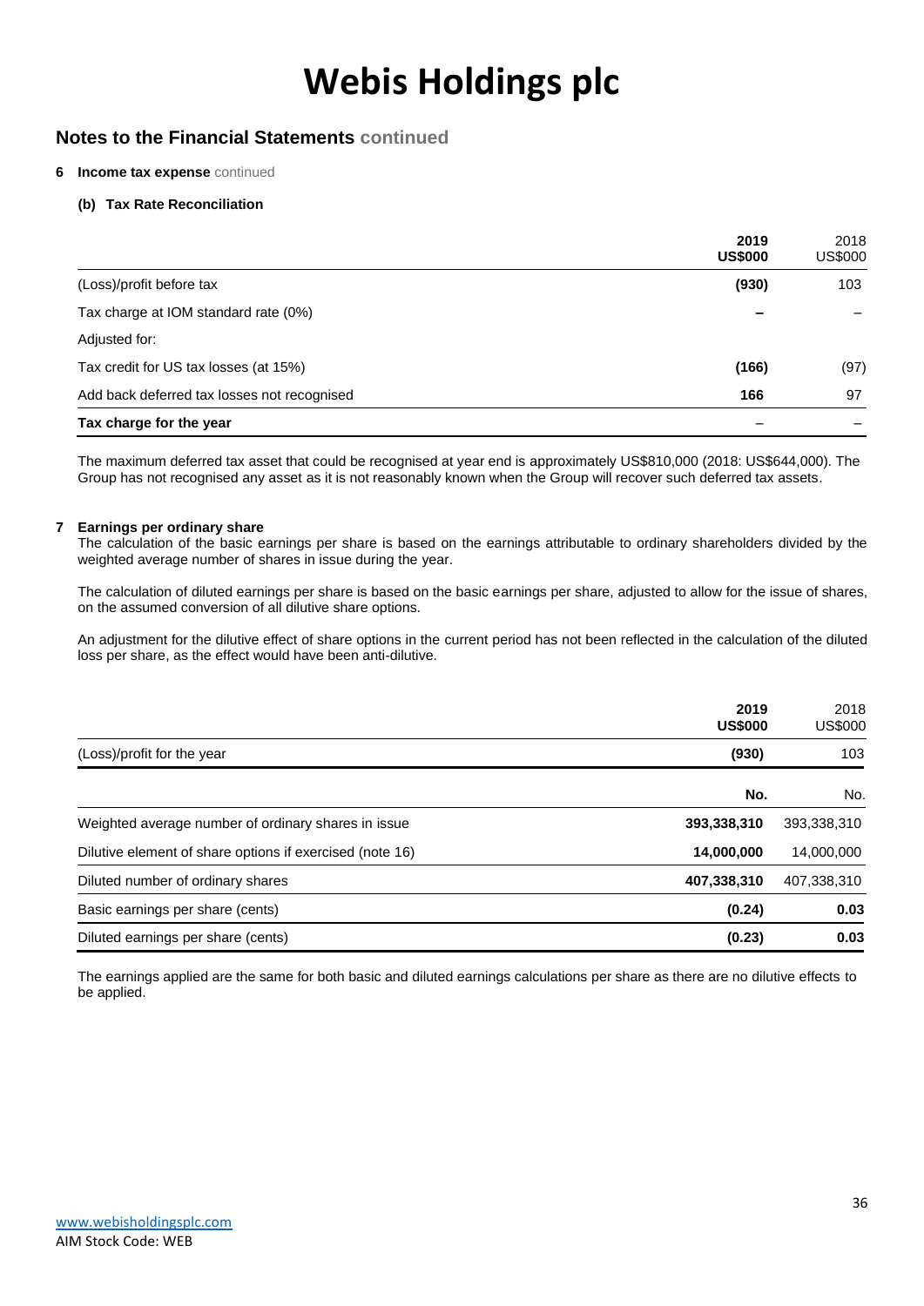# Webis Holdings plc

## Notes to the Financial Statements continued

**6 Income tax expense** continued

**(b) Tax Rate Reconciliation**

| | 2019 US$000 | 2018 US$000 |
|---|---|---|
| (Loss)/profit before tax | **(930)** | 103 |
| Tax charge at IOM standard rate (0%) | **–** | – |
| Adjusted for: | | |
| Tax credit for US tax losses (at 15%) | **(166)** | (97) |
| Add back deferred tax losses not recognised | **166** | 97 |
| **Tax charge for the year** | – | – |

The maximum deferred tax asset that could be recognised at year end is approximately US$810,000 (2018: US$644,000). The Group has not recognised any asset as it is not reasonably known when the Group will recover such deferred tax assets.

**7 Earnings per ordinary share**

The calculation of the basic earnings per share is based on the earnings attributable to ordinary shareholders divided by the weighted average number of shares in issue during the year.

The calculation of diluted earnings per share is based on the basic earnings per share, adjusted to allow for the issue of shares, on the assumed conversion of all dilutive share options.

An adjustment for the dilutive effect of share options in the current period has not been reflected in the calculation of the diluted loss per share, as the effect would have been anti-dilutive.

| | 2019 US$000 | 2018 US$000 |
|---|---|---|
| (Loss)/profit for the year | **(930)** | 103 |
| | **No.** | No. |
| Weighted average number of ordinary shares in issue | **393,338,310** | 393,338,310 |
| Dilutive element of share options if exercised (note 16) | **14,000,000** | 14,000,000 |
| Diluted number of ordinary shares | **407,338,310** | 407,338,310 |
| Basic earnings per share (cents) | **(0.24)** | **0.03** |
| Diluted earnings per share (cents) | **(0.23)** | **0.03** |

The earnings applied are the same for both basic and diluted earnings calculations per share as there are no dilutive effects to be applied.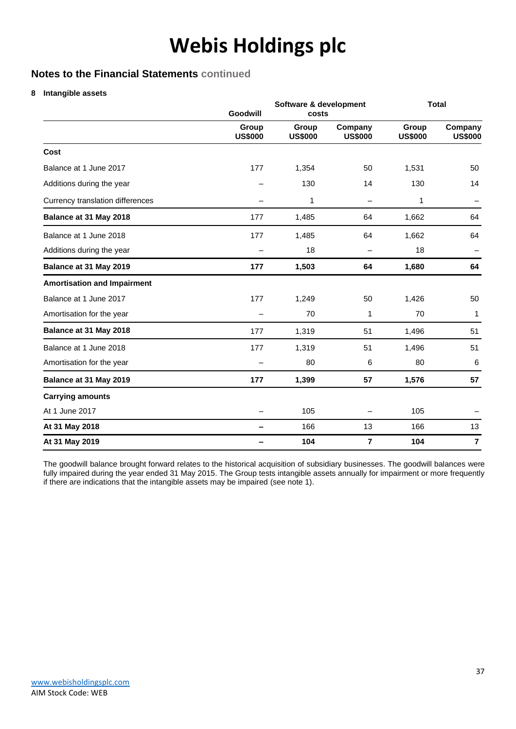# Webis Holdings plc

## Notes to the Financial Statements continued

### 8 Intangible assets

| | Goodwill | Software & development costs | | Total | |
|---|---|---|---|---|---|
| | Group US$000 | Group US$000 | Company US$000 | Group US$000 | Company US$000 |
| **Cost** | | | | | |
| Balance at 1 June 2017 | 177 | 1,354 | 50 | 1,531 | 50 |
| Additions during the year | – | 130 | 14 | 130 | 14 |
| Currency translation differences | – | 1 | – | 1 | – |
| **Balance at 31 May 2018** | 177 | 1,485 | 64 | 1,662 | 64 |
| Balance at 1 June 2018 | 177 | 1,485 | 64 | 1,662 | 64 |
| Additions during the year | – | 18 | – | 18 | – |
| **Balance at 31 May 2019** | **177** | **1,503** | **64** | **1,680** | **64** |
| **Amortisation and Impairment** | | | | | |
| Balance at 1 June 2017 | 177 | 1,249 | 50 | 1,426 | 50 |
| Amortisation for the year | – | 70 | 1 | 70 | 1 |
| **Balance at 31 May 2018** | 177 | 1,319 | 51 | 1,496 | 51 |
| Balance at 1 June 2018 | 177 | 1,319 | 51 | 1,496 | 51 |
| Amortisation for the year | – | 80 | 6 | 80 | 6 |
| **Balance at 31 May 2019** | **177** | **1,399** | **57** | **1,576** | **57** |
| **Carrying amounts** | | | | | |
| At 1 June 2017 | – | 105 | – | 105 | – |
| **At 31 May 2018** | – | 166 | 13 | 166 | 13 |
| **At 31 May 2019** | **–** | **104** | **7** | **104** | **7** |

The goodwill balance brought forward relates to the historical acquisition of subsidiary businesses. The goodwill balances were fully impaired during the year ended 31 May 2015. The Group tests intangible assets annually for impairment or more frequently if there are indications that the intangible assets may be impaired (see note 1).

www.webisholdingsplc.com
AIM Stock Code: WEB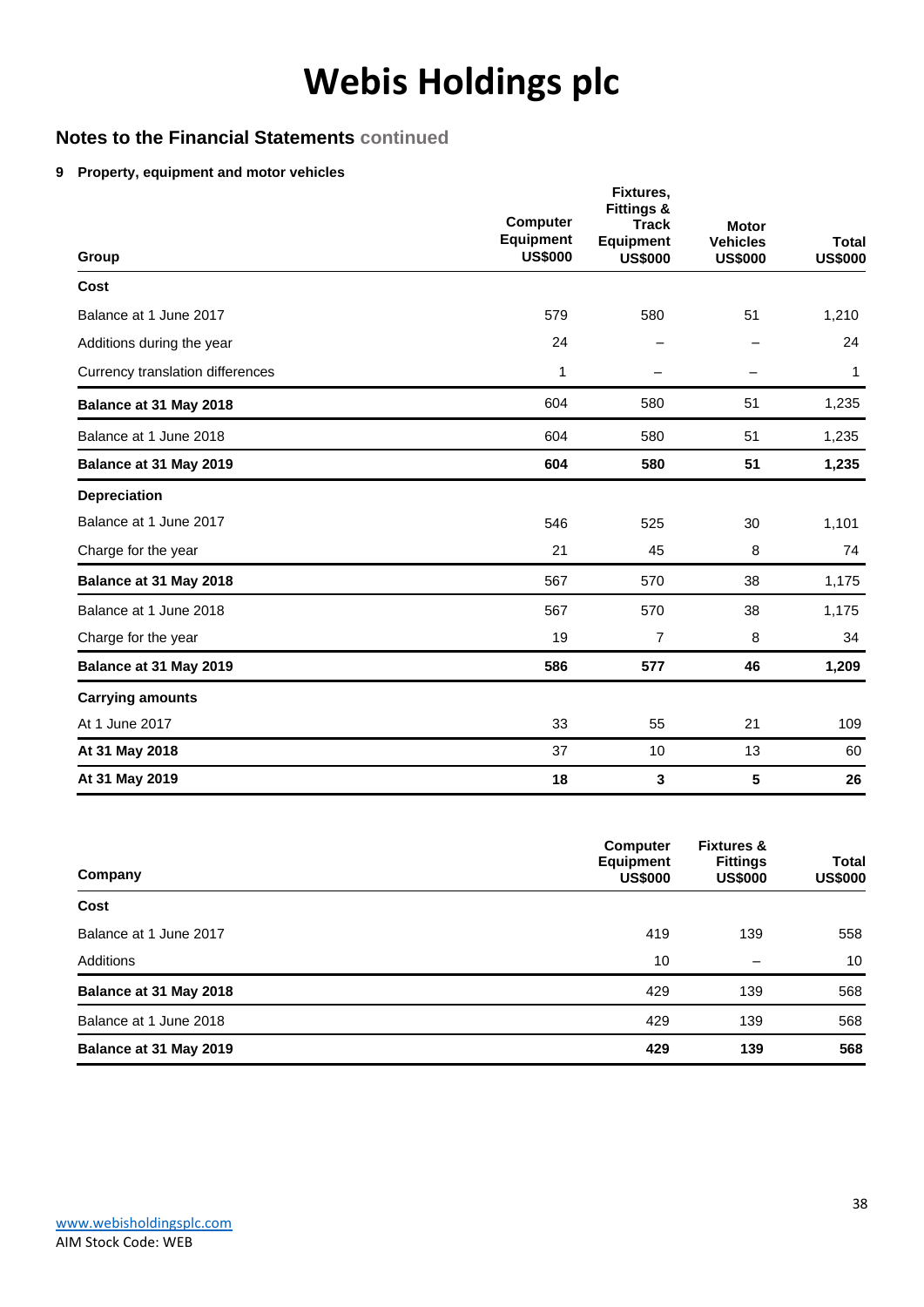# Webis Holdings plc

## Notes to the Financial Statements continued

### 9 Property, equipment and motor vehicles

| Group | Computer Equipment US$000 | Fixtures, Fittings & Track Equipment US$000 | Motor Vehicles US$000 | Total US$000 |
|---|---|---|---|---|
| **Cost** | | | | |
| Balance at 1 June 2017 | 579 | 580 | 51 | 1,210 |
| Additions during the year | 24 | – | – | 24 |
| Currency translation differences | 1 | – | – | 1 |
| **Balance at 31 May 2018** | 604 | 580 | 51 | 1,235 |
| Balance at 1 June 2018 | 604 | 580 | 51 | 1,235 |
| **Balance at 31 May 2019** | **604** | **580** | **51** | **1,235** |
| **Depreciation** | | | | |
| Balance at 1 June 2017 | 546 | 525 | 30 | 1,101 |
| Charge for the year | 21 | 45 | 8 | 74 |
| **Balance at 31 May 2018** | 567 | 570 | 38 | 1,175 |
| Balance at 1 June 2018 | 567 | 570 | 38 | 1,175 |
| Charge for the year | 19 | 7 | 8 | 34 |
| **Balance at 31 May 2019** | **586** | **577** | **46** | **1,209** |
| **Carrying amounts** | | | | |
| At 1 June 2017 | 33 | 55 | 21 | 109 |
| **At 31 May 2018** | 37 | 10 | 13 | 60 |
| **At 31 May 2019** | **18** | **3** | **5** | **26** |

| Company | Computer Equipment US$000 | Fixtures & Fittings US$000 | Total US$000 |
|---|---|---|---|
| **Cost** | | | |
| Balance at 1 June 2017 | 419 | 139 | 558 |
| Additions | 10 | – | 10 |
| **Balance at 31 May 2018** | 429 | 139 | 568 |
| Balance at 1 June 2018 | 429 | 139 | 568 |
| **Balance at 31 May 2019** | **429** | **139** | **568** |

www.webisholdingsplc.com
AIM Stock Code: WEB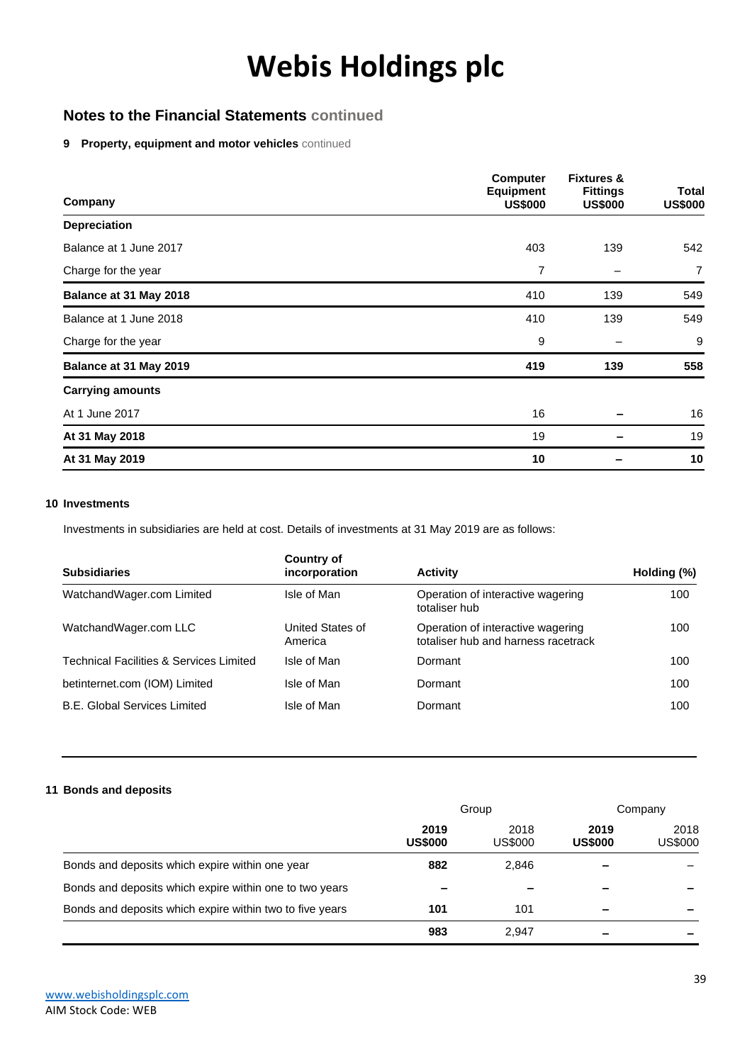# Webis Holdings plc

## Notes to the Financial Statements continued

### 9 Property, equipment and motor vehicles continued

| Company | Computer Equipment US$000 | Fixtures & Fittings US$000 | Total US$000 |
|---|---|---|---|
| **Depreciation** | | | |
| Balance at 1 June 2017 | 403 | 139 | 542 |
| Charge for the year | 7 | – | 7 |
| **Balance at 31 May 2018** | 410 | 139 | 549 |
| Balance at 1 June 2018 | 410 | 139 | 549 |
| Charge for the year | 9 | – | 9 |
| **Balance at 31 May 2019** | **419** | **139** | **558** |
| **Carrying amounts** | | | |
| At 1 June 2017 | 16 | – | 16 |
| **At 31 May 2018** | 19 | – | 19 |
| **At 31 May 2019** | **10** | – | **10** |

### 10 Investments

Investments in subsidiaries are held at cost. Details of investments at 31 May 2019 are as follows:

| Subsidiaries | Country of incorporation | Activity | Holding (%) |
|---|---|---|---|
| WatchandWager.com Limited | Isle of Man | Operation of interactive wagering totaliser hub | 100 |
| WatchandWager.com LLC | United States of America | Operation of interactive wagering totaliser hub and harness racetrack | 100 |
| Technical Facilities & Services Limited | Isle of Man | Dormant | 100 |
| betinternet.com (IOM) Limited | Isle of Man | Dormant | 100 |
| B.E. Global Services Limited | Isle of Man | Dormant | 100 |

### 11 Bonds and deposits

| | Group | | Company | |
|---|---|---|---|---|
| | **2019 US$000** | 2018 US$000 | **2019 US$000** | 2018 US$000 |
| Bonds and deposits which expire within one year | **882** | 2,846 | – | – |
| Bonds and deposits which expire within one to two years | – | – | – | – |
| Bonds and deposits which expire within two to five years | **101** | 101 | – | – |
| | **983** | 2,947 | – | – |

www.webisholdingsplc.com
AIM Stock Code: WEB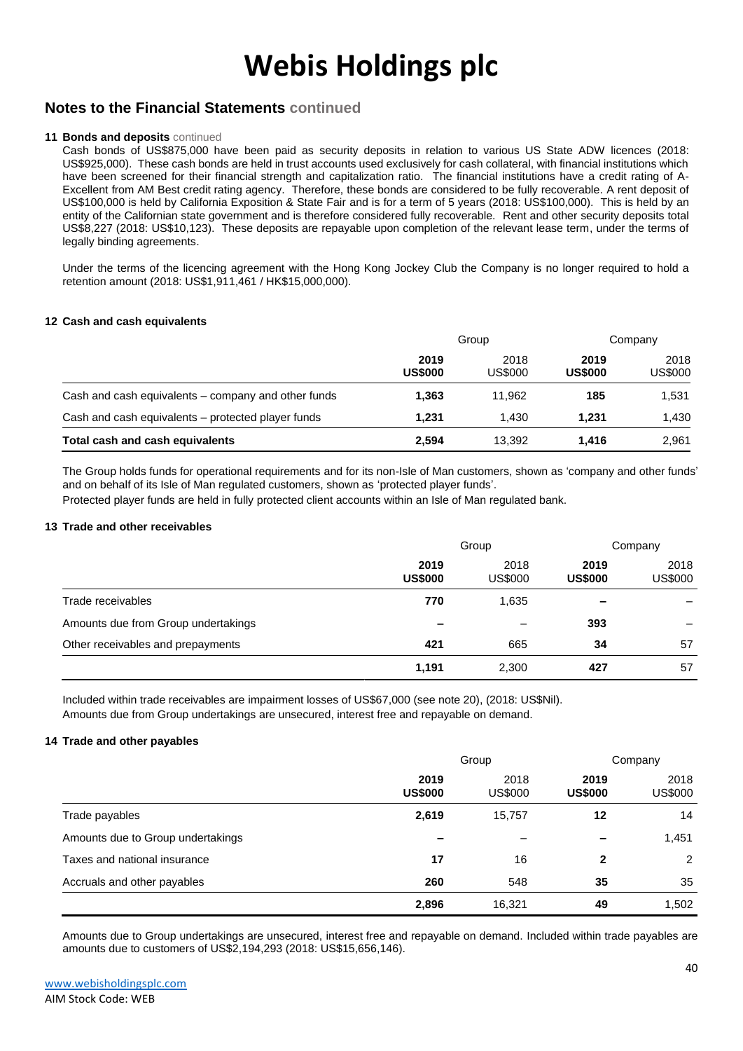## Notes to the Financial Statements continued

### 11 Bonds and deposits continued

Cash bonds of US$875,000 have been paid as security deposits in relation to various US State ADW licences (2018: US$925,000). These cash bonds are held in trust accounts used exclusively for cash collateral, with financial institutions which have been screened for their financial strength and capitalization ratio. The financial institutions have a credit rating of A-Excellent from AM Best credit rating agency. Therefore, these bonds are considered to be fully recoverable. A rent deposit of US$100,000 is held by California Exposition & State Fair and is for a term of 5 years (2018: US$100,000). This is held by an entity of the Californian state government and is therefore considered fully recoverable. Rent and other security deposits total US$8,227 (2018: US$10,123). These deposits are repayable upon completion of the relevant lease term, under the terms of legally binding agreements.

Under the terms of the licencing agreement with the Hong Kong Jockey Club the Company is no longer required to hold a retention amount (2018: US$1,911,461 / HK$15,000,000).

### 12 Cash and cash equivalents

| | Group | | Company | |
|---|---|---|---|---|
| | **2019 US$000** | 2018 US$000 | **2019 US$000** | 2018 US$000 |
| Cash and cash equivalents – company and other funds | **1,363** | 11,962 | **185** | 1,531 |
| Cash and cash equivalents – protected player funds | **1,231** | 1,430 | **1,231** | 1,430 |
| **Total cash and cash equivalents** | **2,594** | 13,392 | **1,416** | 2,961 |

The Group holds funds for operational requirements and for its non-Isle of Man customers, shown as 'company and other funds' and on behalf of its Isle of Man regulated customers, shown as 'protected player funds'.

Protected player funds are held in fully protected client accounts within an Isle of Man regulated bank.

### 13 Trade and other receivables

| | Group | | Company | |
|---|---|---|---|---|
| | **2019 US$000** | 2018 US$000 | **2019 US$000** | 2018 US$000 |
| Trade receivables | **770** | 1,635 | **–** | – |
| Amounts due from Group undertakings | **–** | – | **393** | – |
| Other receivables and prepayments | **421** | 665 | **34** | 57 |
| | **1,191** | 2,300 | **427** | 57 |

Included within trade receivables are impairment losses of US$67,000 (see note 20), (2018: US$Nil).

Amounts due from Group undertakings are unsecured, interest free and repayable on demand.

### 14 Trade and other payables

| | Group | | Company | |
|---|---|---|---|---|
| | **2019 US$000** | 2018 US$000 | **2019 US$000** | 2018 US$000 |
| Trade payables | **2,619** | 15,757 | **12** | 14 |
| Amounts due to Group undertakings | **–** | – | **–** | 1,451 |
| Taxes and national insurance | **17** | 16 | **2** | 2 |
| Accruals and other payables | **260** | 548 | **35** | 35 |
| | **2,896** | 16,321 | **49** | 1,502 |

Amounts due to Group undertakings are unsecured, interest free and repayable on demand. Included within trade payables are amounts due to customers of US$2,194,293 (2018: US$15,656,146).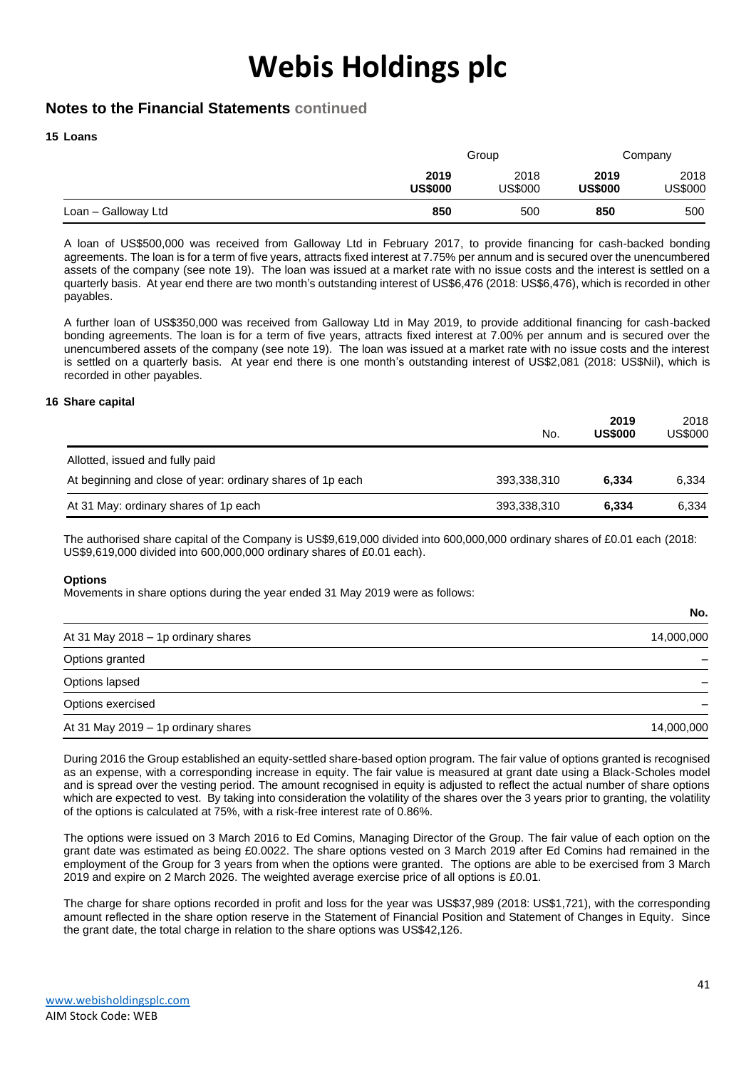# Webis Holdings plc

## Notes to the Financial Statements continued

### 15 Loans

| | Group | | Company | |
|---|---|---|---|---|
| | **2019 US$000** | 2018 US$000 | **2019 US$000** | 2018 US$000 |
| Loan – Galloway Ltd | **850** | 500 | **850** | 500 |

A loan of US$500,000 was received from Galloway Ltd in February 2017, to provide financing for cash-backed bonding agreements. The loan is for a term of five years, attracts fixed interest at 7.75% per annum and is secured over the unencumbered assets of the company (see note 19). The loan was issued at a market rate with no issue costs and the interest is settled on a quarterly basis. At year end there are two month's outstanding interest of US$6,476 (2018: US$6,476), which is recorded in other payables.

A further loan of US$350,000 was received from Galloway Ltd in May 2019, to provide additional financing for cash-backed bonding agreements. The loan is for a term of five years, attracts fixed interest at 7.00% per annum and is secured over the unencumbered assets of the company (see note 19). The loan was issued at a market rate with no issue costs and the interest is settled on a quarterly basis. At year end there is one month's outstanding interest of US$2,081 (2018: US$Nil), which is recorded in other payables.

### 16 Share capital

| | No. | **2019 US$000** | 2018 US$000 |
|---|---|---|---|
| Allotted, issued and fully paid | | | |
| At beginning and close of year: ordinary shares of 1p each | 393,338,310 | **6,334** | 6,334 |
| At 31 May: ordinary shares of 1p each | 393,338,310 | **6,334** | 6,334 |

The authorised share capital of the Company is US$9,619,000 divided into 600,000,000 ordinary shares of £0.01 each (2018: US$9,619,000 divided into 600,000,000 ordinary shares of £0.01 each).

**Options**

Movements in share options during the year ended 31 May 2019 were as follows:

| | **No.** |
|---|---|
| At 31 May 2018 – 1p ordinary shares | 14,000,000 |
| Options granted | – |
| Options lapsed | – |
| Options exercised | – |
| At 31 May 2019 – 1p ordinary shares | 14,000,000 |

During 2016 the Group established an equity-settled share-based option program. The fair value of options granted is recognised as an expense, with a corresponding increase in equity. The fair value is measured at grant date using a Black-Scholes model and is spread over the vesting period. The amount recognised in equity is adjusted to reflect the actual number of share options which are expected to vest. By taking into consideration the volatility of the shares over the 3 years prior to granting, the volatility of the options is calculated at 75%, with a risk-free interest rate of 0.86%.

The options were issued on 3 March 2016 to Ed Comins, Managing Director of the Group. The fair value of each option on the grant date was estimated as being £0.0022. The share options vested on 3 March 2019 after Ed Comins had remained in the employment of the Group for 3 years from when the options were granted. The options are able to be exercised from 3 March 2019 and expire on 2 March 2026. The weighted average exercise price of all options is £0.01.

The charge for share options recorded in profit and loss for the year was US$37,989 (2018: US$1,721), with the corresponding amount reflected in the share option reserve in the Statement of Financial Position and Statement of Changes in Equity. Since the grant date, the total charge in relation to the share options was US$42,126.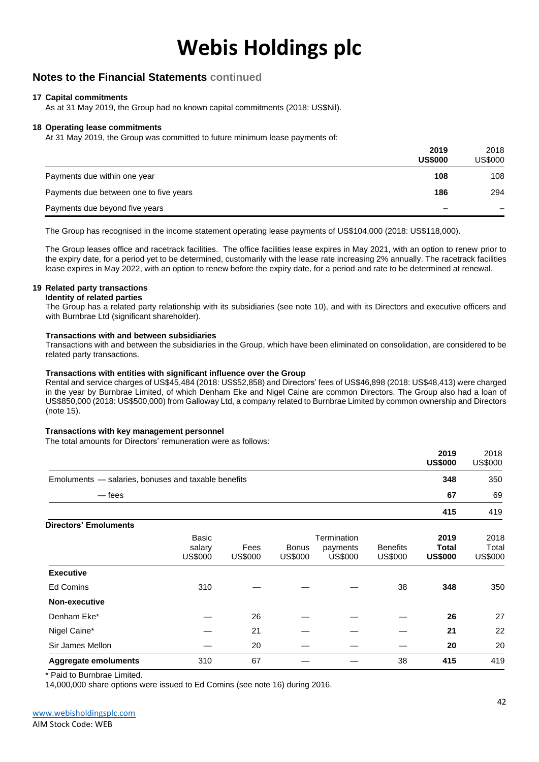# Webis Holdings plc

## Notes to the Financial Statements continued

### 17 Capital commitments

As at 31 May 2019, the Group had no known capital commitments (2018: US$Nil).

### 18 Operating lease commitments

At 31 May 2019, the Group was committed to future minimum lease payments of:

| | **2019 US$000** | 2018 US$000 |
|---|---|---|
| Payments due within one year | **108** | 108 |
| Payments due between one to five years | **186** | 294 |
| Payments due beyond five years | **–** | – |

The Group has recognised in the income statement operating lease payments of US$104,000 (2018: US$118,000).

The Group leases office and racetrack facilities. The office facilities lease expires in May 2021, with an option to renew prior to the expiry date, for a period yet to be determined, customarily with the lease rate increasing 2% annually. The racetrack facilities lease expires in May 2022, with an option to renew before the expiry date, for a period and rate to be determined at renewal.

### 19 Related party transactions

**Identity of related parties**

The Group has a related party relationship with its subsidiaries (see note 10), and with its Directors and executive officers and with Burnbrae Ltd (significant shareholder).

**Transactions with and between subsidiaries**

Transactions with and between the subsidiaries in the Group, which have been eliminated on consolidation, are considered to be related party transactions.

**Transactions with entities with significant influence over the Group**

Rental and service charges of US$45,484 (2018: US$52,858) and Directors' fees of US$46,898 (2018: US$48,413) were charged in the year by Burnbrae Limited, of which Denham Eke and Nigel Caine are common Directors. The Group also had a loan of US$850,000 (2018: US$500,000) from Galloway Ltd, a company related to Burnbrae Limited by common ownership and Directors (note 15).

**Transactions with key management personnel**

The total amounts for Directors' remuneration were as follows:

| | **2019 US$000** | 2018 US$000 |
|---|---|---|
| Emoluments — salaries, bonuses and taxable benefits | **348** | 350 |
| — fees | **67** | 69 |
| | **415** | 419 |

**Directors' Emoluments**

| | Basic salary US$000 | Fees US$000 | Bonus US$000 | Termination payments US$000 | Benefits US$000 | **2019 Total US$000** | 2018 Total US$000 |
|---|---|---|---|---|---|---|---|
| **Executive** | | | | | | | |
| Ed Comins | 310 | — | — | — | 38 | **348** | 350 |
| **Non-executive** | | | | | | | |
| Denham Eke* | — | 26 | — | — | — | **26** | 27 |
| Nigel Caine* | — | 21 | — | — | — | **21** | 22 |
| Sir James Mellon | — | 20 | — | — | — | **20** | 20 |
| **Aggregate emoluments** | 310 | 67 | — | — | 38 | **415** | 419 |

\* Paid to Burnbrae Limited.

14,000,000 share options were issued to Ed Comins (see note 16) during 2016.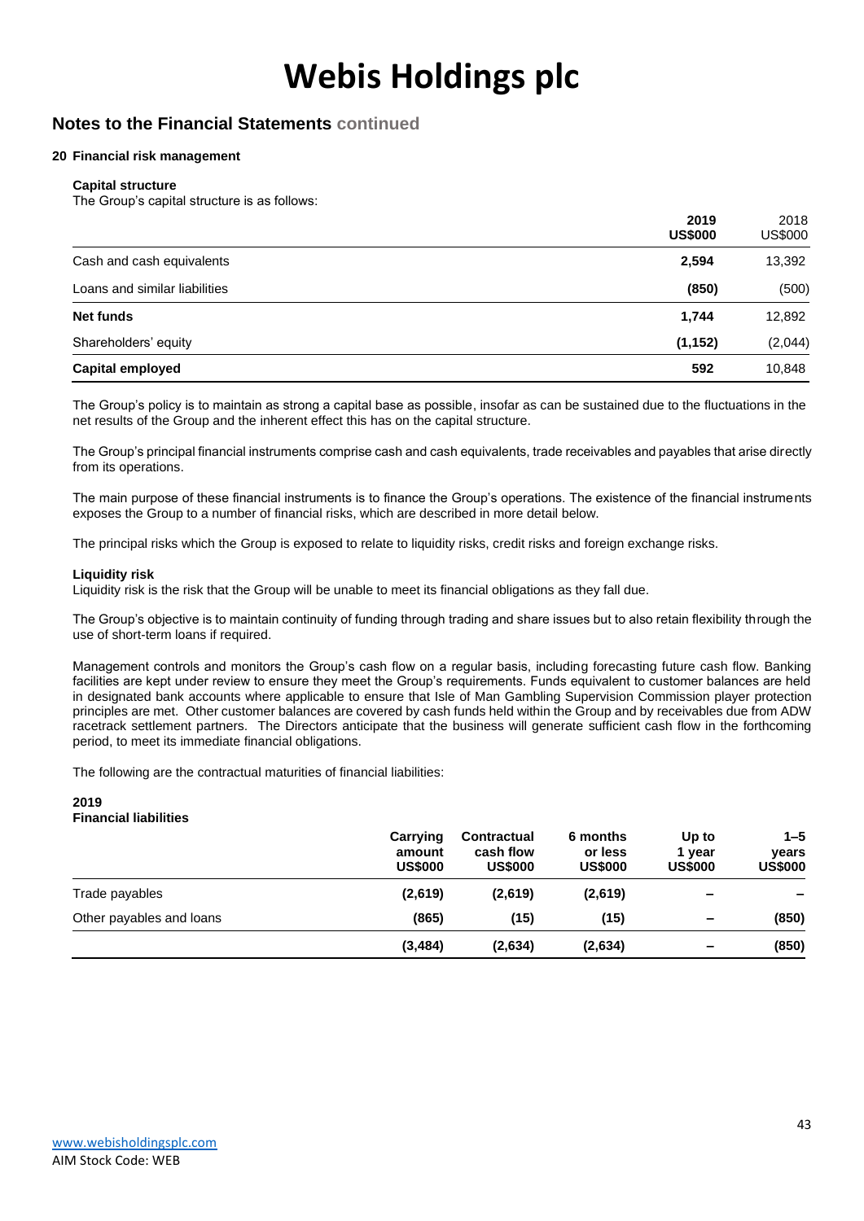# Webis Holdings plc

## Notes to the Financial Statements continued

### 20 Financial risk management

**Capital structure**

The Group's capital structure is as follows:

| | 2019 US$000 | 2018 US$000 |
|---|---|---|
| Cash and cash equivalents | **2,594** | 13,392 |
| Loans and similar liabilities | **(850)** | (500) |
| **Net funds** | **1,744** | 12,892 |
| Shareholders' equity | **(1,152)** | (2,044) |
| **Capital employed** | **592** | 10,848 |

The Group's policy is to maintain as strong a capital base as possible, insofar as can be sustained due to the fluctuations in the net results of the Group and the inherent effect this has on the capital structure.

The Group's principal financial instruments comprise cash and cash equivalents, trade receivables and payables that arise directly from its operations.

The main purpose of these financial instruments is to finance the Group's operations. The existence of the financial instruments exposes the Group to a number of financial risks, which are described in more detail below.

The principal risks which the Group is exposed to relate to liquidity risks, credit risks and foreign exchange risks.

**Liquidity risk**

Liquidity risk is the risk that the Group will be unable to meet its financial obligations as they fall due.

The Group's objective is to maintain continuity of funding through trading and share issues but to also retain flexibility through the use of short-term loans if required.

Management controls and monitors the Group's cash flow on a regular basis, including forecasting future cash flow. Banking facilities are kept under review to ensure they meet the Group's requirements. Funds equivalent to customer balances are held in designated bank accounts where applicable to ensure that Isle of Man Gambling Supervision Commission player protection principles are met. Other customer balances are covered by cash funds held within the Group and by receivables due from ADW racetrack settlement partners. The Directors anticipate that the business will generate sufficient cash flow in the forthcoming period, to meet its immediate financial obligations.

The following are the contractual maturities of financial liabilities:

**2019**
**Financial liabilities**

| | Carrying amount US$000 | Contractual cash flow US$000 | 6 months or less US$000 | Up to 1 year US$000 | 1–5 years US$000 |
|---|---|---|---|---|---|
| Trade payables | **(2,619)** | **(2,619)** | **(2,619)** | **–** | **–** |
| Other payables and loans | **(865)** | **(15)** | **(15)** | **–** | **(850)** |
| | **(3,484)** | **(2,634)** | **(2,634)** | **–** | **(850)** |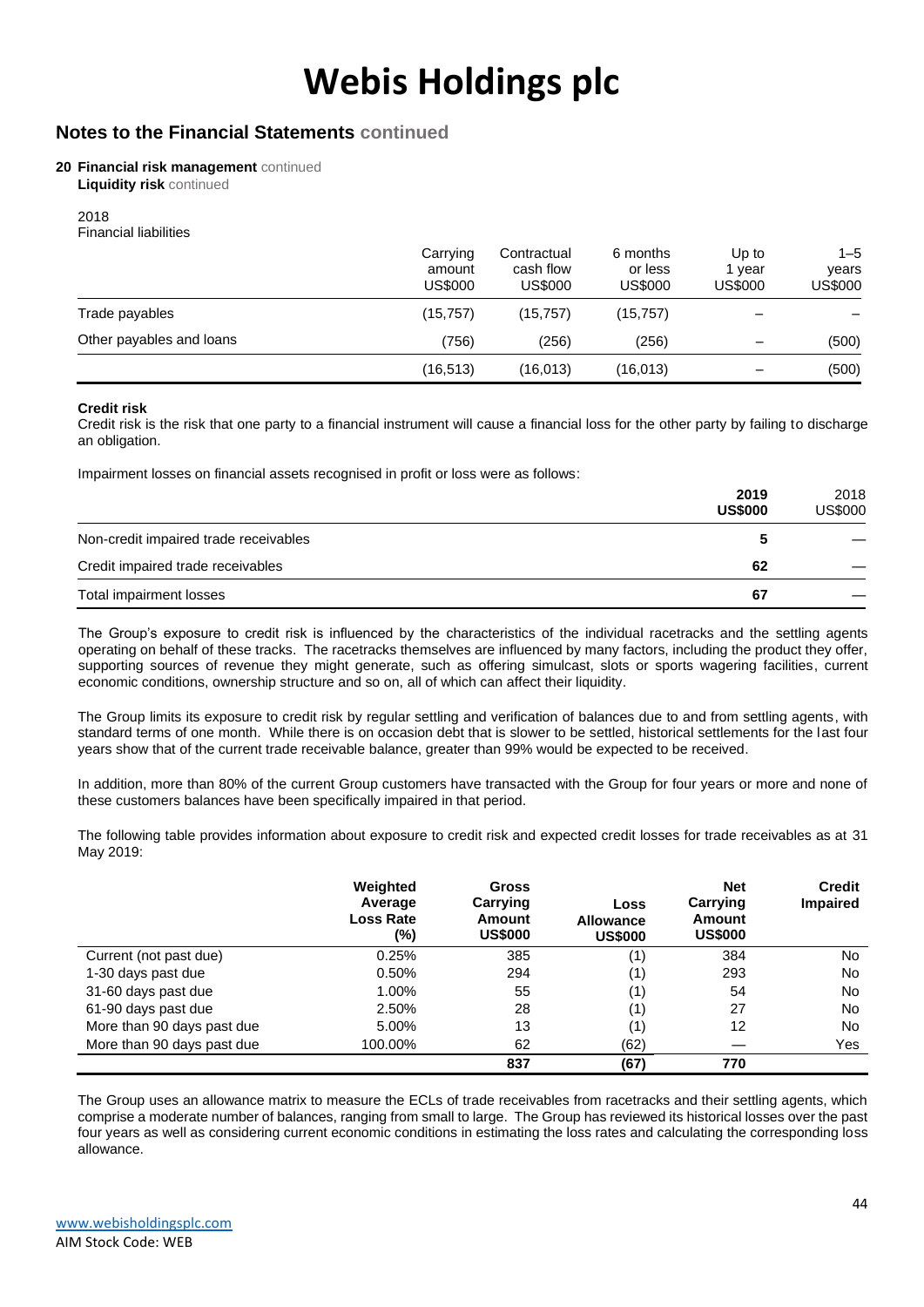# Webis Holdings plc

## Notes to the Financial Statements continued

**20 Financial risk management** continued

**Liquidity risk** continued

2018

Financial liabilities

| | Carrying amount US$000 | Contractual cash flow US$000 | 6 months or less US$000 | Up to 1 year US$000 | 1–5 years US$000 |
|---|---|---|---|---|---|
| Trade payables | (15,757) | (15,757) | (15,757) | – | – |
| Other payables and loans | (756) | (256) | (256) | – | (500) |
| | (16,513) | (16,013) | (16,013) | – | (500) |

**Credit risk**

Credit risk is the risk that one party to a financial instrument will cause a financial loss for the other party by failing to discharge an obligation.

Impairment losses on financial assets recognised in profit or loss were as follows:

| | **2019 US$000** | 2018 US$000 |
|---|---|---|
| Non-credit impaired trade receivables | **5** | — |
| Credit impaired trade receivables | **62** | — |
| Total impairment losses | **67** | — |

The Group's exposure to credit risk is influenced by the characteristics of the individual racetracks and the settling agents operating on behalf of these tracks. The racetracks themselves are influenced by many factors, including the product they offer, supporting sources of revenue they might generate, such as offering simulcast, slots or sports wagering facilities, current economic conditions, ownership structure and so on, all of which can affect their liquidity.

The Group limits its exposure to credit risk by regular settling and verification of balances due to and from settling agents, with standard terms of one month. While there is on occasion debt that is slower to be settled, historical settlements for the last four years show that of the current trade receivable balance, greater than 99% would be expected to be received.

In addition, more than 80% of the current Group customers have transacted with the Group for four years or more and none of these customers balances have been specifically impaired in that period.

The following table provides information about exposure to credit risk and expected credit losses for trade receivables as at 31 May 2019:

| | **Weighted Average Loss Rate (%)** | **Gross Carrying Amount US$000** | **Loss Allowance US$000** | **Net Carrying Amount US$000** | **Credit Impaired** |
|---|---|---|---|---|---|
| Current (not past due) | 0.25% | 385 | (1) | 384 | No |
| 1-30 days past due | 0.50% | 294 | (1) | 293 | No |
| 31-60 days past due | 1.00% | 55 | (1) | 54 | No |
| 61-90 days past due | 2.50% | 28 | (1) | 27 | No |
| More than 90 days past due | 5.00% | 13 | (1) | 12 | No |
| More than 90 days past due | 100.00% | 62 | (62) | — | Yes |
| | | **837** | **(67)** | **770** | |

The Group uses an allowance matrix to measure the ECLs of trade receivables from racetracks and their settling agents, which comprise a moderate number of balances, ranging from small to large. The Group has reviewed its historical losses over the past four years as well as considering current economic conditions in estimating the loss rates and calculating the corresponding loss allowance.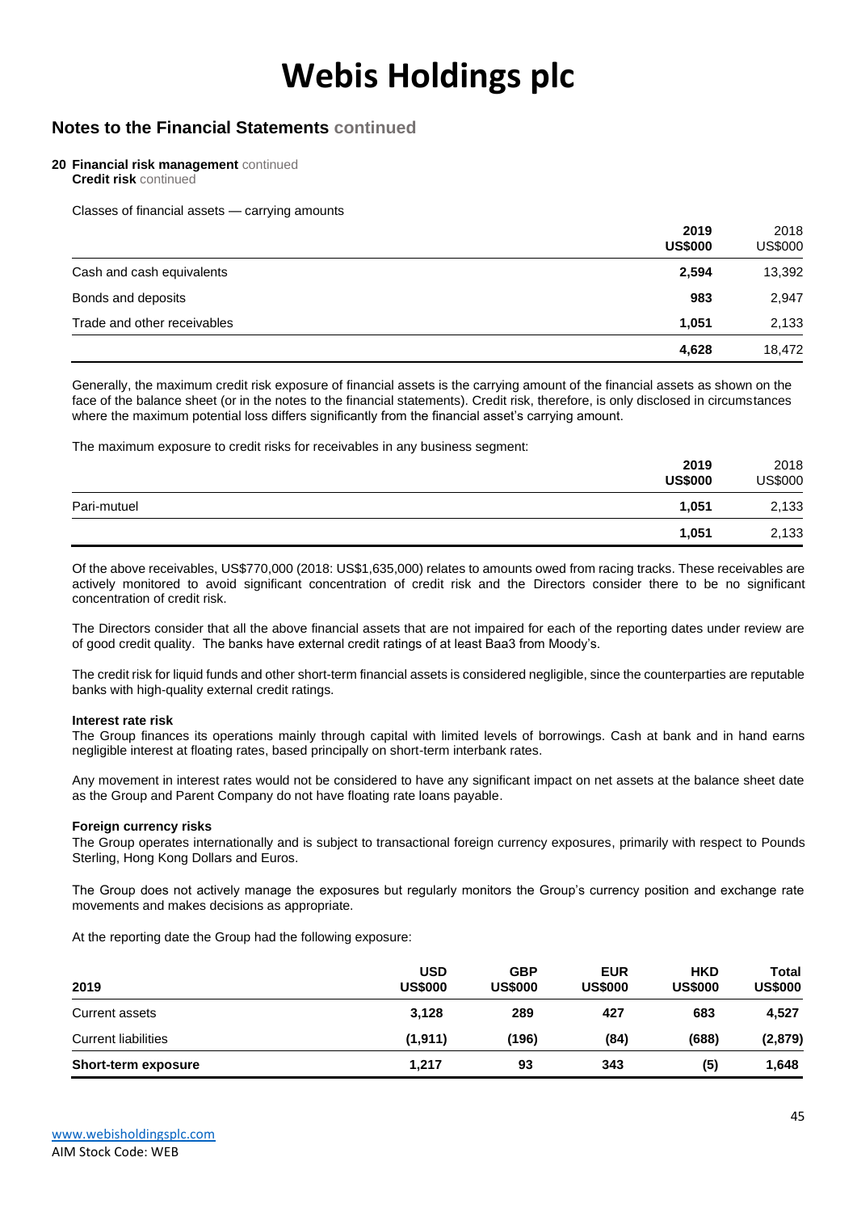# Webis Holdings plc

## Notes to the Financial Statements continued

**20 Financial risk management** continued
**Credit risk** continued

Classes of financial assets — carrying amounts

| | 2019 US$000 | 2018 US$000 |
|---|---|---|
| Cash and cash equivalents | **2,594** | 13,392 |
| Bonds and deposits | **983** | 2,947 |
| Trade and other receivables | **1,051** | 2,133 |
| | **4,628** | 18,472 |

Generally, the maximum credit risk exposure of financial assets is the carrying amount of the financial assets as shown on the face of the balance sheet (or in the notes to the financial statements). Credit risk, therefore, is only disclosed in circumstances where the maximum potential loss differs significantly from the financial asset's carrying amount.

The maximum exposure to credit risks for receivables in any business segment:

| | 2019 US$000 | 2018 US$000 |
|---|---|---|
| Pari-mutuel | **1,051** | 2,133 |
| | **1,051** | 2,133 |

Of the above receivables, US$770,000 (2018: US$1,635,000) relates to amounts owed from racing tracks. These receivables are actively monitored to avoid significant concentration of credit risk and the Directors consider there to be no significant concentration of credit risk.

The Directors consider that all the above financial assets that are not impaired for each of the reporting dates under review are of good credit quality. The banks have external credit ratings of at least Baa3 from Moody's.

The credit risk for liquid funds and other short-term financial assets is considered negligible, since the counterparties are reputable banks with high-quality external credit ratings.

**Interest rate risk**

The Group finances its operations mainly through capital with limited levels of borrowings. Cash at bank and in hand earns negligible interest at floating rates, based principally on short-term interbank rates.

Any movement in interest rates would not be considered to have any significant impact on net assets at the balance sheet date as the Group and Parent Company do not have floating rate loans payable.

**Foreign currency risks**

The Group operates internationally and is subject to transactional foreign currency exposures, primarily with respect to Pounds Sterling, Hong Kong Dollars and Euros.

The Group does not actively manage the exposures but regularly monitors the Group's currency position and exchange rate movements and makes decisions as appropriate.

At the reporting date the Group had the following exposure:

| 2019 | USD US$000 | GBP US$000 | EUR US$000 | HKD US$000 | Total US$000 |
|---|---|---|---|---|---|
| Current assets | 3,128 | 289 | 427 | 683 | 4,527 |
| Current liabilities | (1,911) | (196) | (84) | (688) | (2,879) |
| **Short-term exposure** | 1,217 | 93 | 343 | (5) | 1,648 |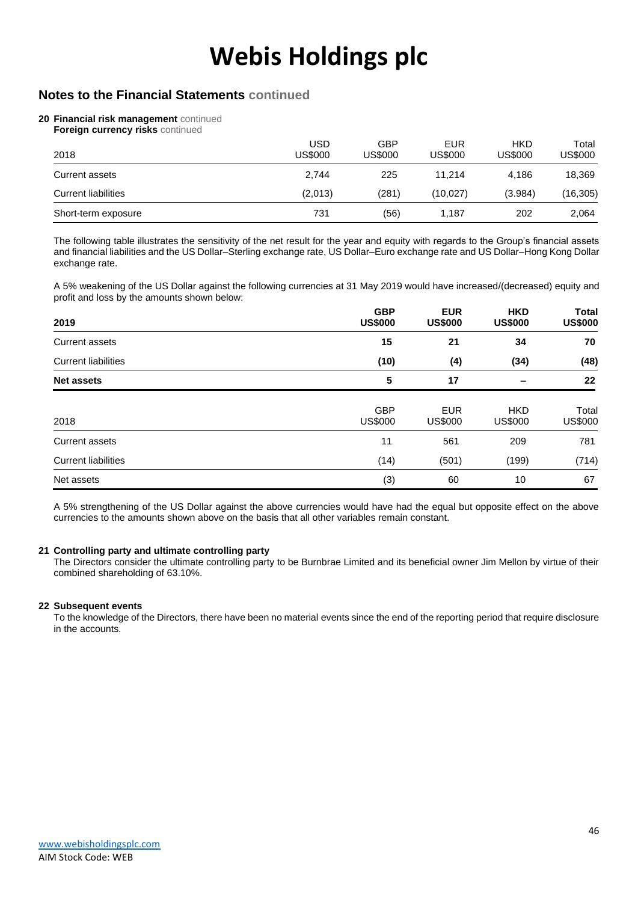# Webis Holdings plc

## Notes to the Financial Statements continued

**20 Financial risk management** continued

**Foreign currency risks** continued

| 2018 | USD US$000 | GBP US$000 | EUR US$000 | HKD US$000 | Total US$000 |
|---|---|---|---|---|---|
| Current assets | 2,744 | 225 | 11,214 | 4,186 | 18,369 |
| Current liabilities | (2,013) | (281) | (10,027) | (3.984) | (16,305) |
| Short-term exposure | 731 | (56) | 1,187 | 202 | 2,064 |

The following table illustrates the sensitivity of the net result for the year and equity with regards to the Group's financial assets and financial liabilities and the US Dollar–Sterling exchange rate, US Dollar–Euro exchange rate and US Dollar–Hong Kong Dollar exchange rate.

A 5% weakening of the US Dollar against the following currencies at 31 May 2019 would have increased/(decreased) equity and profit and loss by the amounts shown below:

| **2019** | **GBP US$000** | **EUR US$000** | **HKD US$000** | **Total US$000** |
|---|---|---|---|---|
| Current assets | **15** | **21** | **34** | **70** |
| Current liabilities | **(10)** | **(4)** | **(34)** | **(48)** |
| **Net assets** | **5** | **17** | **–** | **22** |

| 2018 | GBP US$000 | EUR US$000 | HKD US$000 | Total US$000 |
|---|---|---|---|---|
| Current assets | 11 | 561 | 209 | 781 |
| Current liabilities | (14) | (501) | (199) | (714) |
| Net assets | (3) | 60 | 10 | 67 |

A 5% strengthening of the US Dollar against the above currencies would have had the equal but opposite effect on the above currencies to the amounts shown above on the basis that all other variables remain constant.

**21 Controlling party and ultimate controlling party**

The Directors consider the ultimate controlling party to be Burnbrae Limited and its beneficial owner Jim Mellon by virtue of their combined shareholding of 63.10%.

**22 Subsequent events**

To the knowledge of the Directors, there have been no material events since the end of the reporting period that require disclosure in the accounts.

www.webisholdingsplc.com
AIM Stock Code: WEB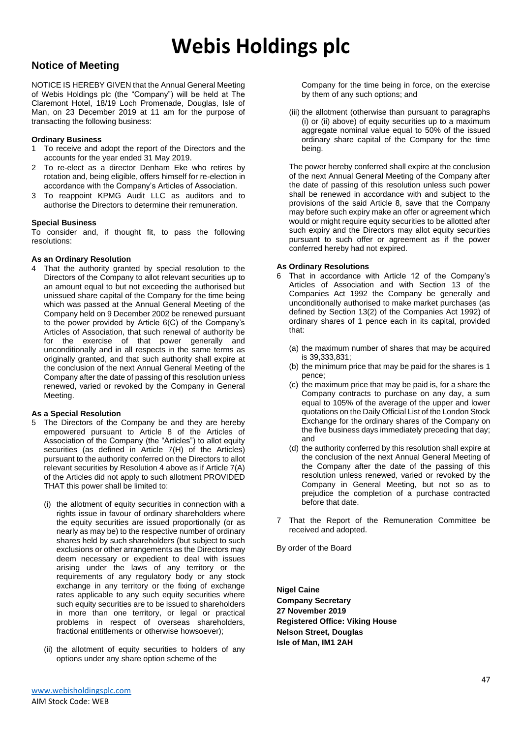# Webis Holdings plc

## Notice of Meeting

NOTICE IS HEREBY GIVEN that the Annual General Meeting of Webis Holdings plc (the "Company") will be held at The Claremont Hotel, 18/19 Loch Promenade, Douglas, Isle of Man, on 23 December 2019 at 11 am for the purpose of transacting the following business:

**Ordinary Business**

1. To receive and adopt the report of the Directors and the accounts for the year ended 31 May 2019.
2. To re-elect as a director Denham Eke who retires by rotation and, being eligible, offers himself for re-election in accordance with the Company's Articles of Association.
3. To reappoint KPMG Audit LLC as auditors and to authorise the Directors to determine their remuneration.

**Special Business**

To consider and, if thought fit, to pass the following resolutions:

**As an Ordinary Resolution**

4. That the authority granted by special resolution to the Directors of the Company to allot relevant securities up to an amount equal to but not exceeding the authorised but unissued share capital of the Company for the time being which was passed at the Annual General Meeting of the Company held on 9 December 2002 be renewed pursuant to the power provided by Article 6(C) of the Company's Articles of Association, that such renewal of authority be for the exercise of that power generally and unconditionally and in all respects in the same terms as originally granted, and that such authority shall expire at the conclusion of the next Annual General Meeting of the Company after the date of passing of this resolution unless renewed, varied or revoked by the Company in General Meeting.

**As a Special Resolution**

5. The Directors of the Company be and they are hereby empowered pursuant to Article 8 of the Articles of Association of the Company (the "Articles") to allot equity securities (as defined in Article 7(H) of the Articles) pursuant to the authority conferred on the Directors to allot relevant securities by Resolution 4 above as if Article 7(A) of the Articles did not apply to such allotment PROVIDED THAT this power shall be limited to:

   (i) the allotment of equity securities in connection with a rights issue in favour of ordinary shareholders where the equity securities are issued proportionally (or as nearly as may be) to the respective number of ordinary shares held by such shareholders (but subject to such exclusions or other arrangements as the Directors may deem necessary or expedient to deal with issues arising under the laws of any territory or the requirements of any regulatory body or any stock exchange in any territory or the fixing of exchange rates applicable to any such equity securities where such equity securities are to be issued to shareholders in more than one territory, or legal or practical problems in respect of overseas shareholders, fractional entitlements or otherwise howsoever);

   (ii) the allotment of equity securities to holders of any options under any share option scheme of the Company for the time being in force, on the exercise by them of any such options; and

   (iii) the allotment (otherwise than pursuant to paragraphs (i) or (ii) above) of equity securities up to a maximum aggregate nominal value equal to 50% of the issued ordinary share capital of the Company for the time being.

   The power hereby conferred shall expire at the conclusion of the next Annual General Meeting of the Company after the date of passing of this resolution unless such power shall be renewed in accordance with and subject to the provisions of the said Article 8, save that the Company may before such expiry make an offer or agreement which would or might require equity securities to be allotted after such expiry and the Directors may allot equity securities pursuant to such offer or agreement as if the power conferred hereby had not expired.

**As Ordinary Resolutions**

6. That in accordance with Article 12 of the Company's Articles of Association and with Section 13 of the Companies Act 1992 the Company be generally and unconditionally authorised to make market purchases (as defined by Section 13(2) of the Companies Act 1992) of ordinary shares of 1 pence each in its capital, provided that:

   (a) the maximum number of shares that may be acquired is 39,333,831;

   (b) the minimum price that may be paid for the shares is 1 pence;

   (c) the maximum price that may be paid is, for a share the Company contracts to purchase on any day, a sum equal to 105% of the average of the upper and lower quotations on the Daily Official List of the London Stock Exchange for the ordinary shares of the Company on the five business days immediately preceding that day; and

   (d) the authority conferred by this resolution shall expire at the conclusion of the next Annual General Meeting of the Company after the date of the passing of this resolution unless renewed, varied or revoked by the Company in General Meeting, but not so as to prejudice the completion of a purchase contracted before that date.

7. That the Report of the Remuneration Committee be received and adopted.

By order of the Board

**Nigel Caine**
**Company Secretary**
**27 November 2019**
**Registered Office: Viking House**
**Nelson Street, Douglas**
**Isle of Man, IM1 2AH**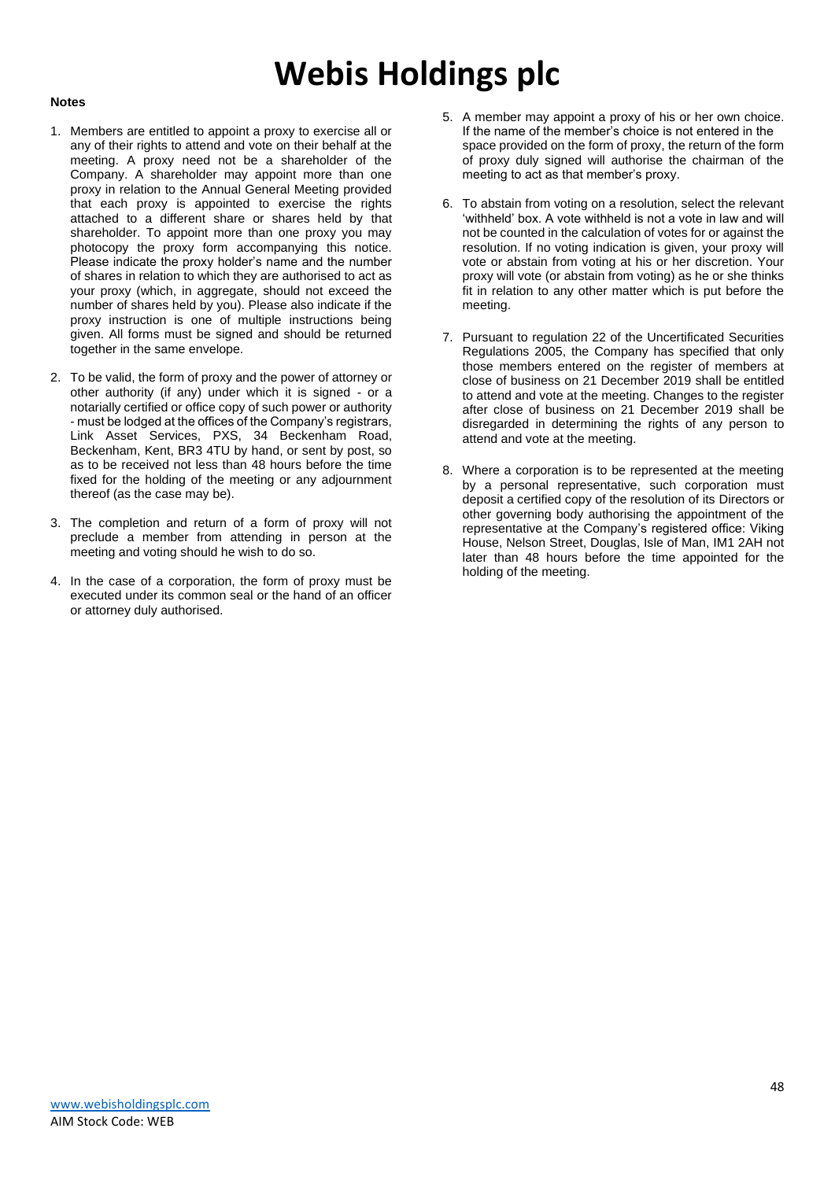**Notes**

1. Members are entitled to appoint a proxy to exercise all or any of their rights to attend and vote on their behalf at the meeting. A proxy need not be a shareholder of the Company. A shareholder may appoint more than one proxy in relation to the Annual General Meeting provided that each proxy is appointed to exercise the rights attached to a different share or shares held by that shareholder. To appoint more than one proxy you may photocopy the proxy form accompanying this notice. Please indicate the proxy holder's name and the number of shares in relation to which they are authorised to act as your proxy (which, in aggregate, should not exceed the number of shares held by you). Please also indicate if the proxy instruction is one of multiple instructions being given. All forms must be signed and should be returned together in the same envelope.

2. To be valid, the form of proxy and the power of attorney or other authority (if any) under which it is signed - or a notarially certified or office copy of such power or authority - must be lodged at the offices of the Company's registrars, Link Asset Services, PXS, 34 Beckenham Road, Beckenham, Kent, BR3 4TU by hand, or sent by post, so as to be received not less than 48 hours before the time fixed for the holding of the meeting or any adjournment thereof (as the case may be).

3. The completion and return of a form of proxy will not preclude a member from attending in person at the meeting and voting should he wish to do so.

4. In the case of a corporation, the form of proxy must be executed under its common seal or the hand of an officer or attorney duly authorised.

5. A member may appoint a proxy of his or her own choice. If the name of the member's choice is not entered in the space provided on the form of proxy, the return of the form of proxy duly signed will authorise the chairman of the meeting to act as that member's proxy.

6. To abstain from voting on a resolution, select the relevant 'withheld' box. A vote withheld is not a vote in law and will not be counted in the calculation of votes for or against the resolution. If no voting indication is given, your proxy will vote or abstain from voting at his or her discretion. Your proxy will vote (or abstain from voting) as he or she thinks fit in relation to any other matter which is put before the meeting.

7. Pursuant to regulation 22 of the Uncertificated Securities Regulations 2005, the Company has specified that only those members entered on the register of members at close of business on 21 December 2019 shall be entitled to attend and vote at the meeting. Changes to the register after close of business on 21 December 2019 shall be disregarded in determining the rights of any person to attend and vote at the meeting.

8. Where a corporation is to be represented at the meeting by a personal representative, such corporation must deposit a certified copy of the resolution of its Directors or other governing body authorising the appointment of the representative at the Company's registered office: Viking House, Nelson Street, Douglas, Isle of Man, IM1 2AH not later than 48 hours before the time appointed for the holding of the meeting.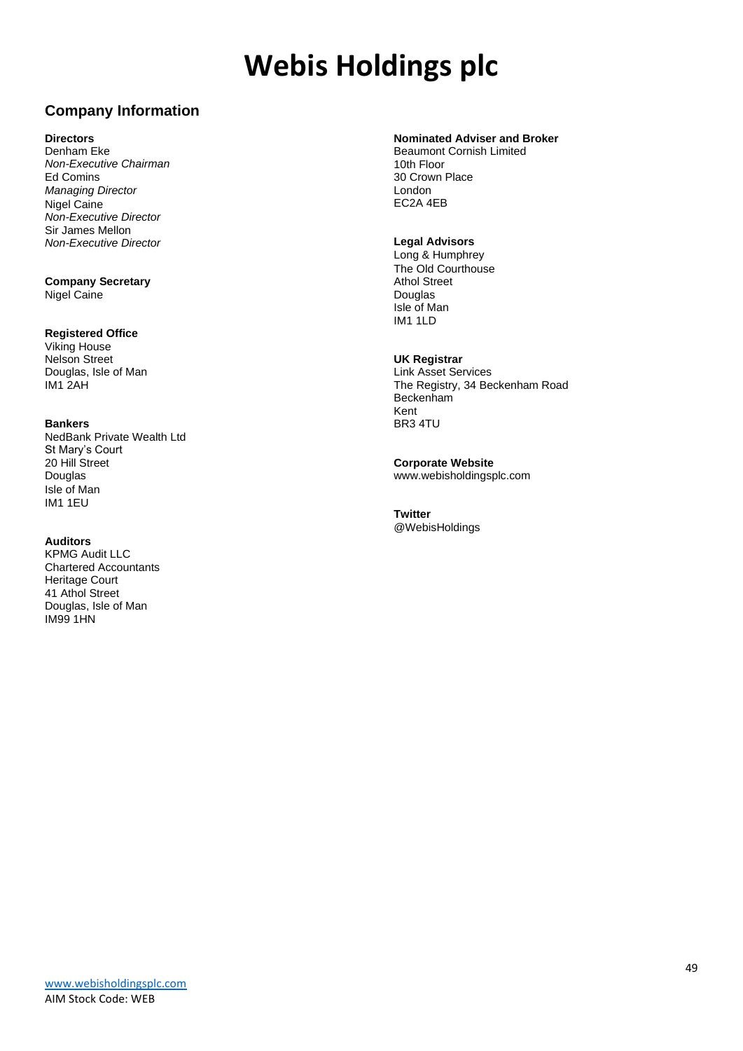# Webis Holdings plc

## Company Information

**Directors**
Denham Eke
*Non-Executive Chairman*
Ed Comins
*Managing Director*
Nigel Caine
*Non-Executive Director*
Sir James Mellon
*Non-Executive Director*

**Company Secretary**
Nigel Caine

**Registered Office**
Viking House
Nelson Street
Douglas, Isle of Man
IM1 2AH

**Bankers**
NedBank Private Wealth Ltd
St Mary's Court
20 Hill Street
Douglas
Isle of Man
IM1 1EU

**Auditors**
KPMG Audit LLC
Chartered Accountants
Heritage Court
41 Athol Street
Douglas, Isle of Man
IM99 1HN

**Nominated Adviser and Broker**
Beaumont Cornish Limited
10th Floor
30 Crown Place
London
EC2A 4EB

**Legal Advisors**
Long & Humphrey
The Old Courthouse
Athol Street
Douglas
Isle of Man
IM1 1LD

**UK Registrar**
Link Asset Services
The Registry, 34 Beckenham Road
Beckenham
Kent
BR3 4TU

**Corporate Website**
www.webisholdingsplc.com

**Twitter**
@WebisHoldings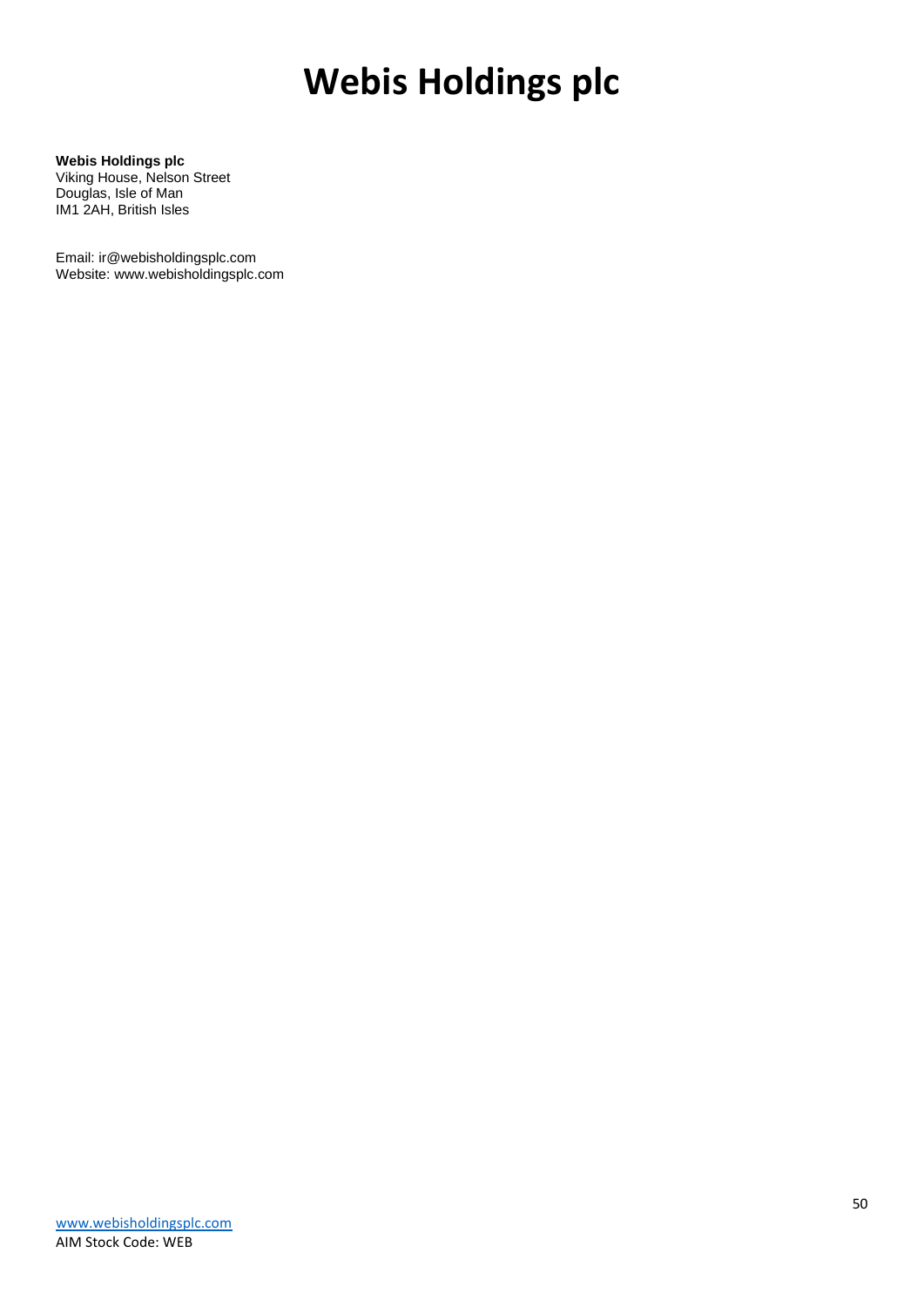# Webis Holdings plc

**Webis Holdings plc**
Viking House, Nelson Street
Douglas, Isle of Man
IM1 2AH, British Isles

Email: ir@webisholdingsplc.com
Website: www.webisholdingsplc.com